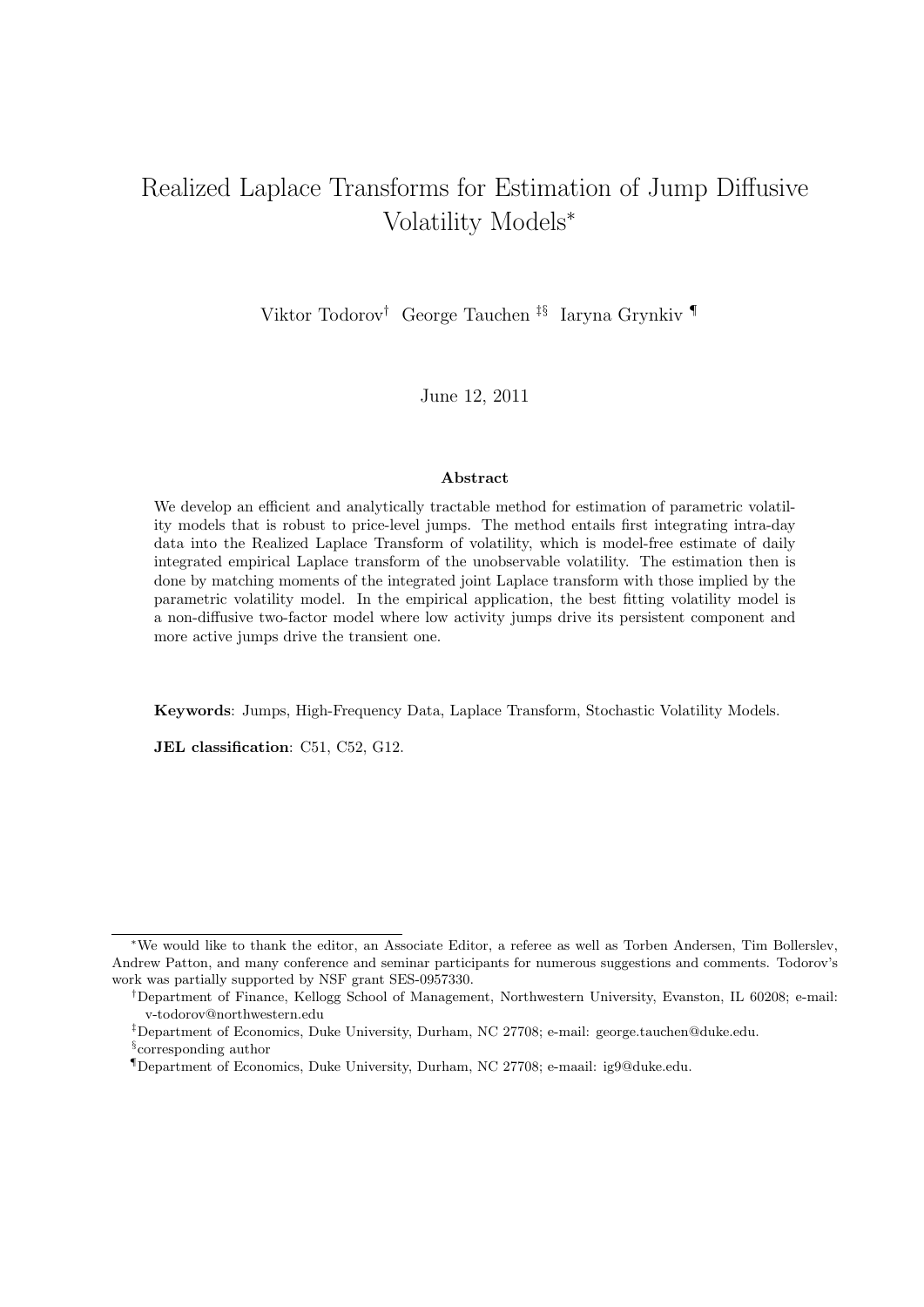# Realized Laplace Transforms for Estimation of Jump Diffusive Volatility Models*

Viktor Todorov[†] George Tauchen[‡§] Iaryna Grynkiv[¶]

June 12, 2011

## Abstract

We develop an efficient and analytically tractable method for estimation of parametric volatility models that is robust to price-level jumps. The method entails first integrating intra-day data into the Realized Laplace Transform of volatility, which is model-free estimate of daily integrated empirical Laplace transform of the unobservable volatility. The estimation then is done by matching moments of the integrated joint Laplace transform with those implied by the parametric volatility model. In the empirical application, the best fitting volatility model is a non-diffusive two-factor model where low activity jumps drive its persistent component and more active jumps drive the transient one.

**Keywords**: Jumps, High-Frequency Data, Laplace Transform, Stochastic Volatility Models.

**JEL classification**: C51, C52, G12.

---

*We would like to thank the editor, an Associate Editor, a referee as well as Torben Andersen, Tim Bollerslev, Andrew Patton, and many conference and seminar participants for numerous suggestions and comments. Todorov's work was partially supported by NSF grant SES-0957330.

[†]Department of Finance, Kellogg School of Management, Northwestern University, Evanston, IL 60208; e-mail: v-todorov@northwestern.edu

[‡]Department of Economics, Duke University, Durham, NC 27708; e-mail: george.tauchen@duke.edu.

[§]corresponding author

[¶]Department of Economics, Duke University, Durham, NC 27708; e-maail: ig9@duke.edu.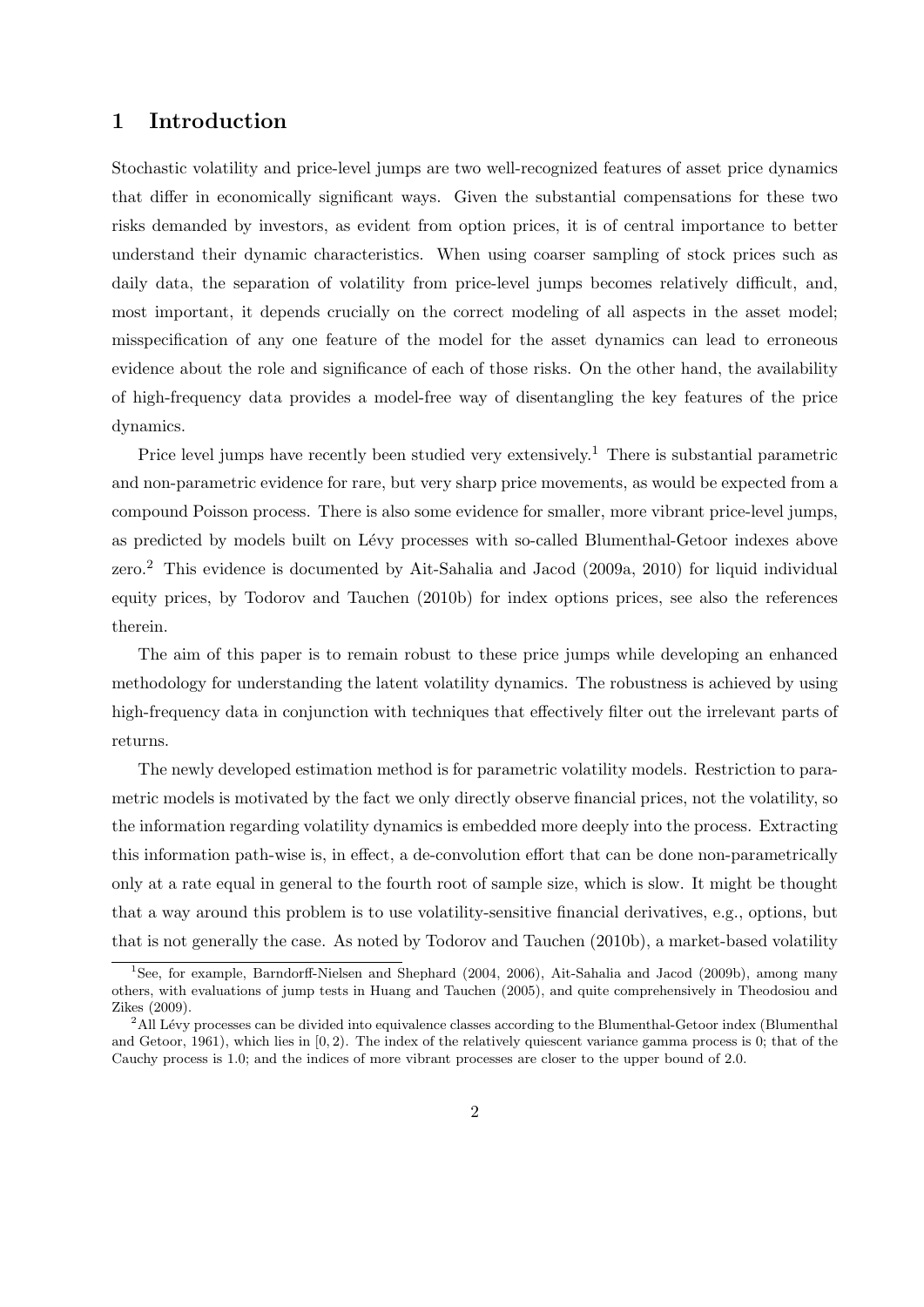# 1 Introduction

Stochastic volatility and price-level jumps are two well-recognized features of asset price dynamics that differ in economically significant ways. Given the substantial compensations for these two risks demanded by investors, as evident from option prices, it is of central importance to better understand their dynamic characteristics. When using coarser sampling of stock prices such as daily data, the separation of volatility from price-level jumps becomes relatively difficult, and, most important, it depends crucially on the correct modeling of all aspects in the asset model; misspecification of any one feature of the model for the asset dynamics can lead to erroneous evidence about the role and significance of each of those risks. On the other hand, the availability of high-frequency data provides a model-free way of disentangling the key features of the price dynamics.

Price level jumps have recently been studied very extensively.[1] There is substantial parametric and non-parametric evidence for rare, but very sharp price movements, as would be expected from a compound Poisson process. There is also some evidence for smaller, more vibrant price-level jumps, as predicted by models built on Lévy processes with so-called Blumenthal-Getoor indexes above zero.[2] This evidence is documented by Ait-Sahalia and Jacod (2009a, 2010) for liquid individual equity prices, by Todorov and Tauchen (2010b) for index options prices, see also the references therein.

The aim of this paper is to remain robust to these price jumps while developing an enhanced methodology for understanding the latent volatility dynamics. The robustness is achieved by using high-frequency data in conjunction with techniques that effectively filter out the irrelevant parts of returns.

The newly developed estimation method is for parametric volatility models. Restriction to parametric models is motivated by the fact we only directly observe financial prices, not the volatility, so the information regarding volatility dynamics is embedded more deeply into the process. Extracting this information path-wise is, in effect, a de-convolution effort that can be done non-parametrically only at a rate equal in general to the fourth root of sample size, which is slow. It might be thought that a way around this problem is to use volatility-sensitive financial derivatives, e.g., options, but that is not generally the case. As noted by Todorov and Tauchen (2010b), a market-based volatility

[1] See, for example, Barndorff-Nielsen and Shephard (2004, 2006), Ait-Sahalia and Jacod (2009b), among many others, with evaluations of jump tests in Huang and Tauchen (2005), and quite comprehensively in Theodosiou and Zikes (2009).

[2] All Lévy processes can be divided into equivalence classes according to the Blumenthal-Getoor index (Blumenthal and Getoor, 1961), which lies in $[0, 2)$. The index of the relatively quiescent variance gamma process is 0; that of the Cauchy process is 1.0; and the indices of more vibrant processes are closer to the upper bound of 2.0.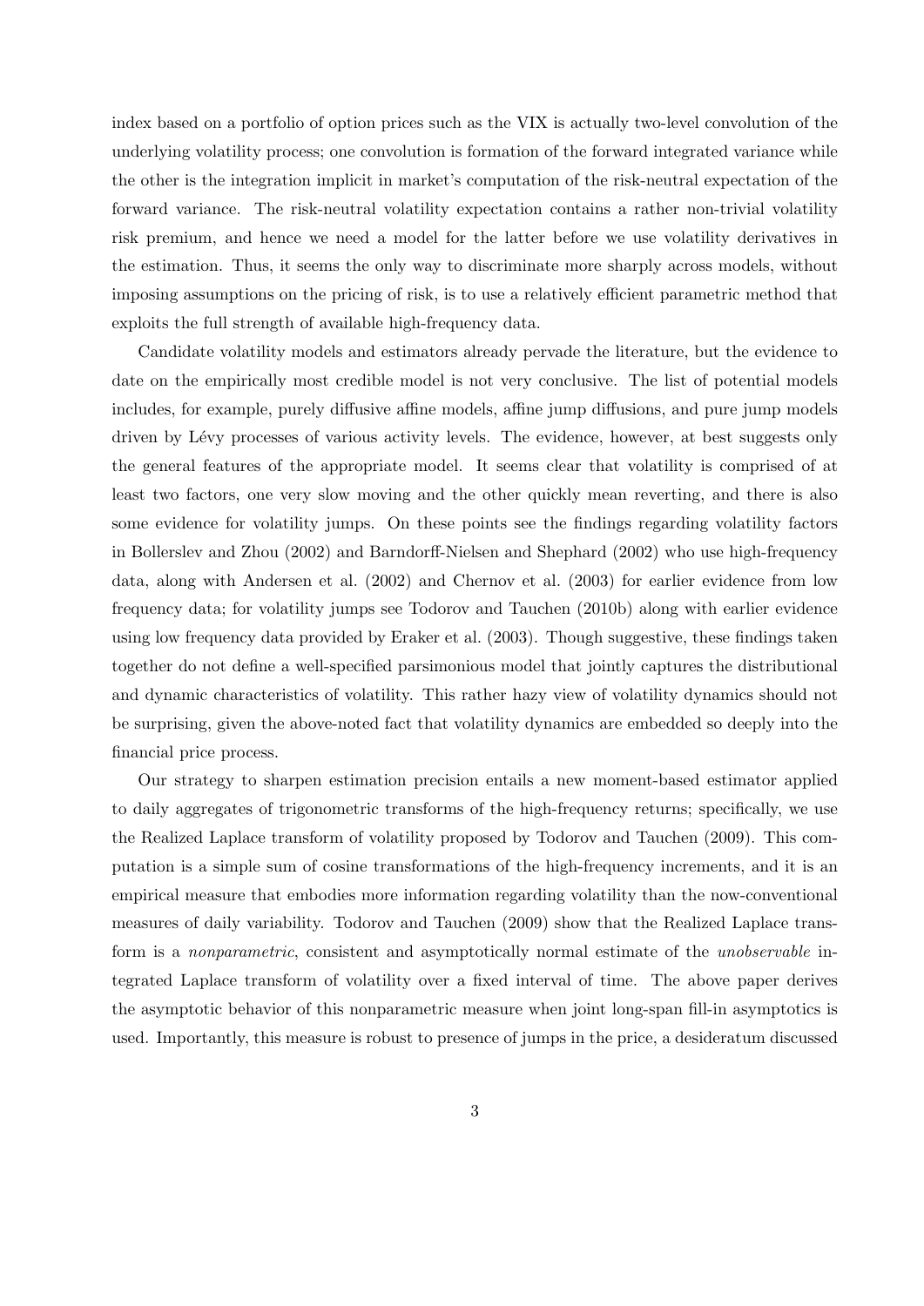index based on a portfolio of option prices such as the VIX is actually two-level convolution of the underlying volatility process; one convolution is formation of the forward integrated variance while the other is the integration implicit in market's computation of the risk-neutral expectation of the forward variance. The risk-neutral volatility expectation contains a rather non-trivial volatility risk premium, and hence we need a model for the latter before we use volatility derivatives in the estimation. Thus, it seems the only way to discriminate more sharply across models, without imposing assumptions on the pricing of risk, is to use a relatively efficient parametric method that exploits the full strength of available high-frequency data.

Candidate volatility models and estimators already pervade the literature, but the evidence to date on the empirically most credible model is not very conclusive. The list of potential models includes, for example, purely diffusive affine models, affine jump diffusions, and pure jump models driven by Lévy processes of various activity levels. The evidence, however, at best suggests only the general features of the appropriate model. It seems clear that volatility is comprised of at least two factors, one very slow moving and the other quickly mean reverting, and there is also some evidence for volatility jumps. On these points see the findings regarding volatility factors in Bollerslev and Zhou (2002) and Barndorff-Nielsen and Shephard (2002) who use high-frequency data, along with Andersen et al. (2002) and Chernov et al. (2003) for earlier evidence from low frequency data; for volatility jumps see Todorov and Tauchen (2010b) along with earlier evidence using low frequency data provided by Eraker et al. (2003). Though suggestive, these findings taken together do not define a well-specified parsimonious model that jointly captures the distributional and dynamic characteristics of volatility. This rather hazy view of volatility dynamics should not be surprising, given the above-noted fact that volatility dynamics are embedded so deeply into the financial price process.

Our strategy to sharpen estimation precision entails a new moment-based estimator applied to daily aggregates of trigonometric transforms of the high-frequency returns; specifically, we use the Realized Laplace transform of volatility proposed by Todorov and Tauchen (2009). This computation is a simple sum of cosine transformations of the high-frequency increments, and it is an empirical measure that embodies more information regarding volatility than the now-conventional measures of daily variability. Todorov and Tauchen (2009) show that the Realized Laplace transform is a *nonparametric*, consistent and asymptotically normal estimate of the *unobservable* integrated Laplace transform of volatility over a fixed interval of time. The above paper derives the asymptotic behavior of this nonparametric measure when joint long-span fill-in asymptotics is used. Importantly, this measure is robust to presence of jumps in the price, a desideratum discussed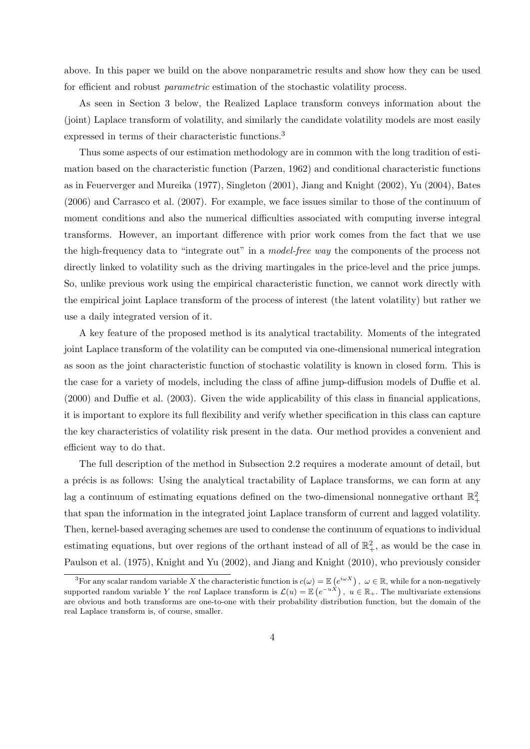above. In this paper we build on the above nonparametric results and show how they can be used for efficient and robust *parametric* estimation of the stochastic volatility process.

As seen in Section 3 below, the Realized Laplace transform conveys information about the (joint) Laplace transform of volatility, and similarly the candidate volatility models are most easily expressed in terms of their characteristic functions.[3]

Thus some aspects of our estimation methodology are in common with the long tradition of estimation based on the characteristic function (Parzen, 1962) and conditional characteristic functions as in Feuerverger and Mureika (1977), Singleton (2001), Jiang and Knight (2002), Yu (2004), Bates (2006) and Carrasco et al. (2007). For example, we face issues similar to those of the continuum of moment conditions and also the numerical difficulties associated with computing inverse integral transforms. However, an important difference with prior work comes from the fact that we use the high-frequency data to "integrate out" in a *model-free way* the components of the process not directly linked to volatility such as the driving martingales in the price-level and the price jumps. So, unlike previous work using the empirical characteristic function, we cannot work directly with the empirical joint Laplace transform of the process of interest (the latent volatility) but rather we use a daily integrated version of it.

A key feature of the proposed method is its analytical tractability. Moments of the integrated joint Laplace transform of the volatility can be computed via one-dimensional numerical integration as soon as the joint characteristic function of stochastic volatility is known in closed form. This is the case for a variety of models, including the class of affine jump-diffusion models of Duffie et al. (2000) and Duffie et al. (2003). Given the wide applicability of this class in financial applications, it is important to explore its full flexibility and verify whether specification in this class can capture the key characteristics of volatility risk present in the data. Our method provides a convenient and efficient way to do that.

The full description of the method in Subsection 2.2 requires a moderate amount of detail, but a précis is as follows: Using the analytical tractability of Laplace transforms, we can form at any lag a continuum of estimating equations defined on the two-dimensional nonnegative orthant $\mathbb{R}_+^2$ that span the information in the integrated joint Laplace transform of current and lagged volatility. Then, kernel-based averaging schemes are used to condense the continuum of equations to individual estimating equations, but over regions of the orthant instead of all of $\mathbb{R}_+^2$, as would be the case in Paulson et al. (1975), Knight and Yu (2002), and Jiang and Knight (2010), who previously consider

[3] For any scalar random variable $X$ the characteristic function is $c(\omega) = \mathbb{E}\left(e^{i\omega X}\right),\ \omega \in \mathbb{R}$, while for a non-negatively supported random variable $Y$ the *real* Laplace transform is $\mathcal{L}(u) = \mathbb{E}\left(e^{-uX}\right),\ u \in \mathbb{R}_+$. The multivariate extensions are obvious and both transforms are one-to-one with their probability distribution function, but the domain of the real Laplace transform is, of course, smaller.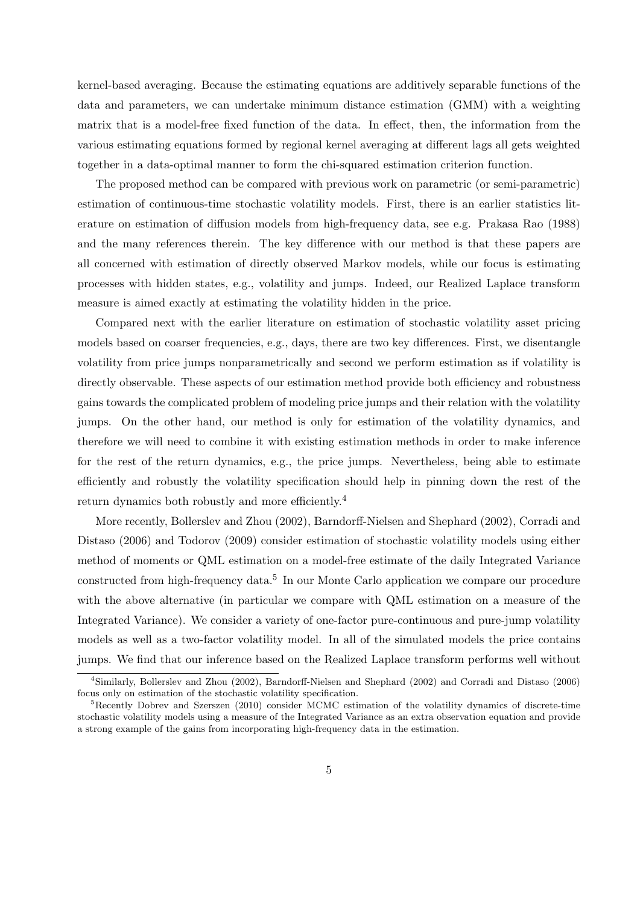kernel-based averaging. Because the estimating equations are additively separable functions of the data and parameters, we can undertake minimum distance estimation (GMM) with a weighting matrix that is a model-free fixed function of the data. In effect, then, the information from the various estimating equations formed by regional kernel averaging at different lags all gets weighted together in a data-optimal manner to form the chi-squared estimation criterion function.

The proposed method can be compared with previous work on parametric (or semi-parametric) estimation of continuous-time stochastic volatility models. First, there is an earlier statistics literature on estimation of diffusion models from high-frequency data, see e.g. Prakasa Rao (1988) and the many references therein. The key difference with our method is that these papers are all concerned with estimation of directly observed Markov models, while our focus is estimating processes with hidden states, e.g., volatility and jumps. Indeed, our Realized Laplace transform measure is aimed exactly at estimating the volatility hidden in the price.

Compared next with the earlier literature on estimation of stochastic volatility asset pricing models based on coarser frequencies, e.g., days, there are two key differences. First, we disentangle volatility from price jumps nonparametrically and second we perform estimation as if volatility is directly observable. These aspects of our estimation method provide both efficiency and robustness gains towards the complicated problem of modeling price jumps and their relation with the volatility jumps. On the other hand, our method is only for estimation of the volatility dynamics, and therefore we will need to combine it with existing estimation methods in order to make inference for the rest of the return dynamics, e.g., the price jumps. Nevertheless, being able to estimate efficiently and robustly the volatility specification should help in pinning down the rest of the return dynamics both robustly and more efficiently.[4]

More recently, Bollerslev and Zhou (2002), Barndorff-Nielsen and Shephard (2002), Corradi and Distaso (2006) and Todorov (2009) consider estimation of stochastic volatility models using either method of moments or QML estimation on a model-free estimate of the daily Integrated Variance constructed from high-frequency data.[5] In our Monte Carlo application we compare our procedure with the above alternative (in particular we compare with QML estimation on a measure of the Integrated Variance). We consider a variety of one-factor pure-continuous and pure-jump volatility models as well as a two-factor volatility model. In all of the simulated models the price contains jumps. We find that our inference based on the Realized Laplace transform performs well without

[4] Similarly, Bollerslev and Zhou (2002), Barndorff-Nielsen and Shephard (2002) and Corradi and Distaso (2006) focus only on estimation of the stochastic volatility specification.

[5] Recently Dobrev and Szerszen (2010) consider MCMC estimation of the volatility dynamics of discrete-time stochastic volatility models using a measure of the Integrated Variance as an extra observation equation and provide a strong example of the gains from incorporating high-frequency data in the estimation.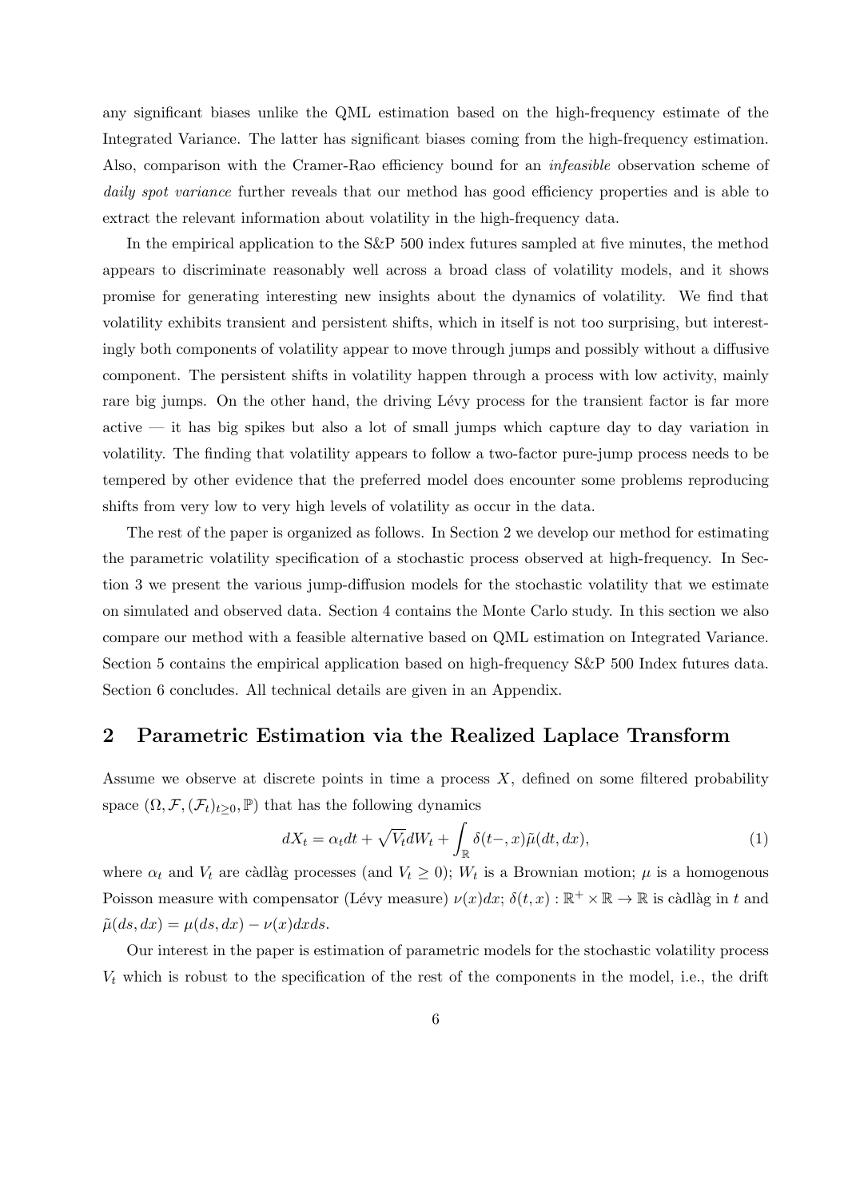any significant biases unlike the QML estimation based on the high-frequency estimate of the Integrated Variance. The latter has significant biases coming from the high-frequency estimation. Also, comparison with the Cramer-Rao efficiency bound for an *infeasible* observation scheme of *daily spot variance* further reveals that our method has good efficiency properties and is able to extract the relevant information about volatility in the high-frequency data.

In the empirical application to the S&P 500 index futures sampled at five minutes, the method appears to discriminate reasonably well across a broad class of volatility models, and it shows promise for generating interesting new insights about the dynamics of volatility. We find that volatility exhibits transient and persistent shifts, which in itself is not too surprising, but interestingly both components of volatility appear to move through jumps and possibly without a diffusive component. The persistent shifts in volatility happen through a process with low activity, mainly rare big jumps. On the other hand, the driving Lévy process for the transient factor is far more active — it has big spikes but also a lot of small jumps which capture day to day variation in volatility. The finding that volatility appears to follow a two-factor pure-jump process needs to be tempered by other evidence that the preferred model does encounter some problems reproducing shifts from very low to very high levels of volatility as occur in the data.

The rest of the paper is organized as follows. In Section 2 we develop our method for estimating the parametric volatility specification of a stochastic process observed at high-frequency. In Section 3 we present the various jump-diffusion models for the stochastic volatility that we estimate on simulated and observed data. Section 4 contains the Monte Carlo study. In this section we also compare our method with a feasible alternative based on QML estimation on Integrated Variance. Section 5 contains the empirical application based on high-frequency S&P 500 Index futures data. Section 6 concludes. All technical details are given in an Appendix.

## 2 Parametric Estimation via the Realized Laplace Transform

Assume we observe at discrete points in time a process $X$, defined on some filtered probability space $(\Omega, \mathcal{F}, (\mathcal{F}_t)_{t\geq 0}, \mathbb{P})$ that has the following dynamics

$$dX_t = \alpha_t dt + \sqrt{V_t} dW_t + \int_{\mathbb{R}} \delta(t-, x)\tilde{\mu}(dt, dx), \tag{1}$$

where $\alpha_t$ and $V_t$ are càdlàg processes (and $V_t \geq 0$); $W_t$ is a Brownian motion; $\mu$ is a homogenous Poisson measure with compensator (Lévy measure) $\nu(x)dx$; $\delta(t, x) : \mathbb{R}^+ \times \mathbb{R} \to \mathbb{R}$ is càdlàg in $t$ and $\tilde{\mu}(ds, dx) = \mu(ds, dx) - \nu(x)dxds$.

Our interest in the paper is estimation of parametric models for the stochastic volatility process $V_t$ which is robust to the specification of the rest of the components in the model, i.e., the drift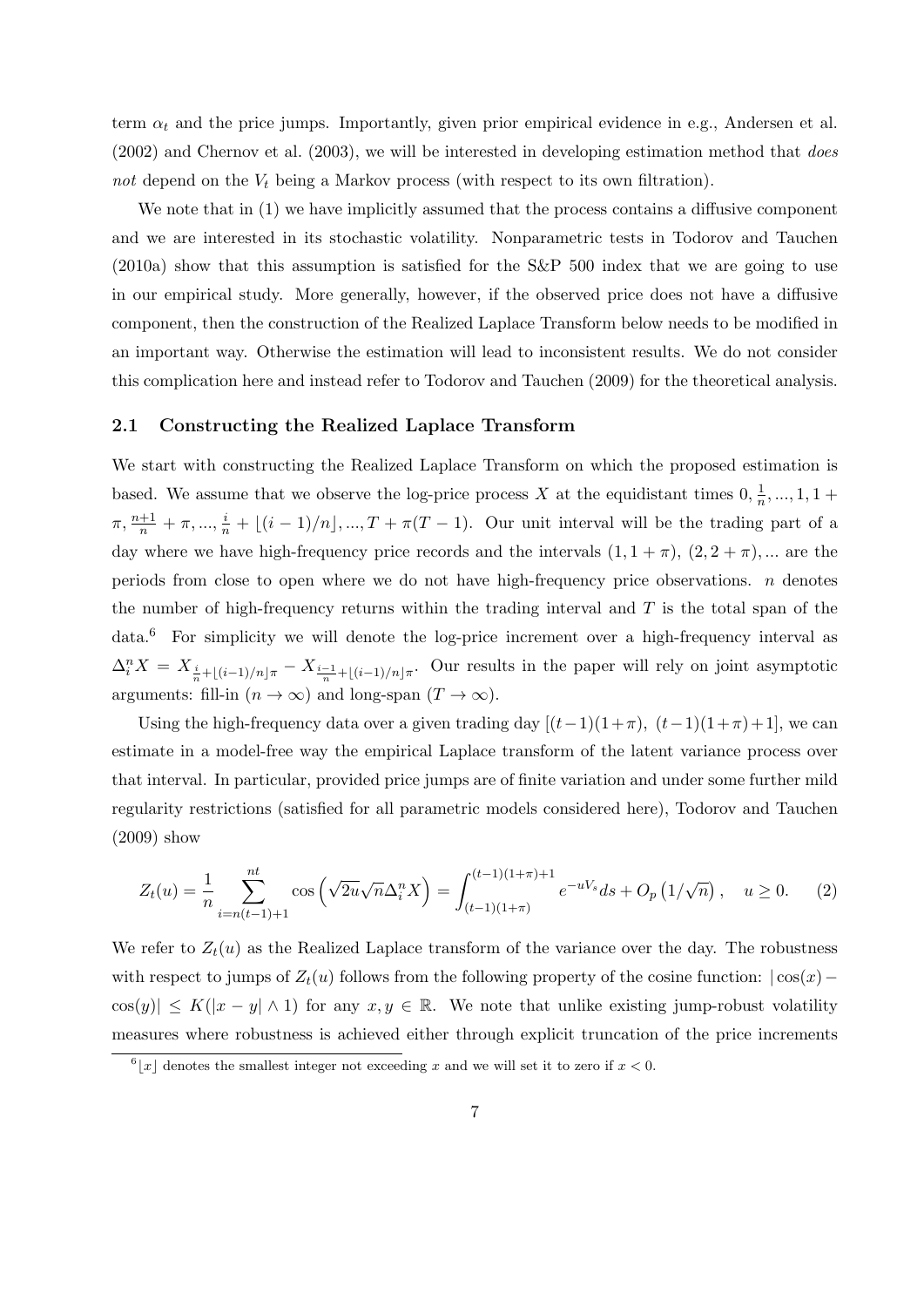term $\alpha_t$ and the price jumps. Importantly, given prior empirical evidence in e.g., Andersen et al. (2002) and Chernov et al. (2003), we will be interested in developing estimation method that *does not* depend on the $V_t$ being a Markov process (with respect to its own filtration).

We note that in (1) we have implicitly assumed that the process contains a diffusive component and we are interested in its stochastic volatility. Nonparametric tests in Todorov and Tauchen (2010a) show that this assumption is satisfied for the S&P 500 index that we are going to use in our empirical study. More generally, however, if the observed price does not have a diffusive component, then the construction of the Realized Laplace Transform below needs to be modified in an important way. Otherwise the estimation will lead to inconsistent results. We do not consider this complication here and instead refer to Todorov and Tauchen (2009) for the theoretical analysis.

### 2.1 Constructing the Realized Laplace Transform

We start with constructing the Realized Laplace Transform on which the proposed estimation is based. We assume that we observe the log-price process $X$ at the equidistant times $0, \frac{1}{n}, ..., 1, 1+\pi, \frac{n+1}{n}+\pi, ..., \frac{i}{n}+\lfloor (i-1)/n \rfloor, ..., T+\pi(T-1)$. Our unit interval will be the trading part of a day where we have high-frequency price records and the intervals $(1, 1+\pi)$, $(2, 2+\pi)$, ... are the periods from close to open where we do not have high-frequency price observations. $n$ denotes the number of high-frequency returns within the trading interval and $T$ is the total span of the data.[6] For simplicity we will denote the log-price increment over a high-frequency interval as $\Delta_i^n X = X_{\frac{i}{n}+\lfloor (i-1)/n \rfloor \pi} - X_{\frac{i-1}{n}+\lfloor (i-1)/n \rfloor \pi}$. Our results in the paper will rely on joint asymptotic arguments: fill-in ($n \to \infty$) and long-span ($T \to \infty$).

Using the high-frequency data over a given trading day $[(t-1)(1+\pi),\ (t-1)(1+\pi)+1]$, we can estimate in a model-free way the empirical Laplace transform of the latent variance process over that interval. In particular, provided price jumps are of finite variation and under some further mild regularity restrictions (satisfied for all parametric models considered here), Todorov and Tauchen (2009) show

$$Z_t(u) = \frac{1}{n} \sum_{i=n(t-1)+1}^{nt} \cos\left(\sqrt{2u}\sqrt{n}\Delta_i^n X\right) = \int_{(t-1)(1+\pi)}^{(t-1)(1+\pi)+1} e^{-uV_s} ds + O_p\left(1/\sqrt{n}\right), \quad u \geq 0. \tag{2}$$

We refer to $Z_t(u)$ as the Realized Laplace transform of the variance over the day. The robustness with respect to jumps of $Z_t(u)$ follows from the following property of the cosine function: $|\cos(x) - \cos(y)| \leq K(|x-y| \wedge 1)$ for any $x, y \in \mathbb{R}$. We note that unlike existing jump-robust volatility measures where robustness is achieved either through explicit truncation of the price increments

[6] $\lfloor x \rfloor$ denotes the smallest integer not exceeding $x$ and we will set it to zero if $x < 0$.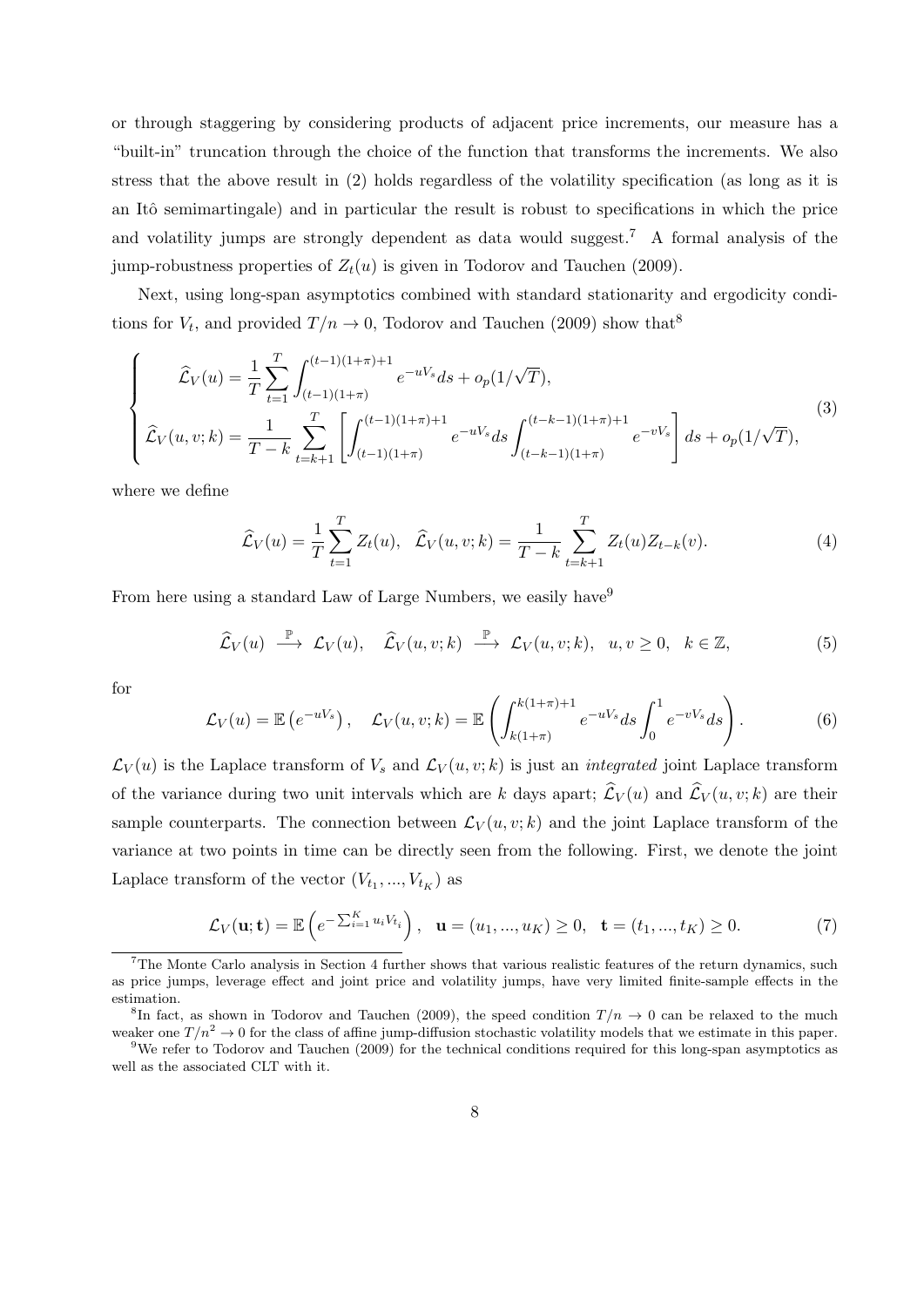or through staggering by considering products of adjacent price increments, our measure has a "built-in" truncation through the choice of the function that transforms the increments. We also stress that the above result in (2) holds regardless of the volatility specification (as long as it is an Itô semimartingale) and in particular the result is robust to specifications in which the price and volatility jumps are strongly dependent as data would suggest.[7] A formal analysis of the jump-robustness properties of $Z_t(u)$ is given in Todorov and Tauchen (2009).

Next, using long-span asymptotics combined with standard stationarity and ergodicity conditions for $V_t$, and provided $T/n \to 0$, Todorov and Tauchen (2009) show that[8]

$$
\begin{cases}
\widehat{\mathcal{L}}_V(u) = \dfrac{1}{T}\displaystyle\sum_{t=1}^{T}\int_{(t-1)(1+\pi)}^{(t-1)(1+\pi)+1} e^{-uV_s}ds + o_p(1/\sqrt{T}), \\
\widehat{\mathcal{L}}_V(u,v;k) = \dfrac{1}{T-k}\displaystyle\sum_{t=k+1}^{T}\left[\int_{(t-1)(1+\pi)}^{(t-1)(1+\pi)+1} e^{-uV_s}ds \int_{(t-k-1)(1+\pi)}^{(t-k-1)(1+\pi)+1} e^{-vV_s}\right] ds + o_p(1/\sqrt{T}),
\end{cases}
\tag{3}
$$

where we define

$$
\widehat{\mathcal{L}}_V(u) = \frac{1}{T}\sum_{t=1}^{T} Z_t(u), \quad \widehat{\mathcal{L}}_V(u,v;k) = \frac{1}{T-k}\sum_{t=k+1}^{T} Z_t(u)Z_{t-k}(v). \tag{4}
$$

From here using a standard Law of Large Numbers, we easily have[9]

$$
\widehat{\mathcal{L}}_V(u) \xrightarrow{\mathbb{P}} \mathcal{L}_V(u), \quad \widehat{\mathcal{L}}_V(u,v;k) \xrightarrow{\mathbb{P}} \mathcal{L}_V(u,v;k), \quad u,v \geq 0, \quad k \in \mathbb{Z}, \tag{5}
$$

for

$$
\mathcal{L}_V(u) = \mathbb{E}\left(e^{-uV_s}\right), \quad \mathcal{L}_V(u,v;k) = \mathbb{E}\left(\int_{k(1+\pi)}^{k(1+\pi)+1} e^{-uV_s}ds \int_0^1 e^{-vV_s}ds\right). \tag{6}
$$

$\mathcal{L}_V(u)$ is the Laplace transform of $V_s$ and $\mathcal{L}_V(u,v;k)$ is just an *integrated* joint Laplace transform of the variance during two unit intervals which are $k$ days apart; $\widehat{\mathcal{L}}_V(u)$ and $\widehat{\mathcal{L}}_V(u,v;k)$ are their sample counterparts. The connection between $\mathcal{L}_V(u,v;k)$ and the joint Laplace transform of the variance at two points in time can be directly seen from the following. First, we denote the joint Laplace transform of the vector $(V_{t_1},...,V_{t_K})$ as

$$
\mathcal{L}_V(\mathbf{u};\mathbf{t}) = \mathbb{E}\left(e^{-\sum_{i=1}^{K} u_i V_{t_i}}\right), \quad \mathbf{u} = (u_1,...,u_K) \geq 0, \quad \mathbf{t} = (t_1,...,t_K) \geq 0. \tag{7}
$$

---

[7] The Monte Carlo analysis in Section 4 further shows that various realistic features of the return dynamics, such as price jumps, leverage effect and joint price and volatility jumps, have very limited finite-sample effects in the estimation.

[8] In fact, as shown in Todorov and Tauchen (2009), the speed condition $T/n \to 0$ can be relaxed to the much weaker one $T/n^2 \to 0$ for the class of affine jump-diffusion stochastic volatility models that we estimate in this paper.

[9] We refer to Todorov and Tauchen (2009) for the technical conditions required for this long-span asymptotics as well as the associated CLT with it.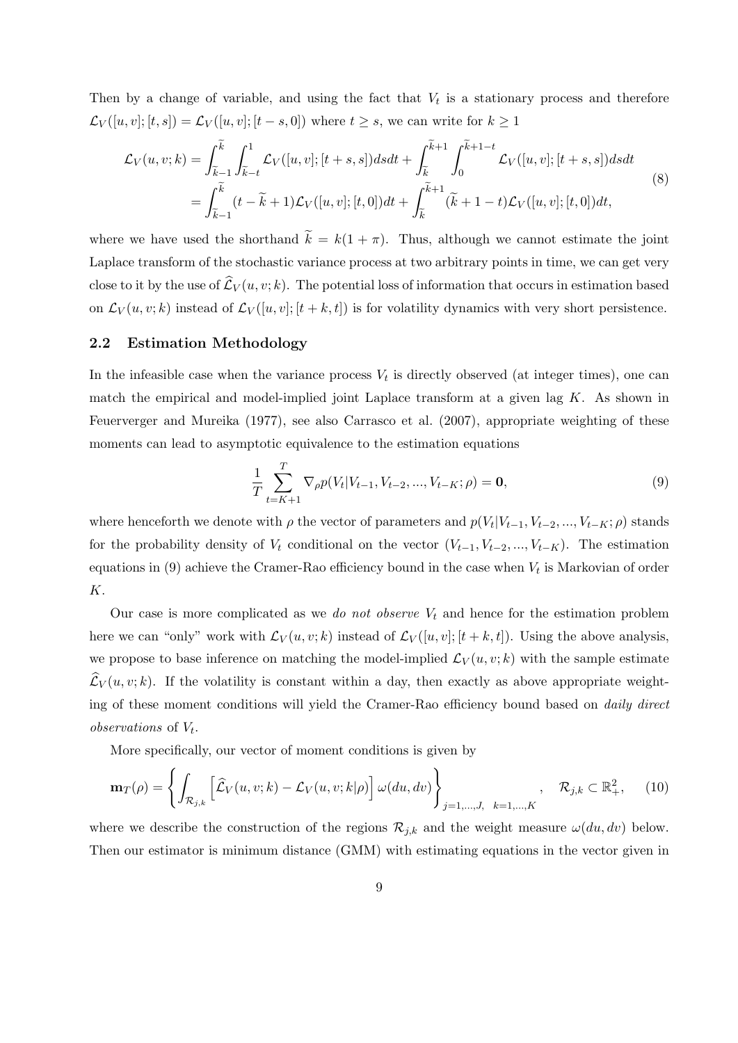Then by a change of variable, and using the fact that $V_t$ is a stationary process and therefore $\mathcal{L}_V([u,v];[t,s]) = \mathcal{L}_V([u,v];[t-s,0])$ where $t \geq s$, we can write for $k \geq 1$

$$
\begin{aligned}
\mathcal{L}_V(u,v;k) &= \int_{\widetilde{k}-1}^{\widetilde{k}} \int_{\widetilde{k}-t}^{1} \mathcal{L}_V([u,v];[t+s,s])dsdt + \int_{\widetilde{k}}^{\widetilde{k}+1} \int_{0}^{\widetilde{k}+1-t} \mathcal{L}_V([u,v];[t+s,s])dsdt \\
&= \int_{\widetilde{k}-1}^{\widetilde{k}} (t-\widetilde{k}+1)\mathcal{L}_V([u,v];[t,0])dt + \int_{\widetilde{k}}^{\widetilde{k}+1} (\widetilde{k}+1-t)\mathcal{L}_V([u,v];[t,0])dt,
\end{aligned}
\tag{8}
$$

where we have used the shorthand $\widetilde{k} = k(1+\pi)$. Thus, although we cannot estimate the joint Laplace transform of the stochastic variance process at two arbitrary points in time, we can get very close to it by the use of $\widehat{\mathcal{L}}_V(u,v;k)$. The potential loss of information that occurs in estimation based on $\mathcal{L}_V(u,v;k)$ instead of $\mathcal{L}_V([u,v];[t+k,t])$ is for volatility dynamics with very short persistence.

## 2.2 Estimation Methodology

In the infeasible case when the variance process $V_t$ is directly observed (at integer times), one can match the empirical and model-implied joint Laplace transform at a given lag $K$. As shown in Feuerverger and Mureika (1977), see also Carrasco et al. (2007), appropriate weighting of these moments can lead to asymptotic equivalence to the estimation equations

$$
\frac{1}{T}\sum_{t=K+1}^{T} \nabla_\rho p(V_t|V_{t-1},V_{t-2},...,V_{t-K};\rho) = \mathbf{0},
\tag{9}
$$

where henceforth we denote with $\rho$ the vector of parameters and $p(V_t|V_{t-1},V_{t-2},...,V_{t-K};\rho)$ stands for the probability density of $V_t$ conditional on the vector $(V_{t-1},V_{t-2},...,V_{t-K})$. The estimation equations in (9) achieve the Cramer-Rao efficiency bound in the case when $V_t$ is Markovian of order $K$.

Our case is more complicated as we *do not observe* $V_t$ and hence for the estimation problem here we can "only" work with $\mathcal{L}_V(u,v;k)$ instead of $\mathcal{L}_V([u,v];[t+k,t])$. Using the above analysis, we propose to base inference on matching the model-implied $\mathcal{L}_V(u,v;k)$ with the sample estimate $\widehat{\mathcal{L}}_V(u,v;k)$. If the volatility is constant within a day, then exactly as above appropriate weighting of these moment conditions will yield the Cramer-Rao efficiency bound based on *daily direct observations* of $V_t$.

More specifically, our vector of moment conditions is given by

$$
\mathbf{m}_T(\rho) = \left\{ \int_{\mathcal{R}_{j,k}} \left[ \widehat{\mathcal{L}}_V(u,v;k) - \mathcal{L}_V(u,v;k|\rho) \right] \omega(du,dv) \right\}_{j=1,...,J,\quad k=1,...,K}, \quad \mathcal{R}_{j,k} \subset \mathbb{R}_+^2,
\tag{10}
$$

where we describe the construction of the regions $\mathcal{R}_{j,k}$ and the weight measure $\omega(du,dv)$ below. Then our estimator is minimum distance (GMM) with estimating equations in the vector given in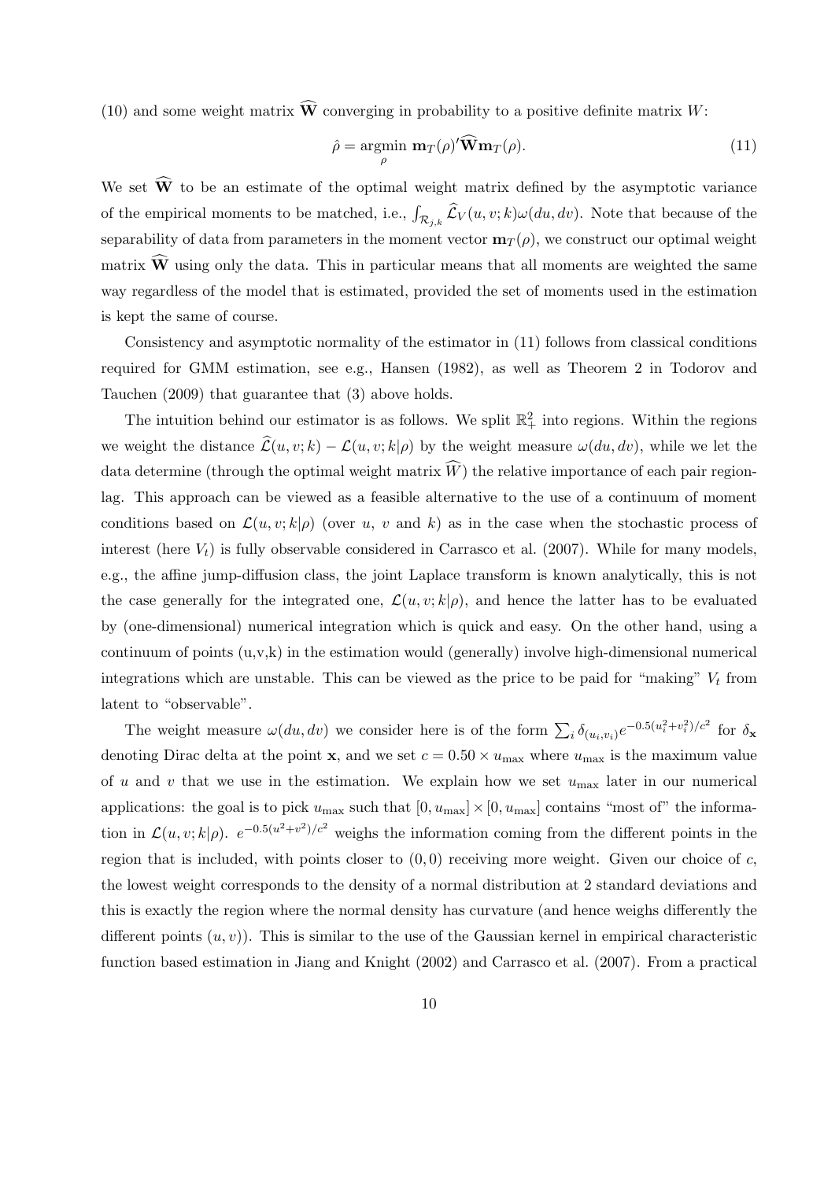(10) and some weight matrix $\widehat{\mathbf{W}}$ converging in probability to a positive definite matrix $W$:

$$\hat{\rho} = \underset{\rho}{\operatorname{argmin}} \ \mathbf{m}_T(\rho)'\widehat{\mathbf{W}}\mathbf{m}_T(\rho). \tag{11}$$

We set $\widehat{\mathbf{W}}$ to be an estimate of the optimal weight matrix defined by the asymptotic variance of the empirical moments to be matched, i.e., $\int_{\mathcal{R}_{j,k}} \widehat{\mathcal{L}}_V(u, v; k)\omega(du, dv)$. Note that because of the separability of data from parameters in the moment vector $\mathbf{m}_T(\rho)$, we construct our optimal weight matrix $\widehat{\mathbf{W}}$ using only the data. This in particular means that all moments are weighted the same way regardless of the model that is estimated, provided the set of moments used in the estimation is kept the same of course.

Consistency and asymptotic normality of the estimator in (11) follows from classical conditions required for GMM estimation, see e.g., Hansen (1982), as well as Theorem 2 in Todorov and Tauchen (2009) that guarantee that (3) above holds.

The intuition behind our estimator is as follows. We split $\mathbb{R}_+^2$ into regions. Within the regions we weight the distance $\widehat{\mathcal{L}}(u, v; k) - \mathcal{L}(u, v; k|\rho)$ by the weight measure $\omega(du, dv)$, while we let the data determine (through the optimal weight matrix $\widehat{W}$) the relative importance of each pair region-lag. This approach can be viewed as a feasible alternative to the use of a continuum of moment conditions based on $\mathcal{L}(u, v; k|\rho)$ (over $u$, $v$ and $k$) as in the case when the stochastic process of interest (here $V_t$) is fully observable considered in Carrasco et al. (2007). While for many models, e.g., the affine jump-diffusion class, the joint Laplace transform is known analytically, this is not the case generally for the integrated one, $\mathcal{L}(u, v; k|\rho)$, and hence the latter has to be evaluated by (one-dimensional) numerical integration which is quick and easy. On the other hand, using a continuum of points (u,v,k) in the estimation would (generally) involve high-dimensional numerical integrations which are unstable. This can be viewed as the price to be paid for "making" $V_t$ from latent to "observable".

The weight measure $\omega(du, dv)$ we consider here is of the form $\sum_i \delta_{(u_i,v_i)} e^{-0.5(u_i^2+v_i^2)/c^2}$ for $\delta_{\mathbf{x}}$ denoting Dirac delta at the point $\mathbf{x}$, and we set $c = 0.50 \times u_{\max}$ where $u_{\max}$ is the maximum value of $u$ and $v$ that we use in the estimation. We explain how we set $u_{\max}$ later in our numerical applications: the goal is to pick $u_{\max}$ such that $[0, u_{\max}] \times [0, u_{\max}]$ contains "most of" the information in $\mathcal{L}(u, v; k|\rho)$. $e^{-0.5(u^2+v^2)/c^2}$ weighs the information coming from the different points in the region that is included, with points closer to $(0, 0)$ receiving more weight. Given our choice of $c$, the lowest weight corresponds to the density of a normal distribution at 2 standard deviations and this is exactly the region where the normal density has curvature (and hence weighs differently the different points $(u, v)$). This is similar to the use of the Gaussian kernel in empirical characteristic function based estimation in Jiang and Knight (2002) and Carrasco et al. (2007). From a practical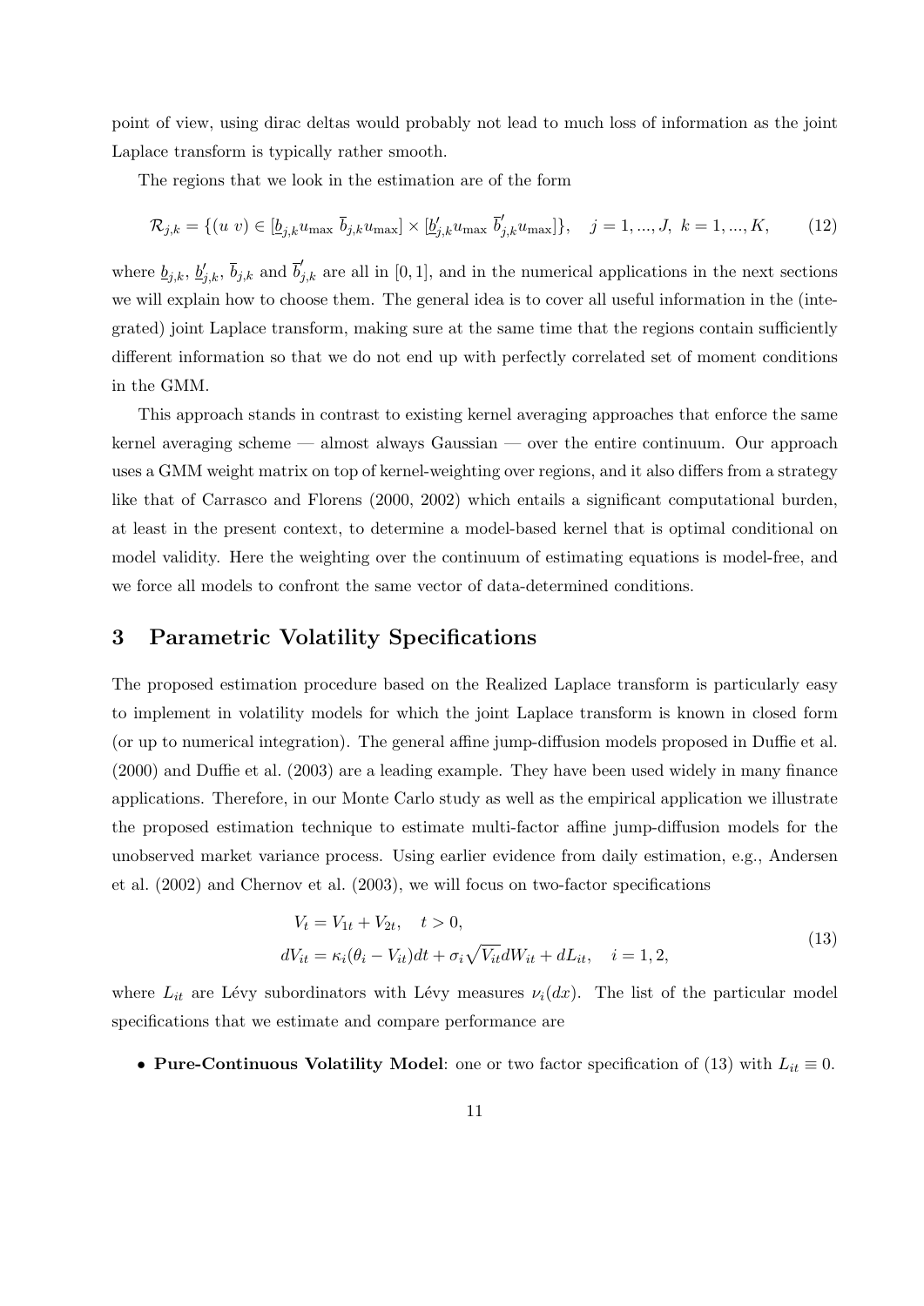point of view, using dirac deltas would probably not lead to much loss of information as the joint Laplace transform is typically rather smooth.

The regions that we look in the estimation are of the form

$$\mathcal{R}_{j,k} = \{(u\ v) \in [\underline{b}_{j,k} u_{\max}\ \overline{b}_{j,k} u_{\max}] \times [\underline{b}'_{j,k} u_{\max}\ \overline{b}'_{j,k} u_{\max}]\}, \quad j = 1, ..., J,\ k = 1, ..., K, \tag{12}$$

where $\underline{b}_{j,k}$, $\underline{b}'_{j,k}$, $\overline{b}_{j,k}$ and $\overline{b}'_{j,k}$ are all in $[0, 1]$, and in the numerical applications in the next sections we will explain how to choose them. The general idea is to cover all useful information in the (integrated) joint Laplace transform, making sure at the same time that the regions contain sufficiently different information so that we do not end up with perfectly correlated set of moment conditions in the GMM.

This approach stands in contrast to existing kernel averaging approaches that enforce the same kernel averaging scheme — almost always Gaussian — over the entire continuum. Our approach uses a GMM weight matrix on top of kernel-weighting over regions, and it also differs from a strategy like that of Carrasco and Florens (2000, 2002) which entails a significant computational burden, at least in the present context, to determine a model-based kernel that is optimal conditional on model validity. Here the weighting over the continuum of estimating equations is model-free, and we force all models to confront the same vector of data-determined conditions.

## 3 Parametric Volatility Specifications

The proposed estimation procedure based on the Realized Laplace transform is particularly easy to implement in volatility models for which the joint Laplace transform is known in closed form (or up to numerical integration). The general affine jump-diffusion models proposed in Duffie et al. (2000) and Duffie et al. (2003) are a leading example. They have been used widely in many finance applications. Therefore, in our Monte Carlo study as well as the empirical application we illustrate the proposed estimation technique to estimate multi-factor affine jump-diffusion models for the unobserved market variance process. Using earlier evidence from daily estimation, e.g., Andersen et al. (2002) and Chernov et al. (2003), we will focus on two-factor specifications

$$\begin{aligned} V_t &= V_{1t} + V_{2t}, \quad t > 0, \\ dV_{it} &= \kappa_i(\theta_i - V_{it})dt + \sigma_i \sqrt{V_{it}} dW_{it} + dL_{it}, \quad i = 1, 2, \end{aligned} \tag{13}$$

where $L_{it}$ are Lévy subordinators with Lévy measures $\nu_i(dx)$. The list of the particular model specifications that we estimate and compare performance are

- **Pure-Continuous Volatility Model**: one or two factor specification of (13) with $L_{it} \equiv 0$.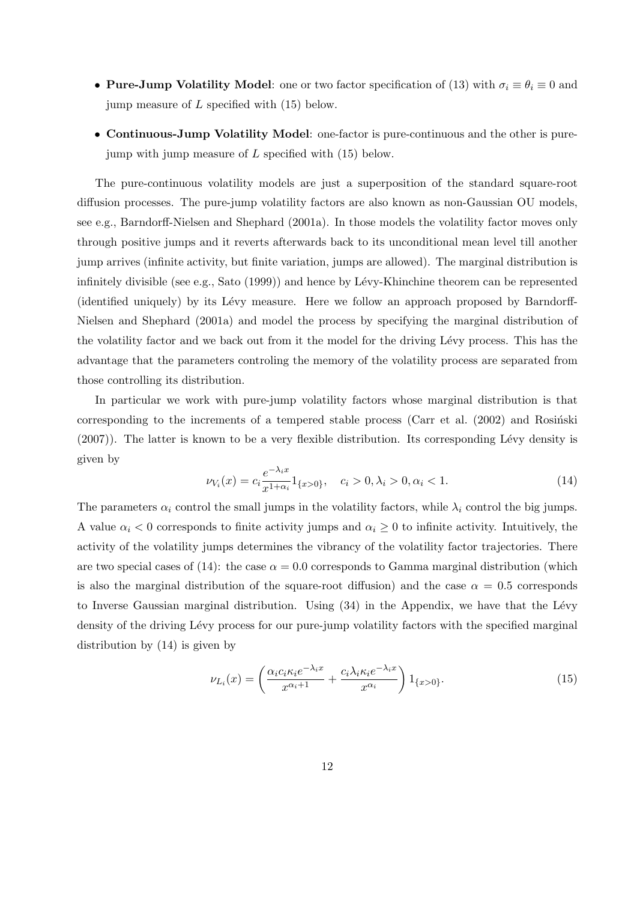- **Pure-Jump Volatility Model**: one or two factor specification of (13) with $\sigma_i \equiv \theta_i \equiv 0$ and jump measure of $L$ specified with (15) below.
- **Continuous-Jump Volatility Model**: one-factor is pure-continuous and the other is pure-jump with jump measure of $L$ specified with (15) below.

The pure-continuous volatility models are just a superposition of the standard square-root diffusion processes. The pure-jump volatility factors are also known as non-Gaussian OU models, see e.g., Barndorff-Nielsen and Shephard (2001a). In those models the volatility factor moves only through positive jumps and it reverts afterwards back to its unconditional mean level till another jump arrives (infinite activity, but finite variation, jumps are allowed). The marginal distribution is infinitely divisible (see e.g., Sato (1999)) and hence by Lévy-Khinchine theorem can be represented (identified uniquely) by its Lévy measure. Here we follow an approach proposed by Barndorff-Nielsen and Shephard (2001a) and model the process by specifying the marginal distribution of the volatility factor and we back out from it the model for the driving Lévy process. This has the advantage that the parameters controling the memory of the volatility process are separated from those controlling its distribution.

In particular we work with pure-jump volatility factors whose marginal distribution is that corresponding to the increments of a tempered stable process (Carr et al. (2002) and Rosiński (2007)). The latter is known to be a very flexible distribution. Its corresponding Lévy density is given by

$$\nu_{V_i}(x) = c_i \frac{e^{-\lambda_i x}}{x^{1+\alpha_i}} 1_{\{x>0\}}, \quad c_i > 0, \lambda_i > 0, \alpha_i < 1. \tag{14}$$

The parameters $\alpha_i$ control the small jumps in the volatility factors, while $\lambda_i$ control the big jumps. A value $\alpha_i < 0$ corresponds to finite activity jumps and $\alpha_i \geq 0$ to infinite activity. Intuitively, the activity of the volatility jumps determines the vibrancy of the volatility factor trajectories. There are two special cases of (14): the case $\alpha = 0.0$ corresponds to Gamma marginal distribution (which is also the marginal distribution of the square-root diffusion) and the case $\alpha = 0.5$ corresponds to Inverse Gaussian marginal distribution. Using (34) in the Appendix, we have that the Lévy density of the driving Lévy process for our pure-jump volatility factors with the specified marginal distribution by (14) is given by

$$\nu_{L_i}(x) = \left( \frac{\alpha_i c_i \kappa_i e^{-\lambda_i x}}{x^{\alpha_i+1}} + \frac{c_i \lambda_i \kappa_i e^{-\lambda_i x}}{x^{\alpha_i}} \right) 1_{\{x>0\}}. \tag{15}$$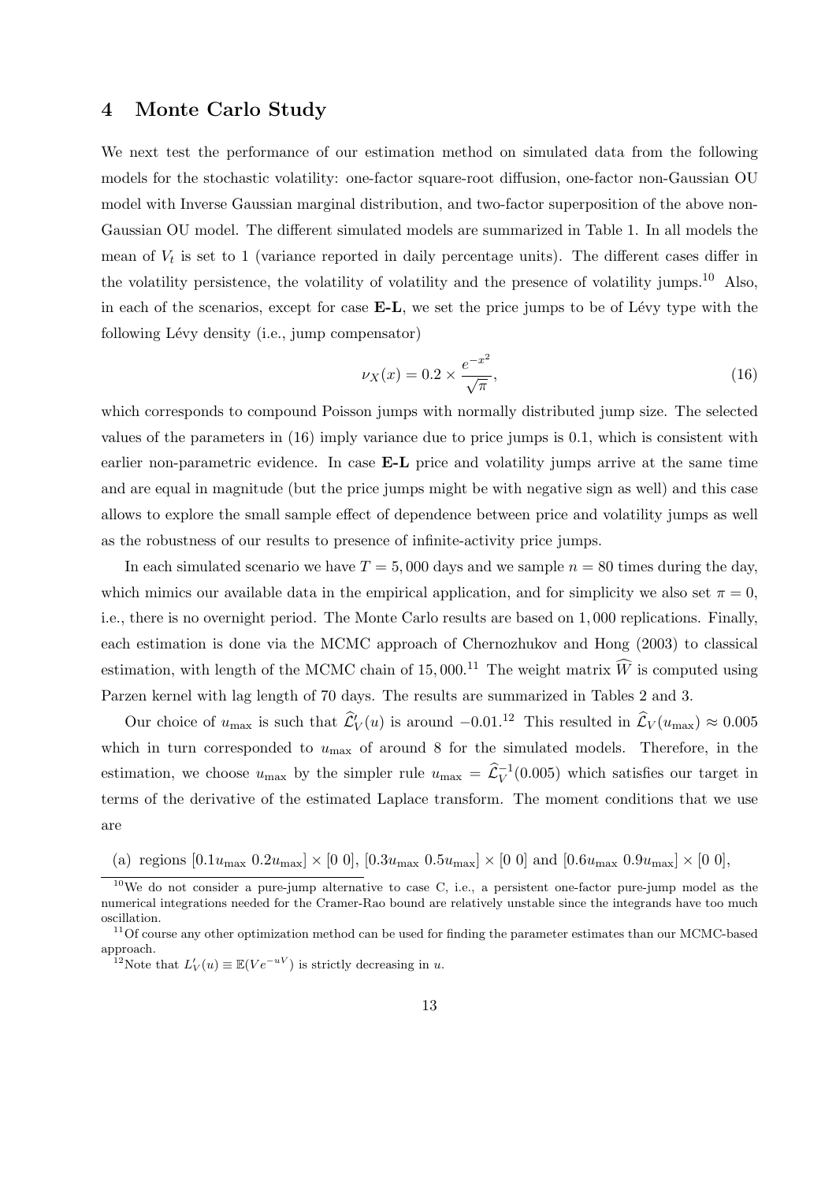## 4 Monte Carlo Study

We next test the performance of our estimation method on simulated data from the following models for the stochastic volatility: one-factor square-root diffusion, one-factor non-Gaussian OU model with Inverse Gaussian marginal distribution, and two-factor superposition of the above non-Gaussian OU model. The different simulated models are summarized in Table 1. In all models the mean of $V_t$ is set to 1 (variance reported in daily percentage units). The different cases differ in the volatility persistence, the volatility of volatility and the presence of volatility jumps.[10] Also, in each of the scenarios, except for case **E-L**, we set the price jumps to be of Lévy type with the following Lévy density (i.e., jump compensator)

$$\nu_X(x) = 0.2 \times \frac{e^{-x^2}}{\sqrt{\pi}}, \tag{16}$$

which corresponds to compound Poisson jumps with normally distributed jump size. The selected values of the parameters in (16) imply variance due to price jumps is 0.1, which is consistent with earlier non-parametric evidence. In case **E-L** price and volatility jumps arrive at the same time and are equal in magnitude (but the price jumps might be with negative sign as well) and this case allows to explore the small sample effect of dependence between price and volatility jumps as well as the robustness of our results to presence of infinite-activity price jumps.

In each simulated scenario we have $T = 5,000$ days and we sample $n = 80$ times during the day, which mimics our available data in the empirical application, and for simplicity we also set $\pi = 0$, i.e., there is no overnight period. The Monte Carlo results are based on 1,000 replications. Finally, each estimation is done via the MCMC approach of Chernozhukov and Hong (2003) to classical estimation, with length of the MCMC chain of 15,000.[11] The weight matrix $\widehat{W}$ is computed using Parzen kernel with lag length of 70 days. The results are summarized in Tables 2 and 3.

Our choice of $u_{\max}$ is such that $\widehat{\mathcal{L}}'_V(u)$ is around $-0.01$.[12] This resulted in $\widehat{\mathcal{L}}_V(u_{\max}) \approx 0.005$ which in turn corresponded to $u_{\max}$ of around 8 for the simulated models. Therefore, in the estimation, we choose $u_{\max}$ by the simpler rule $u_{\max} = \widehat{\mathcal{L}}_V^{-1}(0.005)$ which satisfies our target in terms of the derivative of the estimated Laplace transform. The moment conditions that we use are

(a) regions $[0.1u_{\max}\ 0.2u_{\max}] \times [0\ 0]$, $[0.3u_{\max}\ 0.5u_{\max}] \times [0\ 0]$ and $[0.6u_{\max}\ 0.9u_{\max}] \times [0\ 0]$,

---

[10] We do not consider a pure-jump alternative to case C, i.e., a persistent one-factor pure-jump model as the numerical integrations needed for the Cramer-Rao bound are relatively unstable since the integrands have too much oscillation.

[11] Of course any other optimization method can be used for finding the parameter estimates than our MCMC-based approach.

[12] Note that $L'_V(u) \equiv \mathbb{E}(Ve^{-uV})$ is strictly decreasing in $u$.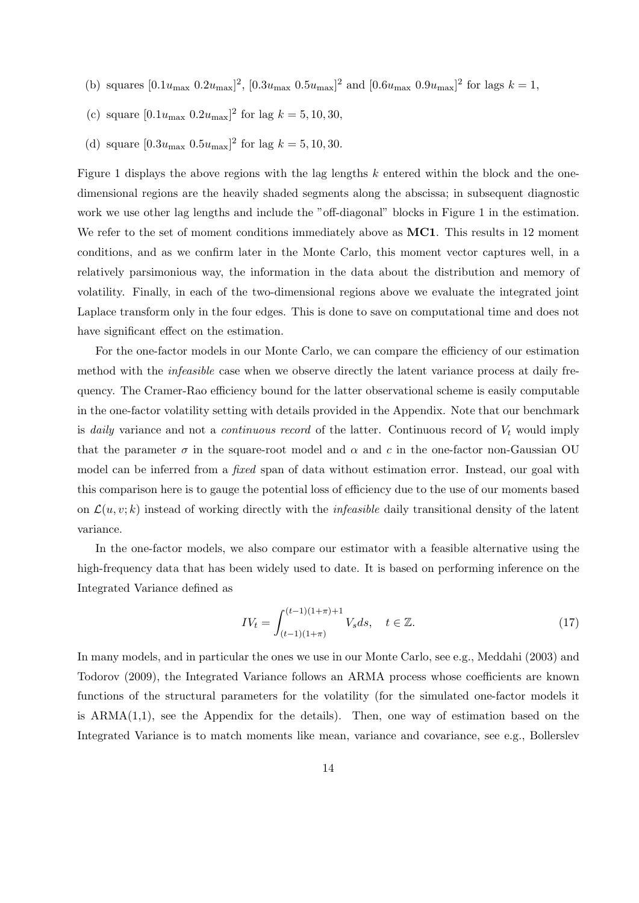(b) squares $[0.1u_{\max}\ 0.2u_{\max}]^2$, $[0.3u_{\max}\ 0.5u_{\max}]^2$ and $[0.6u_{\max}\ 0.9u_{\max}]^2$ for lags $k = 1$,

(c) square $[0.1u_{\max}\ 0.2u_{\max}]^2$ for lag $k = 5, 10, 30$,

(d) square $[0.3u_{\max}\ 0.5u_{\max}]^2$ for lag $k = 5, 10, 30$.

Figure 1 displays the above regions with the lag lengths $k$ entered within the block and the one-dimensional regions are the heavily shaded segments along the abscissa; in subsequent diagnostic work we use other lag lengths and include the "off-diagonal" blocks in Figure 1 in the estimation. We refer to the set of moment conditions immediately above as **MC1**. This results in 12 moment conditions, and as we confirm later in the Monte Carlo, this moment vector captures well, in a relatively parsimonious way, the information in the data about the distribution and memory of volatility. Finally, in each of the two-dimensional regions above we evaluate the integrated joint Laplace transform only in the four edges. This is done to save on computational time and does not have significant effect on the estimation.

For the one-factor models in our Monte Carlo, we can compare the efficiency of our estimation method with the *infeasible* case when we observe directly the latent variance process at daily frequency. The Cramer-Rao efficiency bound for the latter observational scheme is easily computable in the one-factor volatility setting with details provided in the Appendix. Note that our benchmark is *daily* variance and not a *continuous record* of the latter. Continuous record of $V_t$ would imply that the parameter $\sigma$ in the square-root model and $\alpha$ and $c$ in the one-factor non-Gaussian OU model can be inferred from a *fixed* span of data without estimation error. Instead, our goal with this comparison here is to gauge the potential loss of efficiency due to the use of our moments based on $\mathcal{L}(u, v; k)$ instead of working directly with the *infeasible* daily transitional density of the latent variance.

In the one-factor models, we also compare our estimator with a feasible alternative using the high-frequency data that has been widely used to date. It is based on performing inference on the Integrated Variance defined as

$$IV_t = \int_{(t-1)(1+\pi)}^{(t-1)(1+\pi)+1} V_s ds, \quad t \in \mathbb{Z}. \tag{17}$$

In many models, and in particular the ones we use in our Monte Carlo, see e.g., Meddahi (2003) and Todorov (2009), the Integrated Variance follows an ARMA process whose coefficients are known functions of the structural parameters for the volatility (for the simulated one-factor models it is ARMA(1,1), see the Appendix for the details). Then, one way of estimation based on the Integrated Variance is to match moments like mean, variance and covariance, see e.g., Bollerslev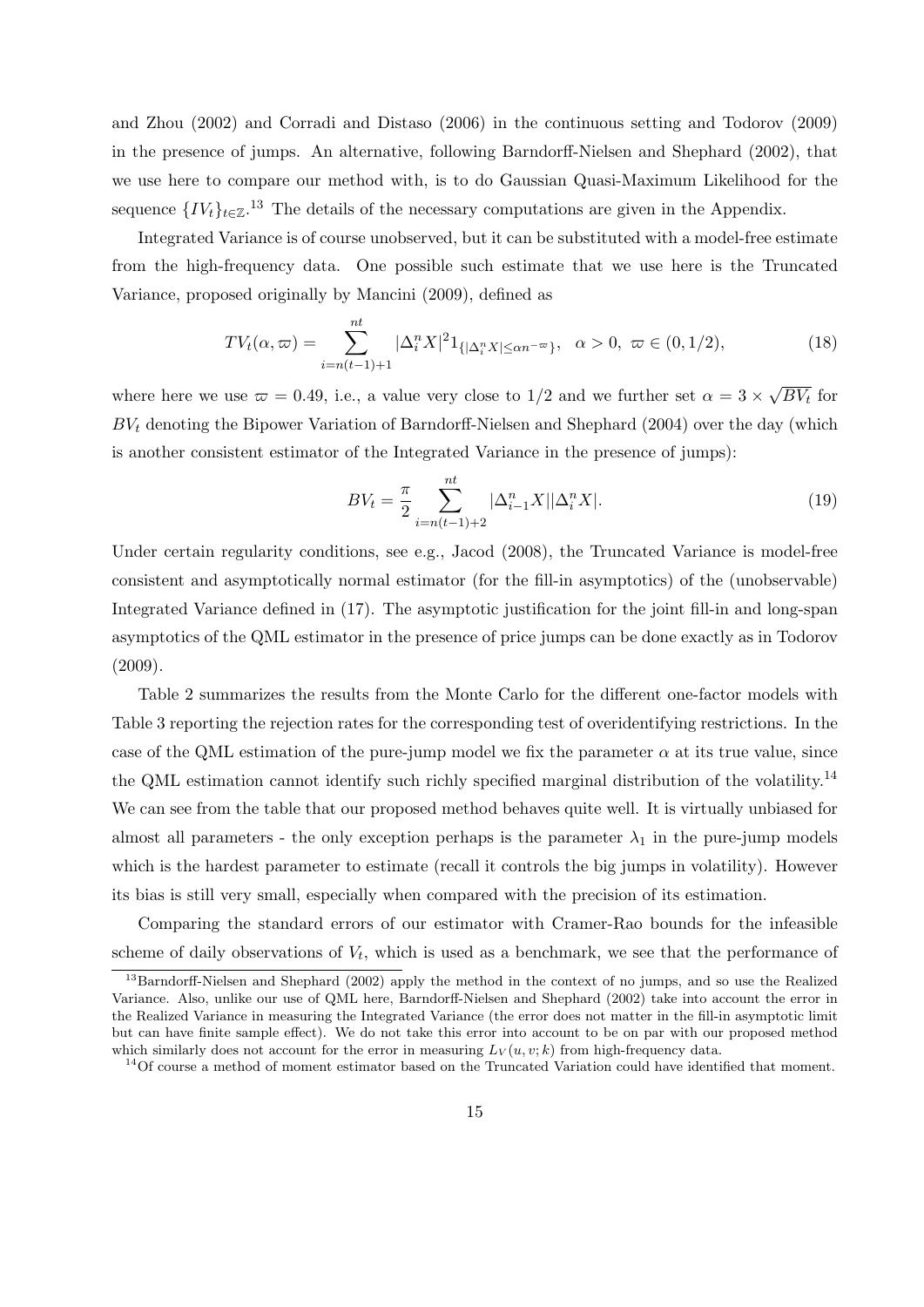and Zhou (2002) and Corradi and Distaso (2006) in the continuous setting and Todorov (2009) in the presence of jumps. An alternative, following Barndorff-Nielsen and Shephard (2002), that we use here to compare our method with, is to do Gaussian Quasi-Maximum Likelihood for the sequence $\{IV_t\}_{t\in\mathbb{Z}}$.[13] The details of the necessary computations are given in the Appendix.

Integrated Variance is of course unobserved, but it can be substituted with a model-free estimate from the high-frequency data. One possible such estimate that we use here is the Truncated Variance, proposed originally by Mancini (2009), defined as

$$TV_t(\alpha, \varpi) = \sum_{i=n(t-1)+1}^{nt} |\Delta_i^n X|^2 1_{\{|\Delta_i^n X| \le \alpha n^{-\varpi}\}}, \quad \alpha > 0, \ \varpi \in (0, 1/2), \tag{18}$$

where here we use $\varpi = 0.49$, i.e., a value very close to $1/2$ and we further set $\alpha = 3 \times \sqrt{BV_t}$ for $BV_t$ denoting the Bipower Variation of Barndorff-Nielsen and Shephard (2004) over the day (which is another consistent estimator of the Integrated Variance in the presence of jumps):

$$BV_t = \frac{\pi}{2} \sum_{i=n(t-1)+2}^{nt} |\Delta_{i-1}^n X||\Delta_i^n X|. \tag{19}$$

Under certain regularity conditions, see e.g., Jacod (2008), the Truncated Variance is model-free consistent and asymptotically normal estimator (for the fill-in asymptotics) of the (unobservable) Integrated Variance defined in (17). The asymptotic justification for the joint fill-in and long-span asymptotics of the QML estimator in the presence of price jumps can be done exactly as in Todorov (2009).

Table 2 summarizes the results from the Monte Carlo for the different one-factor models with Table 3 reporting the rejection rates for the corresponding test of overidentifying restrictions. In the case of the QML estimation of the pure-jump model we fix the parameter $\alpha$ at its true value, since the QML estimation cannot identify such richly specified marginal distribution of the volatility.[14] We can see from the table that our proposed method behaves quite well. It is virtually unbiased for almost all parameters - the only exception perhaps is the parameter $\lambda_1$ in the pure-jump models which is the hardest parameter to estimate (recall it controls the big jumps in volatility). However its bias is still very small, especially when compared with the precision of its estimation.

Comparing the standard errors of our estimator with Cramer-Rao bounds for the infeasible scheme of daily observations of $V_t$, which is used as a benchmark, we see that the performance of

[13] Barndorff-Nielsen and Shephard (2002) apply the method in the context of no jumps, and so use the Realized Variance. Also, unlike our use of QML here, Barndorff-Nielsen and Shephard (2002) take into account the error in the Realized Variance in measuring the Integrated Variance (the error does not matter in the fill-in asymptotic limit but can have finite sample effect). We do not take this error into account to be on par with our proposed method which similarly does not account for the error in measuring $L_V(u, v; k)$ from high-frequency data.

[14] Of course a method of moment estimator based on the Truncated Variation could have identified that moment.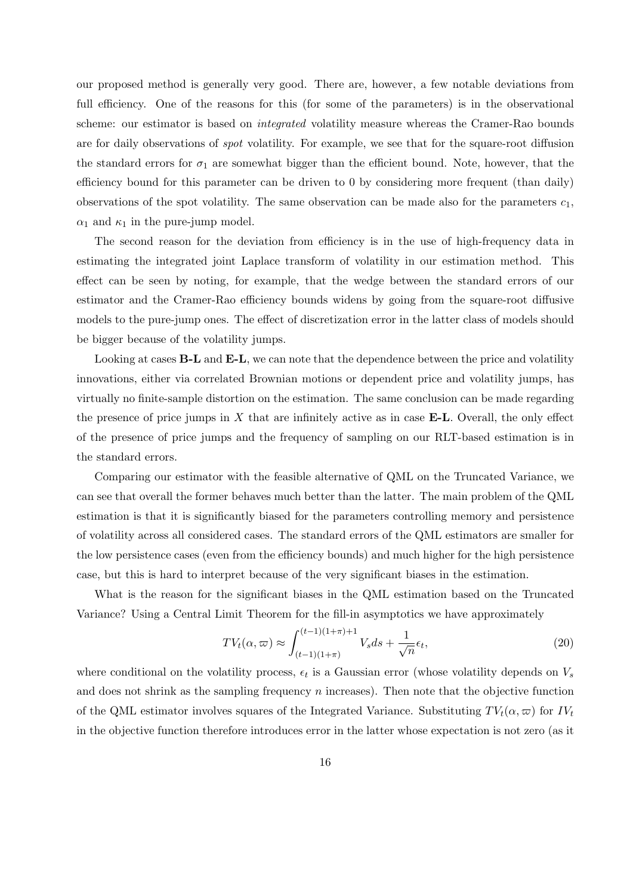our proposed method is generally very good. There are, however, a few notable deviations from full efficiency. One of the reasons for this (for some of the parameters) is in the observational scheme: our estimator is based on *integrated* volatility measure whereas the Cramer-Rao bounds are for daily observations of *spot* volatility. For example, we see that for the square-root diffusion the standard errors for $\sigma_1$ are somewhat bigger than the efficient bound. Note, however, that the efficiency bound for this parameter can be driven to 0 by considering more frequent (than daily) observations of the spot volatility. The same observation can be made also for the parameters $c_1$, $\alpha_1$ and $\kappa_1$ in the pure-jump model.

The second reason for the deviation from efficiency is in the use of high-frequency data in estimating the integrated joint Laplace transform of volatility in our estimation method. This effect can be seen by noting, for example, that the wedge between the standard errors of our estimator and the Cramer-Rao efficiency bounds widens by going from the square-root diffusive models to the pure-jump ones. The effect of discretization error in the latter class of models should be bigger because of the volatility jumps.

Looking at cases **B-L** and **E-L**, we can note that the dependence between the price and volatility innovations, either via correlated Brownian motions or dependent price and volatility jumps, has virtually no finite-sample distortion on the estimation. The same conclusion can be made regarding the presence of price jumps in $X$ that are infinitely active as in case **E-L**. Overall, the only effect of the presence of price jumps and the frequency of sampling on our RLT-based estimation is in the standard errors.

Comparing our estimator with the feasible alternative of QML on the Truncated Variance, we can see that overall the former behaves much better than the latter. The main problem of the QML estimation is that it is significantly biased for the parameters controlling memory and persistence of volatility across all considered cases. The standard errors of the QML estimators are smaller for the low persistence cases (even from the efficiency bounds) and much higher for the high persistence case, but this is hard to interpret because of the very significant biases in the estimation.

What is the reason for the significant biases in the QML estimation based on the Truncated Variance? Using a Central Limit Theorem for the fill-in asymptotics we have approximately

$$TV_t(\alpha, \varpi) \approx \int_{(t-1)(1+\pi)}^{(t-1)(1+\pi)+1} V_s ds + \frac{1}{\sqrt{n}}\epsilon_t, \tag{20}$$

where conditional on the volatility process, $\epsilon_t$ is a Gaussian error (whose volatility depends on $V_s$ and does not shrink as the sampling frequency $n$ increases). Then note that the objective function of the QML estimator involves squares of the Integrated Variance. Substituting $TV_t(\alpha, \varpi)$ for $IV_t$ in the objective function therefore introduces error in the latter whose expectation is not zero (as it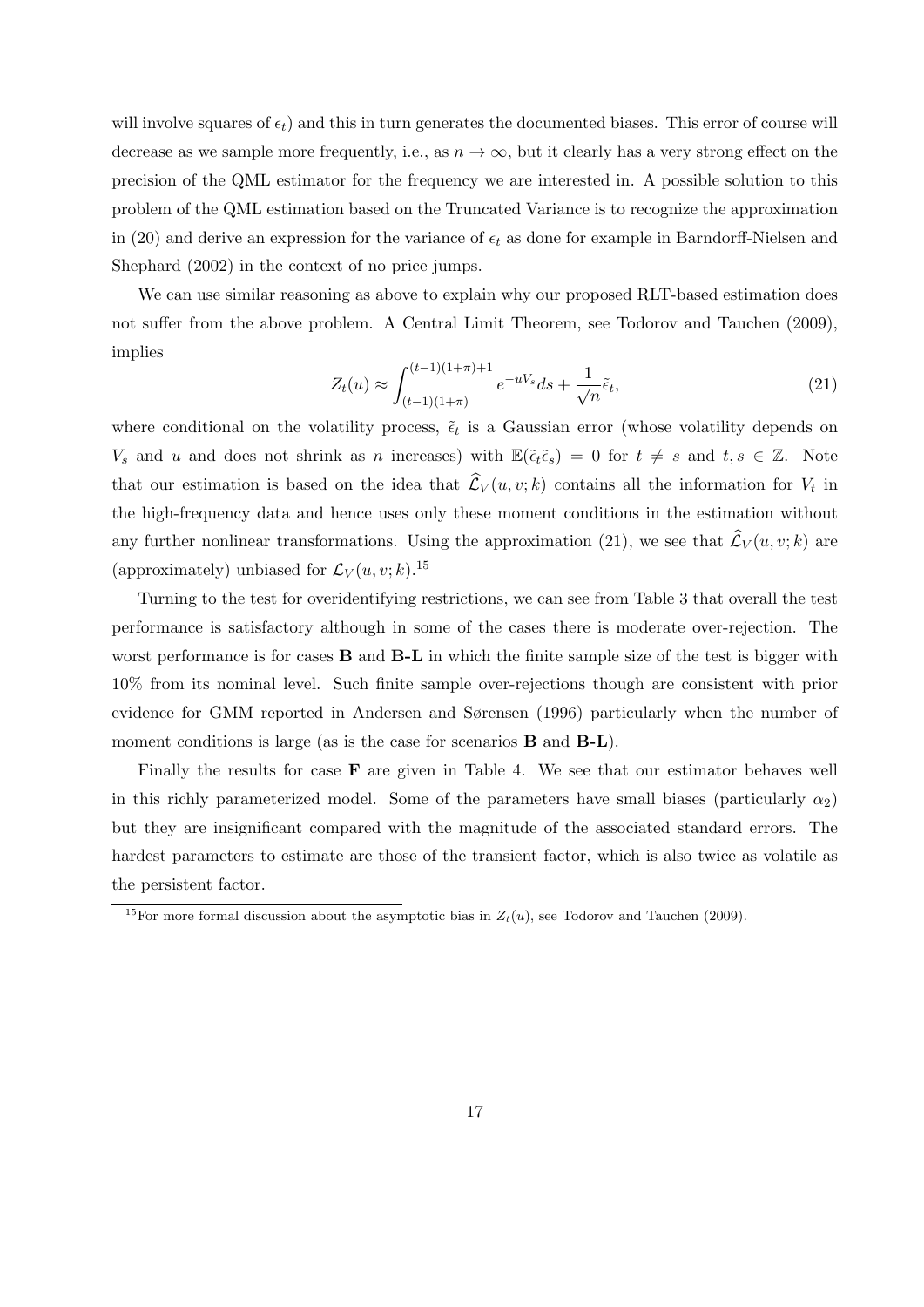will involve squares of $\epsilon_t$) and this in turn generates the documented biases. This error of course will decrease as we sample more frequently, i.e., as $n \to \infty$, but it clearly has a very strong effect on the precision of the QML estimator for the frequency we are interested in. A possible solution to this problem of the QML estimation based on the Truncated Variance is to recognize the approximation in (20) and derive an expression for the variance of $\epsilon_t$ as done for example in Barndorff-Nielsen and Shephard (2002) in the context of no price jumps.

We can use similar reasoning as above to explain why our proposed RLT-based estimation does not suffer from the above problem. A Central Limit Theorem, see Todorov and Tauchen (2009), implies

$$Z_t(u) \approx \int_{(t-1)(1+\pi)}^{(t-1)(1+\pi)+1} e^{-uV_s} ds + \frac{1}{\sqrt{n}} \tilde{\epsilon}_t, \tag{21}$$

where conditional on the volatility process, $\tilde{\epsilon}_t$ is a Gaussian error (whose volatility depends on $V_s$ and $u$ and does not shrink as $n$ increases) with $\mathbb{E}(\tilde{\epsilon}_t \tilde{\epsilon}_s) = 0$ for $t \neq s$ and $t, s \in \mathbb{Z}$. Note that our estimation is based on the idea that $\widehat{\mathcal{L}}_V(u, v; k)$ contains all the information for $V_t$ in the high-frequency data and hence uses only these moment conditions in the estimation without any further nonlinear transformations. Using the approximation (21), we see that $\widehat{\mathcal{L}}_V(u, v; k)$ are (approximately) unbiased for $\mathcal{L}_V(u, v; k)$.[15]

Turning to the test for overidentifying restrictions, we can see from Table 3 that overall the test performance is satisfactory although in some of the cases there is moderate over-rejection. The worst performance is for cases **B** and **B-L** in which the finite sample size of the test is bigger with 10% from its nominal level. Such finite sample over-rejections though are consistent with prior evidence for GMM reported in Andersen and Sørensen (1996) particularly when the number of moment conditions is large (as is the case for scenarios **B** and **B-L**).

Finally the results for case **F** are given in Table 4. We see that our estimator behaves well in this richly parameterized model. Some of the parameters have small biases (particularly $\alpha_2$) but they are insignificant compared with the magnitude of the associated standard errors. The hardest parameters to estimate are those of the transient factor, which is also twice as volatile as the persistent factor.

[15] For more formal discussion about the asymptotic bias in $Z_t(u)$, see Todorov and Tauchen (2009).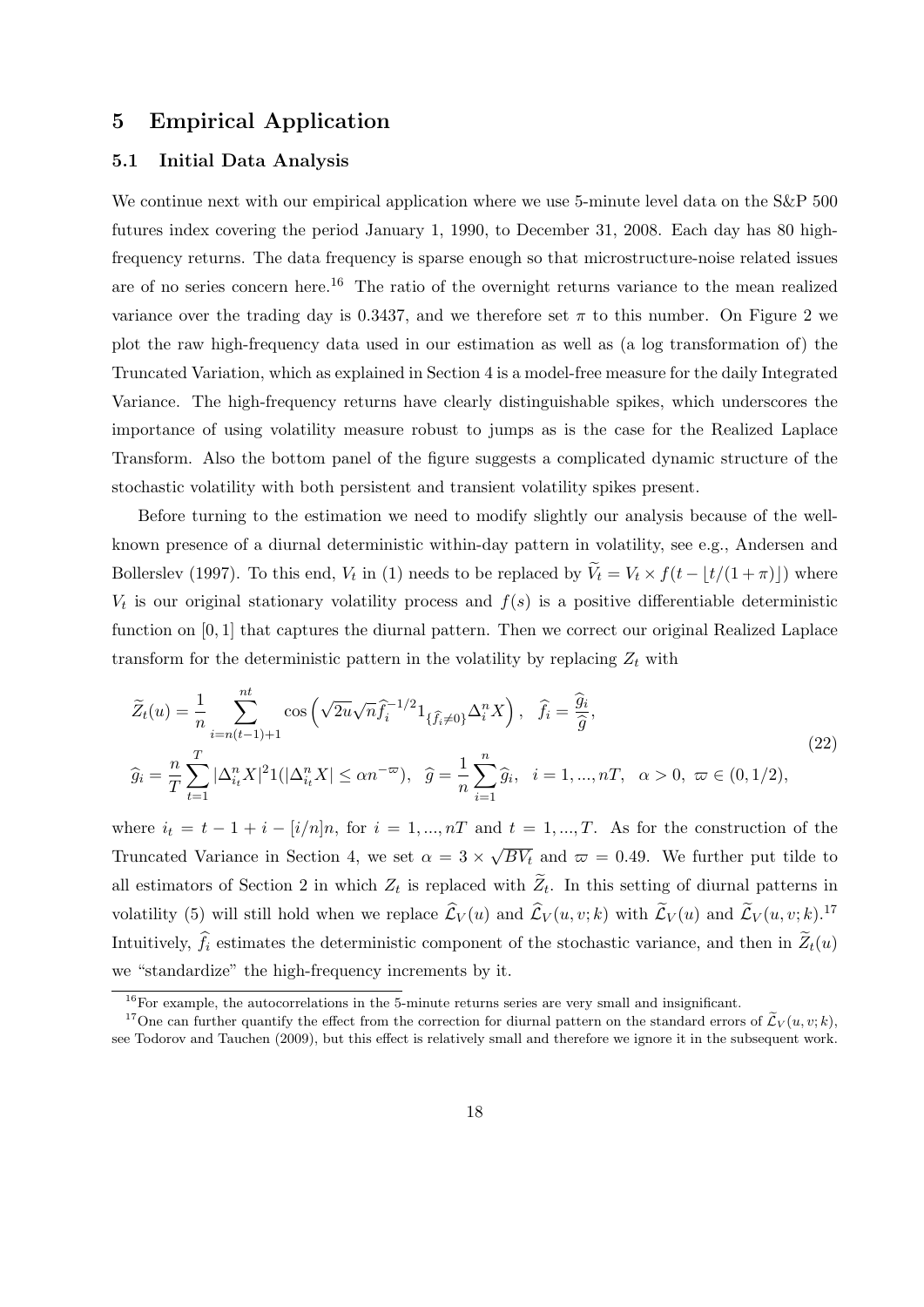## 5 Empirical Application

### 5.1 Initial Data Analysis

We continue next with our empirical application where we use 5-minute level data on the S&P 500 futures index covering the period January 1, 1990, to December 31, 2008. Each day has 80 high-frequency returns. The data frequency is sparse enough so that microstructure-noise related issues are of no series concern here.[16] The ratio of the overnight returns variance to the mean realized variance over the trading day is 0.3437, and we therefore set $\pi$ to this number. On Figure 2 we plot the raw high-frequency data used in our estimation as well as (a log transformation of) the Truncated Variation, which as explained in Section 4 is a model-free measure for the daily Integrated Variance. The high-frequency returns have clearly distinguishable spikes, which underscores the importance of using volatility measure robust to jumps as is the case for the Realized Laplace Transform. Also the bottom panel of the figure suggests a complicated dynamic structure of the stochastic volatility with both persistent and transient volatility spikes present.

Before turning to the estimation we need to modify slightly our analysis because of the well-known presence of a diurnal deterministic within-day pattern in volatility, see e.g., Andersen and Bollerslev (1997). To this end, $V_t$ in (1) needs to be replaced by $\widetilde{V}_t = V_t \times f(t - \lfloor t/(1+\pi) \rfloor)$ where $V_t$ is our original stationary volatility process and $f(s)$ is a positive differentiable deterministic function on $[0,1]$ that captures the diurnal pattern. Then we correct our original Realized Laplace transform for the deterministic pattern in the volatility by replacing $Z_t$ with

$$
\begin{aligned}
&\widetilde{Z}_t(u) = \frac{1}{n}\sum_{i=n(t-1)+1}^{nt} \cos\left(\sqrt{2u}\sqrt{n}\widehat{f}_i^{-1/2} 1_{\{\widehat{f}_i \neq 0\}} \Delta_i^n X\right), \quad \widehat{f}_i = \frac{\widehat{g}_i}{\widehat{g}}, \\
&\widehat{g}_i = \frac{n}{T}\sum_{t=1}^{T} |\Delta_{i_t}^n X|^2 1(|\Delta_{i_t}^n X| \le \alpha n^{-\varpi}), \quad \widehat{g} = \frac{1}{n}\sum_{i=1}^{n} \widehat{g}_i, \quad i = 1, ..., nT, \quad \alpha > 0, \ \varpi \in (0, 1/2),
\end{aligned}
\tag{22}
$$

where $i_t = t - 1 + i - [i/n]n$, for $i = 1, ..., nT$ and $t = 1, ..., T$. As for the construction of the Truncated Variance in Section 4, we set $\alpha = 3 \times \sqrt{BV_t}$ and $\varpi = 0.49$. We further put tilde to all estimators of Section 2 in which $Z_t$ is replaced with $\widetilde{Z}_t$. In this setting of diurnal patterns in volatility (5) will still hold when we replace $\widehat{\mathcal{L}}_V(u)$ and $\widehat{\mathcal{L}}_V(u, v; k)$ with $\widetilde{\mathcal{L}}_V(u)$ and $\widetilde{\mathcal{L}}_V(u, v; k)$.[17] Intuitively, $\widehat{f}_i$ estimates the deterministic component of the stochastic variance, and then in $\widetilde{Z}_t(u)$ we "standardize" the high-frequency increments by it.

[16] For example, the autocorrelations in the 5-minute returns series are very small and insignificant.

[17] One can further quantify the effect from the correction for diurnal pattern on the standard errors of $\widetilde{\mathcal{L}}_V(u, v; k)$, see Todorov and Tauchen (2009), but this effect is relatively small and therefore we ignore it in the subsequent work.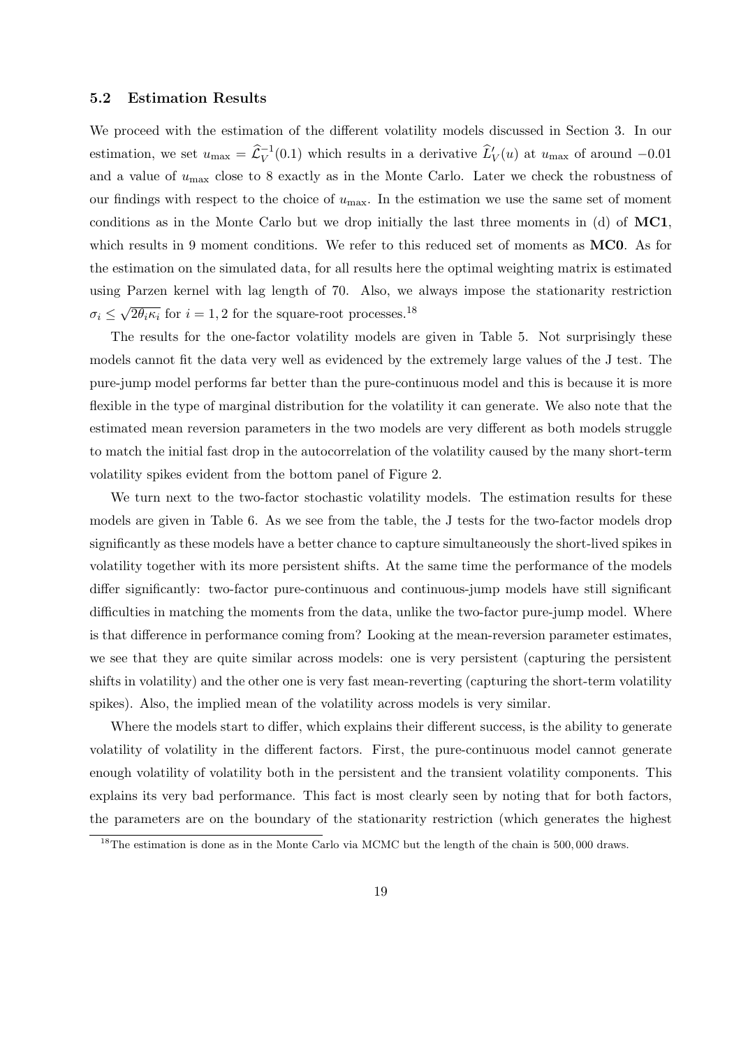### 5.2 Estimation Results

We proceed with the estimation of the different volatility models discussed in Section 3. In our estimation, we set $u_{\max} = \widehat{\mathcal{L}}_V^{-1}(0.1)$ which results in a derivative $\widehat{L}_V'(u)$ at $u_{\max}$ of around $-0.01$ and a value of $u_{\max}$ close to 8 exactly as in the Monte Carlo. Later we check the robustness of our findings with respect to the choice of $u_{\max}$. In the estimation we use the same set of moment conditions as in the Monte Carlo but we drop initially the last three moments in (d) of **MC1**, which results in 9 moment conditions. We refer to this reduced set of moments as **MC0**. As for the estimation on the simulated data, for all results here the optimal weighting matrix is estimated using Parzen kernel with lag length of 70. Also, we always impose the stationarity restriction $\sigma_i \leq \sqrt{2\theta_i\kappa_i}$ for $i = 1, 2$ for the square-root processes.[18]

The results for the one-factor volatility models are given in Table 5. Not surprisingly these models cannot fit the data very well as evidenced by the extremely large values of the J test. The pure-jump model performs far better than the pure-continuous model and this is because it is more flexible in the type of marginal distribution for the volatility it can generate. We also note that the estimated mean reversion parameters in the two models are very different as both models struggle to match the initial fast drop in the autocorrelation of the volatility caused by the many short-term volatility spikes evident from the bottom panel of Figure 2.

We turn next to the two-factor stochastic volatility models. The estimation results for these models are given in Table 6. As we see from the table, the J tests for the two-factor models drop significantly as these models have a better chance to capture simultaneously the short-lived spikes in volatility together with its more persistent shifts. At the same time the performance of the models differ significantly: two-factor pure-continuous and continuous-jump models have still significant difficulties in matching the moments from the data, unlike the two-factor pure-jump model. Where is that difference in performance coming from? Looking at the mean-reversion parameter estimates, we see that they are quite similar across models: one is very persistent (capturing the persistent shifts in volatility) and the other one is very fast mean-reverting (capturing the short-term volatility spikes). Also, the implied mean of the volatility across models is very similar.

Where the models start to differ, which explains their different success, is the ability to generate volatility of volatility in the different factors. First, the pure-continuous model cannot generate enough volatility of volatility both in the persistent and the transient volatility components. This explains its very bad performance. This fact is most clearly seen by noting that for both factors, the parameters are on the boundary of the stationarity restriction (which generates the highest

[18] The estimation is done as in the Monte Carlo via MCMC but the length of the chain is 500,000 draws.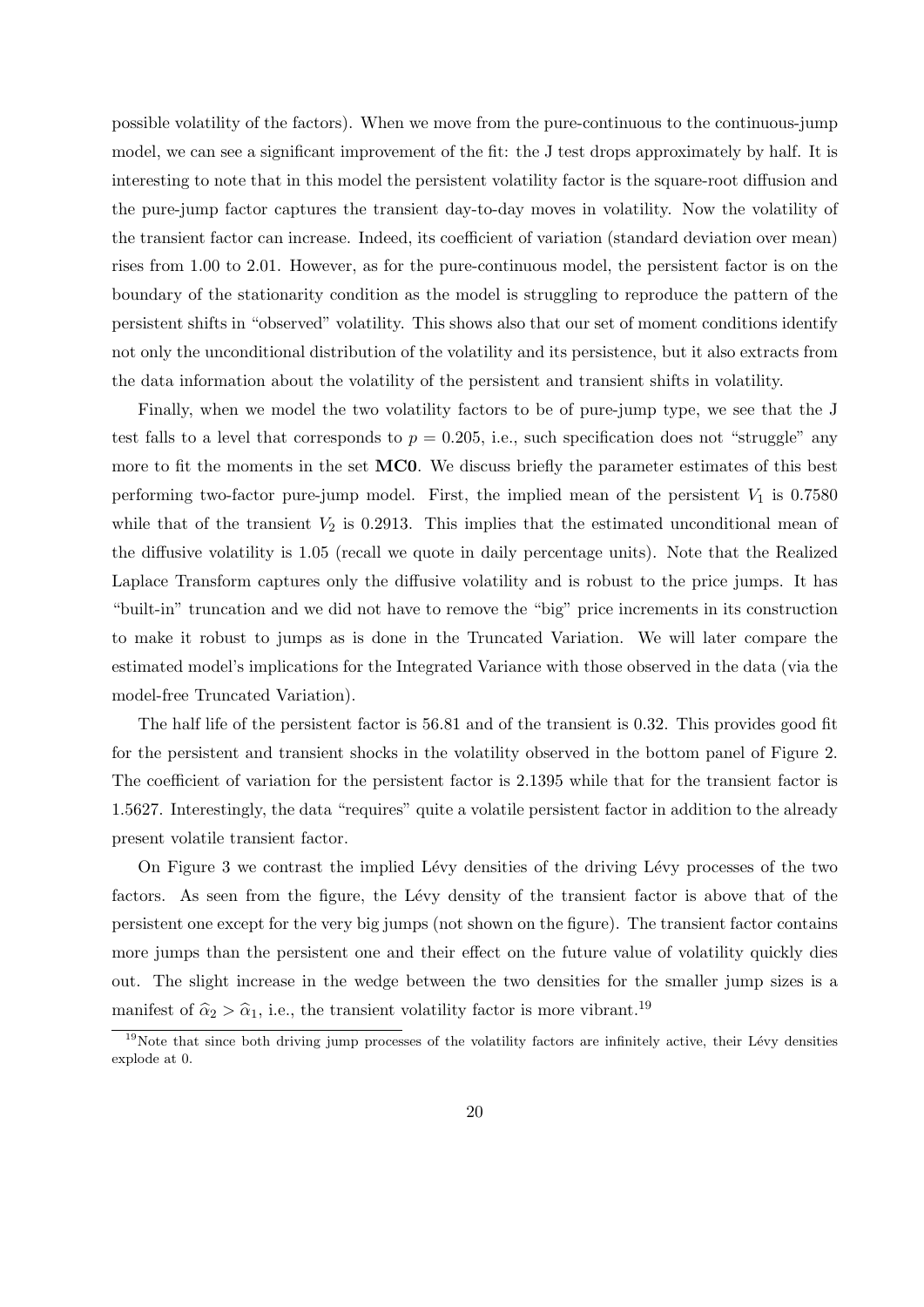possible volatility of the factors). When we move from the pure-continuous to the continuous-jump model, we can see a significant improvement of the fit: the J test drops approximately by half. It is interesting to note that in this model the persistent volatility factor is the square-root diffusion and the pure-jump factor captures the transient day-to-day moves in volatility. Now the volatility of the transient factor can increase. Indeed, its coefficient of variation (standard deviation over mean) rises from 1.00 to 2.01. However, as for the pure-continuous model, the persistent factor is on the boundary of the stationarity condition as the model is struggling to reproduce the pattern of the persistent shifts in "observed" volatility. This shows also that our set of moment conditions identify not only the unconditional distribution of the volatility and its persistence, but it also extracts from the data information about the volatility of the persistent and transient shifts in volatility.

Finally, when we model the two volatility factors to be of pure-jump type, we see that the J test falls to a level that corresponds to $p = 0.205$, i.e., such specification does not "struggle" any more to fit the moments in the set **MC0**. We discuss briefly the parameter estimates of this best performing two-factor pure-jump model. First, the implied mean of the persistent $V_1$ is 0.7580 while that of the transient $V_2$ is 0.2913. This implies that the estimated unconditional mean of the diffusive volatility is 1.05 (recall we quote in daily percentage units). Note that the Realized Laplace Transform captures only the diffusive volatility and is robust to the price jumps. It has "built-in" truncation and we did not have to remove the "big" price increments in its construction to make it robust to jumps as is done in the Truncated Variation. We will later compare the estimated model's implications for the Integrated Variance with those observed in the data (via the model-free Truncated Variation).

The half life of the persistent factor is 56.81 and of the transient is 0.32. This provides good fit for the persistent and transient shocks in the volatility observed in the bottom panel of Figure 2. The coefficient of variation for the persistent factor is 2.1395 while that for the transient factor is 1.5627. Interestingly, the data "requires" quite a volatile persistent factor in addition to the already present volatile transient factor.

On Figure 3 we contrast the implied Lévy densities of the driving Lévy processes of the two factors. As seen from the figure, the Lévy density of the transient factor is above that of the persistent one except for the very big jumps (not shown on the figure). The transient factor contains more jumps than the persistent one and their effect on the future value of volatility quickly dies out. The slight increase in the wedge between the two densities for the smaller jump sizes is a manifest of $\widehat{\alpha}_2 > \widehat{\alpha}_1$, i.e., the transient volatility factor is more vibrant.[19]

[19] Note that since both driving jump processes of the volatility factors are infinitely active, their Lévy densities explode at 0.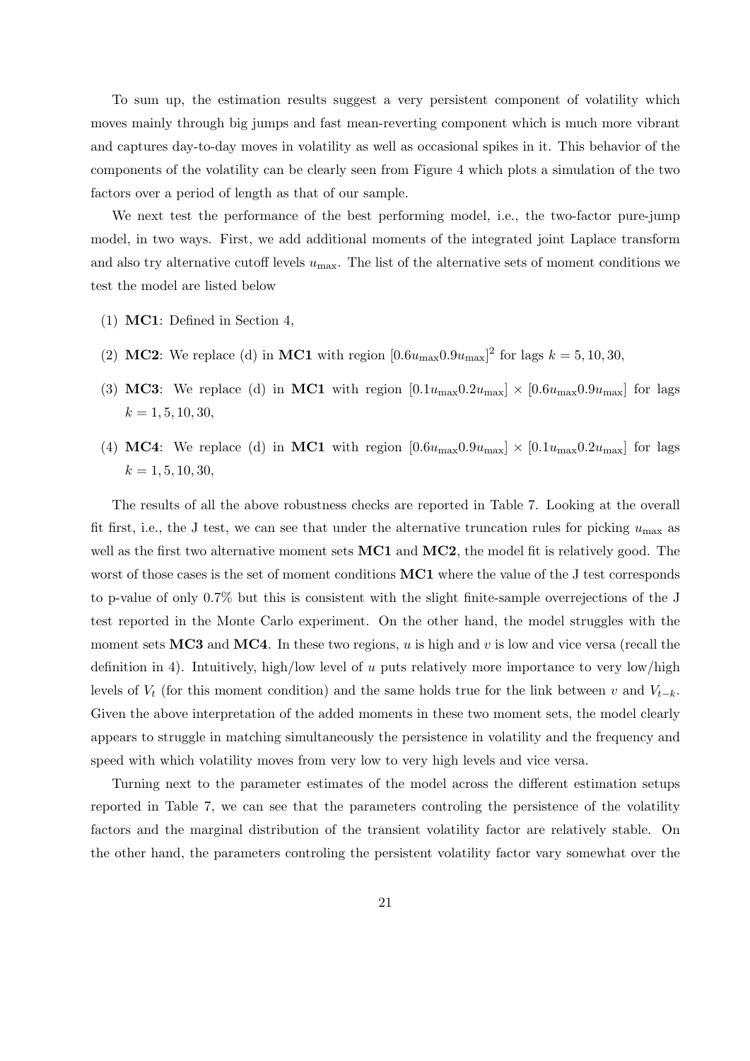To sum up, the estimation results suggest a very persistent component of volatility which moves mainly through big jumps and fast mean-reverting component which is much more vibrant and captures day-to-day moves in volatility as well as occasional spikes in it. This behavior of the components of the volatility can be clearly seen from Figure 4 which plots a simulation of the two factors over a period of length as that of our sample.

We next test the performance of the best performing model, i.e., the two-factor pure-jump model, in two ways. First, we add additional moments of the integrated joint Laplace transform and also try alternative cutoff levels $u_{\max}$. The list of the alternative sets of moment conditions we test the model are listed below

(1) **MC1**: Defined in Section 4,

(2) **MC2**: We replace (d) in **MC1** with region $[0.6u_{\max}0.9u_{\max}]^2$ for lags $k = 5, 10, 30$,

(3) **MC3**: We replace (d) in **MC1** with region $[0.1u_{\max}0.2u_{\max}] \times [0.6u_{\max}0.9u_{\max}]$ for lags $k = 1, 5, 10, 30$,

(4) **MC4**: We replace (d) in **MC1** with region $[0.6u_{\max}0.9u_{\max}] \times [0.1u_{\max}0.2u_{\max}]$ for lags $k = 1, 5, 10, 30$,

The results of all the above robustness checks are reported in Table 7. Looking at the overall fit first, i.e., the J test, we can see that under the alternative truncation rules for picking $u_{\max}$ as well as the first two alternative moment sets **MC1** and **MC2**, the model fit is relatively good. The worst of those cases is the set of moment conditions **MC1** where the value of the J test corresponds to p-value of only 0.7% but this is consistent with the slight finite-sample overrejections of the J test reported in the Monte Carlo experiment. On the other hand, the model struggles with the moment sets **MC3** and **MC4**. In these two regions, $u$ is high and $v$ is low and vice versa (recall the definition in 4). Intuitively, high/low level of $u$ puts relatively more importance to very low/high levels of $V_t$ (for this moment condition) and the same holds true for the link between $v$ and $V_{t-k}$. Given the above interpretation of the added moments in these two moment sets, the model clearly appears to struggle in matching simultaneously the persistence in volatility and the frequency and speed with which volatility moves from very low to very high levels and vice versa.

Turning next to the parameter estimates of the model across the different estimation setups reported in Table 7, we can see that the parameters controling the persistence of the volatility factors and the marginal distribution of the transient volatility factor are relatively stable. On the other hand, the parameters controling the persistent volatility factor vary somewhat over the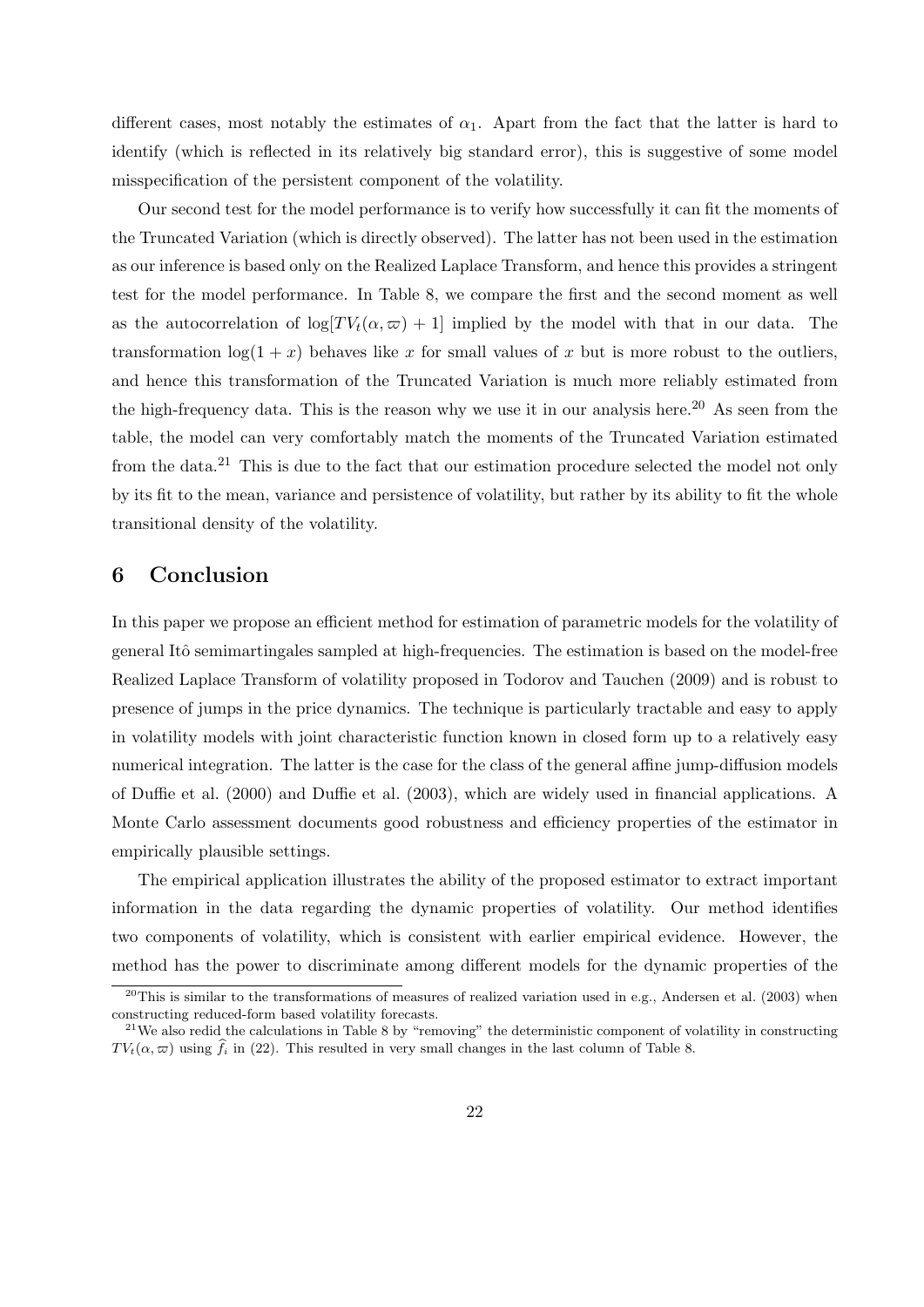different cases, most notably the estimates of $\alpha_1$. Apart from the fact that the latter is hard to identify (which is reflected in its relatively big standard error), this is suggestive of some model misspecification of the persistent component of the volatility.

Our second test for the model performance is to verify how successfully it can fit the moments of the Truncated Variation (which is directly observed). The latter has not been used in the estimation as our inference is based only on the Realized Laplace Transform, and hence this provides a stringent test for the model performance. In Table 8, we compare the first and the second moment as well as the autocorrelation of $\log[TV_t(\alpha, \varpi) + 1]$ implied by the model with that in our data. The transformation $\log(1 + x)$ behaves like $x$ for small values of $x$ but is more robust to the outliers, and hence this transformation of the Truncated Variation is much more reliably estimated from the high-frequency data. This is the reason why we use it in our analysis here.[20] As seen from the table, the model can very comfortably match the moments of the Truncated Variation estimated from the data.[21] This is due to the fact that our estimation procedure selected the model not only by its fit to the mean, variance and persistence of volatility, but rather by its ability to fit the whole transitional density of the volatility.

## 6 Conclusion

In this paper we propose an efficient method for estimation of parametric models for the volatility of general Itô semimartingales sampled at high-frequencies. The estimation is based on the model-free Realized Laplace Transform of volatility proposed in Todorov and Tauchen (2009) and is robust to presence of jumps in the price dynamics. The technique is particularly tractable and easy to apply in volatility models with joint characteristic function known in closed form up to a relatively easy numerical integration. The latter is the case for the class of the general affine jump-diffusion models of Duffie et al. (2000) and Duffie et al. (2003), which are widely used in financial applications. A Monte Carlo assessment documents good robustness and efficiency properties of the estimator in empirically plausible settings.

The empirical application illustrates the ability of the proposed estimator to extract important information in the data regarding the dynamic properties of volatility. Our method identifies two components of volatility, which is consistent with earlier empirical evidence. However, the method has the power to discriminate among different models for the dynamic properties of the

[20] This is similar to the transformations of measures of realized variation used in e.g., Andersen et al. (2003) when constructing reduced-form based volatility forecasts.

[21] We also redid the calculations in Table 8 by "removing" the deterministic component of volatility in constructing $TV_t(\alpha, \varpi)$ using $\widehat{f}_i$ in (22). This resulted in very small changes in the last column of Table 8.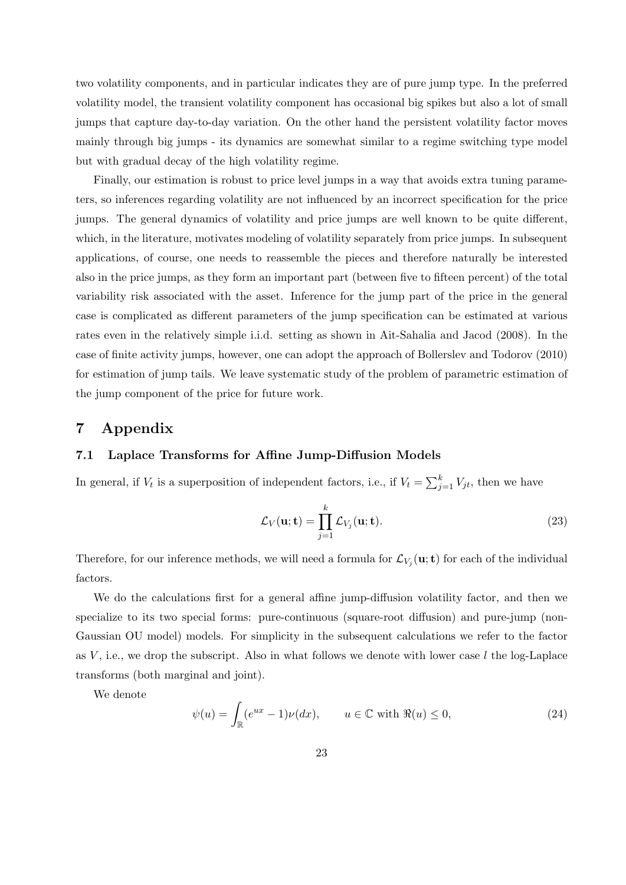two volatility components, and in particular indicates they are of pure jump type. In the preferred volatility model, the transient volatility component has occasional big spikes but also a lot of small jumps that capture day-to-day variation. On the other hand the persistent volatility factor moves mainly through big jumps - its dynamics are somewhat similar to a regime switching type model but with gradual decay of the high volatility regime.

Finally, our estimation is robust to price level jumps in a way that avoids extra tuning parameters, so inferences regarding volatility are not influenced by an incorrect specification for the price jumps. The general dynamics of volatility and price jumps are well known to be quite different, which, in the literature, motivates modeling of volatility separately from price jumps. In subsequent applications, of course, one needs to reassemble the pieces and therefore naturally be interested also in the price jumps, as they form an important part (between five to fifteen percent) of the total variability risk associated with the asset. Inference for the jump part of the price in the general case is complicated as different parameters of the jump specification can be estimated at various rates even in the relatively simple i.i.d. setting as shown in Ait-Sahalia and Jacod (2008). In the case of finite activity jumps, however, one can adopt the approach of Bollerslev and Todorov (2010) for estimation of jump tails. We leave systematic study of the problem of parametric estimation of the jump component of the price for future work.

# 7 Appendix

## 7.1 Laplace Transforms for Affine Jump-Diffusion Models

In general, if $V_t$ is a superposition of independent factors, i.e., if $V_t = \sum_{j=1}^{k} V_{jt}$, then we have

$$\mathcal{L}_V(\mathbf{u}; \mathbf{t}) = \prod_{j=1}^{k} \mathcal{L}_{V_j}(\mathbf{u}; \mathbf{t}). \tag{23}$$

Therefore, for our inference methods, we will need a formula for $\mathcal{L}_{V_j}(\mathbf{u}; \mathbf{t})$ for each of the individual factors.

We do the calculations first for a general affine jump-diffusion volatility factor, and then we specialize to its two special forms: pure-continuous (square-root diffusion) and pure-jump (non-Gaussian OU model) models. For simplicity in the subsequent calculations we refer to the factor as $V$, i.e., we drop the subscript. Also in what follows we denote with lower case $l$ the log-Laplace transforms (both marginal and joint).

We denote

$$\psi(u) = \int_{\mathbb{R}} (e^{ux} - 1)\nu(dx), \qquad u \in \mathbb{C} \text{ with } \Re(u) \leq 0, \tag{24}$$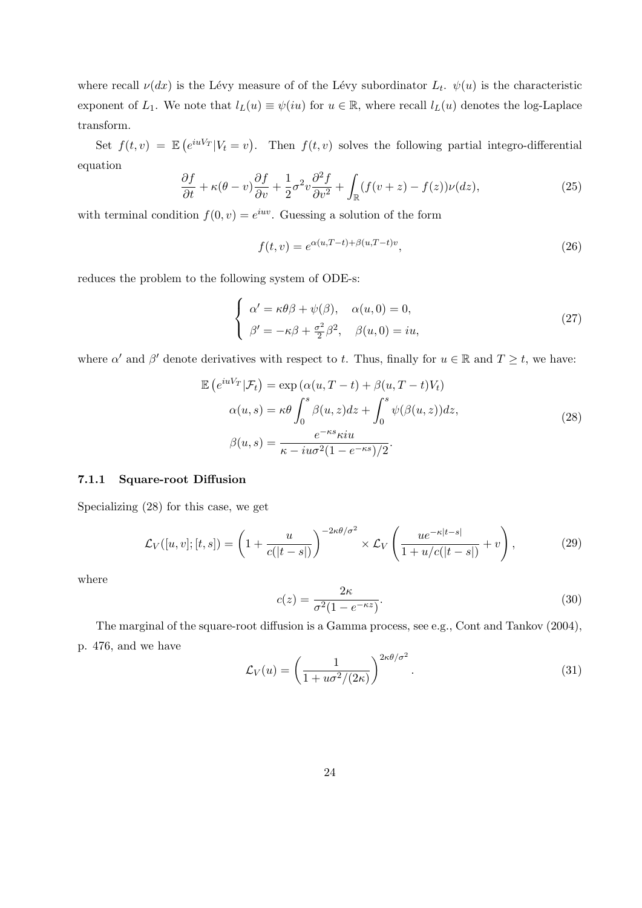where recall $\nu(dx)$ is the Lévy measure of of the Lévy subordinator $L_t$. $\psi(u)$ is the characteristic exponent of $L_1$. We note that $l_L(u) \equiv \psi(iu)$ for $u \in \mathbb{R}$, where recall $l_L(u)$ denotes the log-Laplace transform.

Set $f(t, v) = \mathbb{E}\left(e^{iuV_T} | V_t = v\right)$. Then $f(t, v)$ solves the following partial integro-differential equation

$$\frac{\partial f}{\partial t} + \kappa(\theta - v)\frac{\partial f}{\partial v} + \frac{1}{2}\sigma^2 v \frac{\partial^2 f}{\partial v^2} + \int_{\mathbb{R}} (f(v+z) - f(z))\nu(dz), \tag{25}$$

with terminal condition $f(0, v) = e^{iuv}$. Guessing a solution of the form

$$f(t, v) = e^{\alpha(u, T-t) + \beta(u, T-t)v}, \tag{26}$$

reduces the problem to the following system of ODE-s:

$$\begin{cases} \alpha' = \kappa\theta\beta + \psi(\beta), & \alpha(u, 0) = 0, \\ \beta' = -\kappa\beta + \frac{\sigma^2}{2}\beta^2, & \beta(u, 0) = iu, \end{cases} \tag{27}$$

where $\alpha'$ and $\beta'$ denote derivatives with respect to $t$. Thus, finally for $u \in \mathbb{R}$ and $T \geq t$, we have:

$$\begin{aligned} \mathbb{E}\left(e^{iuV_T} | \mathcal{F}_t\right) &= \exp\left(\alpha(u, T-t) + \beta(u, T-t)V_t\right) \\ \alpha(u, s) &= \kappa\theta \int_0^s \beta(u, z)dz + \int_0^s \psi(\beta(u, z))dz, \\ \beta(u, s) &= \frac{e^{-\kappa s}\kappa iu}{\kappa - iu\sigma^2(1 - e^{-\kappa s})/2}. \end{aligned} \tag{28}$$

#### 7.1.1 Square-root Diffusion

Specializing (28) for this case, we get

$$\mathcal{L}_V([u, v]; [t, s]) = \left(1 + \frac{u}{c(|t-s|)}\right)^{-2\kappa\theta/\sigma^2} \times \mathcal{L}_V\left(\frac{ue^{-\kappa|t-s|}}{1 + u/c(|t-s|)} + v\right), \tag{29}$$

where

$$c(z) = \frac{2\kappa}{\sigma^2(1 - e^{-\kappa z})}. \tag{30}$$

The marginal of the square-root diffusion is a Gamma process, see e.g., Cont and Tankov (2004), p. 476, and we have

$$\mathcal{L}_V(u) = \left(\frac{1}{1 + u\sigma^2/(2\kappa)}\right)^{2\kappa\theta/\sigma^2}. \tag{31}$$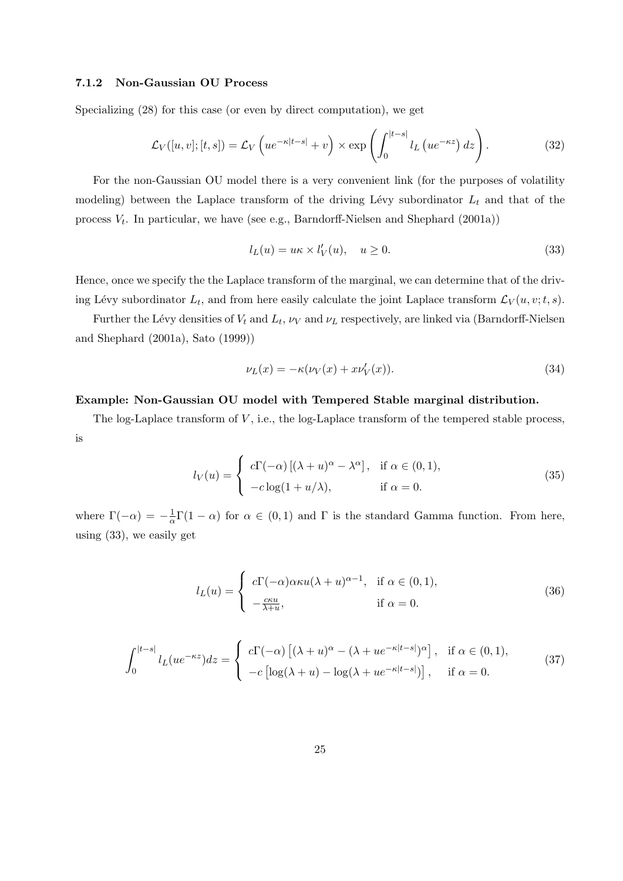### 7.1.2 Non-Gaussian OU Process

Specializing (28) for this case (or even by direct computation), we get

$$\mathcal{L}_V([u,v];[t,s]) = \mathcal{L}_V\left(ue^{-\kappa|t-s|}+v\right) \times \exp\left(\int_0^{|t-s|} l_L\left(ue^{-\kappa z}\right)dz\right). \tag{32}$$

For the non-Gaussian OU model there is a very convenient link (for the purposes of volatility modeling) between the Laplace transform of the driving Lévy subordinator $L_t$ and that of the process $V_t$. In particular, we have (see e.g., Barndorff-Nielsen and Shephard (2001a))

$$l_L(u) = u\kappa \times l_V'(u), \quad u \geq 0. \tag{33}$$

Hence, once we specify the the Laplace transform of the marginal, we can determine that of the driving Lévy subordinator $L_t$, and from here easily calculate the joint Laplace transform $\mathcal{L}_V(u,v;t,s)$.

Further the Lévy densities of $V_t$ and $L_t$, $\nu_V$ and $\nu_L$ respectively, are linked via (Barndorff-Nielsen and Shephard (2001a), Sato (1999))

$$\nu_L(x) = -\kappa(\nu_V(x) + x\nu_V'(x)). \tag{34}$$

**Example: Non-Gaussian OU model with Tempered Stable marginal distribution.**

The log-Laplace transform of $V$, i.e., the log-Laplace transform of the tempered stable process, is

$$l_V(u) = \begin{cases} c\Gamma(-\alpha)\left[(\lambda+u)^\alpha - \lambda^\alpha\right], & \text{if } \alpha \in (0,1), \\ -c\log(1+u/\lambda), & \text{if } \alpha = 0. \end{cases} \tag{35}$$

where $\Gamma(-\alpha) = -\frac{1}{\alpha}\Gamma(1-\alpha)$ for $\alpha \in (0,1)$ and $\Gamma$ is the standard Gamma function. From here, using (33), we easily get

$$l_L(u) = \begin{cases} c\Gamma(-\alpha)\alpha\kappa u(\lambda+u)^{\alpha-1}, & \text{if } \alpha \in (0,1), \\ -\frac{c\kappa u}{\lambda+u}, & \text{if } \alpha = 0. \end{cases} \tag{36}$$

$$\int_0^{|t-s|} l_L(ue^{-\kappa z})dz = \begin{cases} c\Gamma(-\alpha)\left[(\lambda+u)^\alpha - (\lambda+ue^{-\kappa|t-s|})^\alpha\right], & \text{if } \alpha \in (0,1), \\ -c\left[\log(\lambda+u) - \log(\lambda+ue^{-\kappa|t-s|})\right], & \text{if } \alpha = 0. \end{cases} \tag{37}$$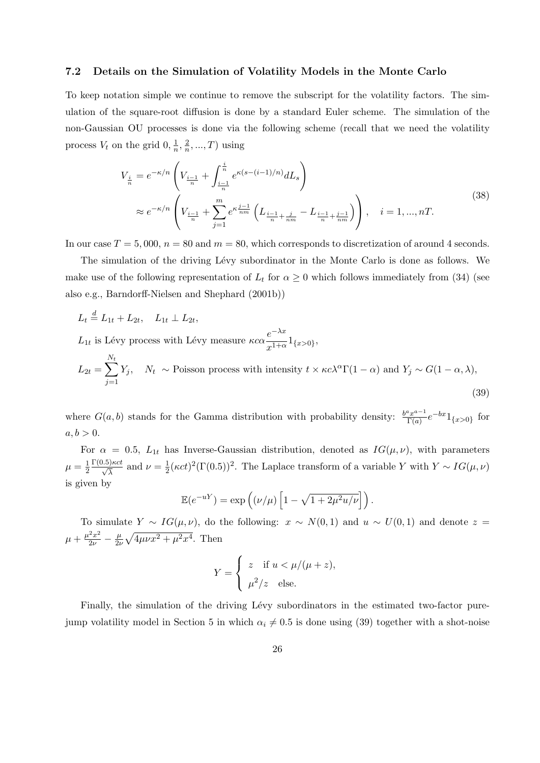### 7.2 Details on the Simulation of Volatility Models in the Monte Carlo

To keep notation simple we continue to remove the subscript for the volatility factors. The simulation of the square-root diffusion is done by a standard Euler scheme. The simulation of the non-Gaussian OU processes is done via the following scheme (recall that we need the volatility process $V_t$ on the grid $0, \frac{1}{n}, \frac{2}{n}, ..., T$) using

$$
\begin{aligned}
V_{\frac{i}{n}} &= e^{-\kappa/n}\left(V_{\frac{i-1}{n}} + \int_{\frac{i-1}{n}}^{\frac{i}{n}} e^{\kappa(s-(i-1)/n)} dL_s\right) \\
&\approx e^{-\kappa/n}\left(V_{\frac{i-1}{n}} + \sum_{j=1}^{m} e^{\kappa\frac{j-1}{nm}}\left(L_{\frac{i-1}{n}+\frac{j}{nm}} - L_{\frac{i-1}{n}+\frac{j-1}{nm}}\right)\right), \quad i = 1, ..., nT.
\end{aligned}
\tag{38}
$$

In our case $T = 5,000$, $n = 80$ and $m = 80$, which corresponds to discretization of around 4 seconds.

The simulation of the driving Lévy subordinator in the Monte Carlo is done as follows. We make use of the following representation of $L_t$ for $\alpha \geq 0$ which follows immediately from (34) (see also e.g., Barndorff-Nielsen and Shephard (2001b))

$$
\begin{aligned}
& L_t \stackrel{d}{=} L_{1t} + L_{2t}, \quad L_{1t} \perp L_{2t}, \\
& L_{1t} \text{ is Lévy process with Lévy measure } \kappa c \alpha \frac{e^{-\lambda x}}{x^{1+\alpha}} 1_{\{x>0\}}, \\
& L_{2t} = \sum_{j=1}^{N_t} Y_j, \quad N_t \sim \text{Poisson process with intensity } t \times \kappa c \lambda^{\alpha} \Gamma(1-\alpha) \text{ and } Y_j \sim G(1-\alpha, \lambda),
\end{aligned}
\tag{39}
$$

where $G(a, b)$ stands for the Gamma distribution with probability density: $\frac{b^a x^{a-1}}{\Gamma(a)} e^{-bx} 1_{\{x>0\}}$ for $a, b > 0$.

For $\alpha = 0.5$, $L_{1t}$ has Inverse-Gaussian distribution, denoted as $IG(\mu, \nu)$, with parameters $\mu = \frac{1}{2}\frac{\Gamma(0.5)\kappa c t}{\sqrt{\lambda}}$ and $\nu = \frac{1}{2}(\kappa c t)^2 (\Gamma(0.5))^2$. The Laplace transform of a variable $Y$ with $Y \sim IG(\mu, \nu)$ is given by

$$
\mathbb{E}(e^{-uY}) = \exp\left((\nu/\mu)\left[1 - \sqrt{1 + 2\mu^2 u/\nu}\right]\right).
$$

To simulate $Y \sim IG(\mu, \nu)$, do the following: $x \sim N(0, 1)$ and $u \sim U(0, 1)$ and denote $z = \mu + \frac{\mu^2 x^2}{2\nu} - \frac{\mu}{2\nu}\sqrt{4\mu\nu x^2 + \mu^2 x^4}$. Then

$$
Y = \begin{cases} z & \text{if } u < \mu/(\mu + z), \\ \mu^2/z & \text{else.} \end{cases}
$$

Finally, the simulation of the driving Lévy subordinators in the estimated two-factor pure-jump volatility model in Section 5 in which $\alpha_i \neq 0.5$ is done using (39) together with a shot-noise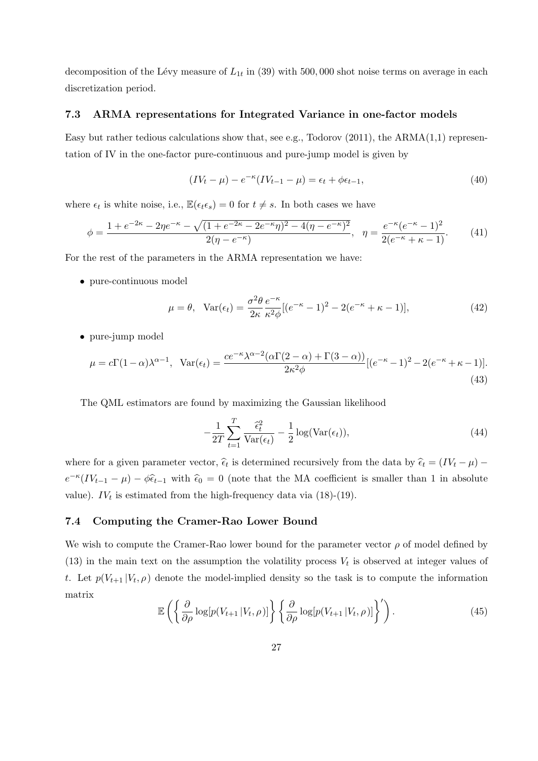decomposition of the Lévy measure of $L_{1t}$ in (39) with 500,000 shot noise terms on average in each discretization period.

### 7.3 ARMA representations for Integrated Variance in one-factor models

Easy but rather tedious calculations show that, see e.g., Todorov (2011), the ARMA(1,1) representation of IV in the one-factor pure-continuous and pure-jump model is given by

$$(IV_t - \mu) - e^{-\kappa}(IV_{t-1} - \mu) = \epsilon_t + \phi\epsilon_{t-1}, \tag{40}$$

where $\epsilon_t$ is white noise, i.e., $\mathbb{E}(\epsilon_t \epsilon_s) = 0$ for $t \neq s$. In both cases we have

$$\phi = \frac{1 + e^{-2\kappa} - 2\eta e^{-\kappa} - \sqrt{(1 + e^{-2\kappa} - 2e^{-\kappa}\eta)^2 - 4(\eta - e^{-\kappa})^2}}{2(\eta - e^{-\kappa})}, \quad \eta = \frac{e^{-\kappa}(e^{-\kappa} - 1)^2}{2(e^{-\kappa} + \kappa - 1)}. \tag{41}$$

For the rest of the parameters in the ARMA representation we have:

- pure-continuous model

$$\mu = \theta, \quad \text{Var}(\epsilon_t) = \frac{\sigma^2\theta}{2\kappa}\frac{e^{-\kappa}}{\kappa^2\phi}[(e^{-\kappa} - 1)^2 - 2(e^{-\kappa} + \kappa - 1)], \tag{42}$$

- pure-jump model

$$\mu = c\Gamma(1-\alpha)\lambda^{\alpha-1}, \quad \text{Var}(\epsilon_t) = \frac{ce^{-\kappa}\lambda^{\alpha-2}(\alpha\Gamma(2-\alpha) + \Gamma(3-\alpha))}{2\kappa^2\phi}[(e^{-\kappa} - 1)^2 - 2(e^{-\kappa} + \kappa - 1)]. \tag{43}$$

The QML estimators are found by maximizing the Gaussian likelihood

$$-\frac{1}{2T}\sum_{t=1}^{T}\frac{\widehat{\epsilon}_t^2}{\text{Var}(\epsilon_t)} - \frac{1}{2}\log(\text{Var}(\epsilon_t)), \tag{44}$$

where for a given parameter vector, $\widehat{\epsilon}_t$ is determined recursively from the data by $\widehat{\epsilon}_t = (IV_t - \mu) - e^{-\kappa}(IV_{t-1} - \mu) - \phi\widehat{\epsilon}_{t-1}$ with $\widehat{\epsilon}_0 = 0$ (note that the MA coefficient is smaller than 1 in absolute value). $IV_t$ is estimated from the high-frequency data via (18)-(19).

### 7.4 Computing the Cramer-Rao Lower Bound

We wish to compute the Cramer-Rao lower bound for the parameter vector $\rho$ of model defined by (13) in the main text on the assumption the volatility process $V_t$ is observed at integer values of $t$. Let $p(V_{t+1}\,|V_t, \rho)$ denote the model-implied density so the task is to compute the information matrix

$$\mathbb{E}\left(\left\{\frac{\partial}{\partial\rho}\log[p(V_{t+1}\,|V_t, \rho)]\right\}\left\{\frac{\partial}{\partial\rho}\log[p(V_{t+1}\,|V_t, \rho)]\right\}'\right). \tag{45}$$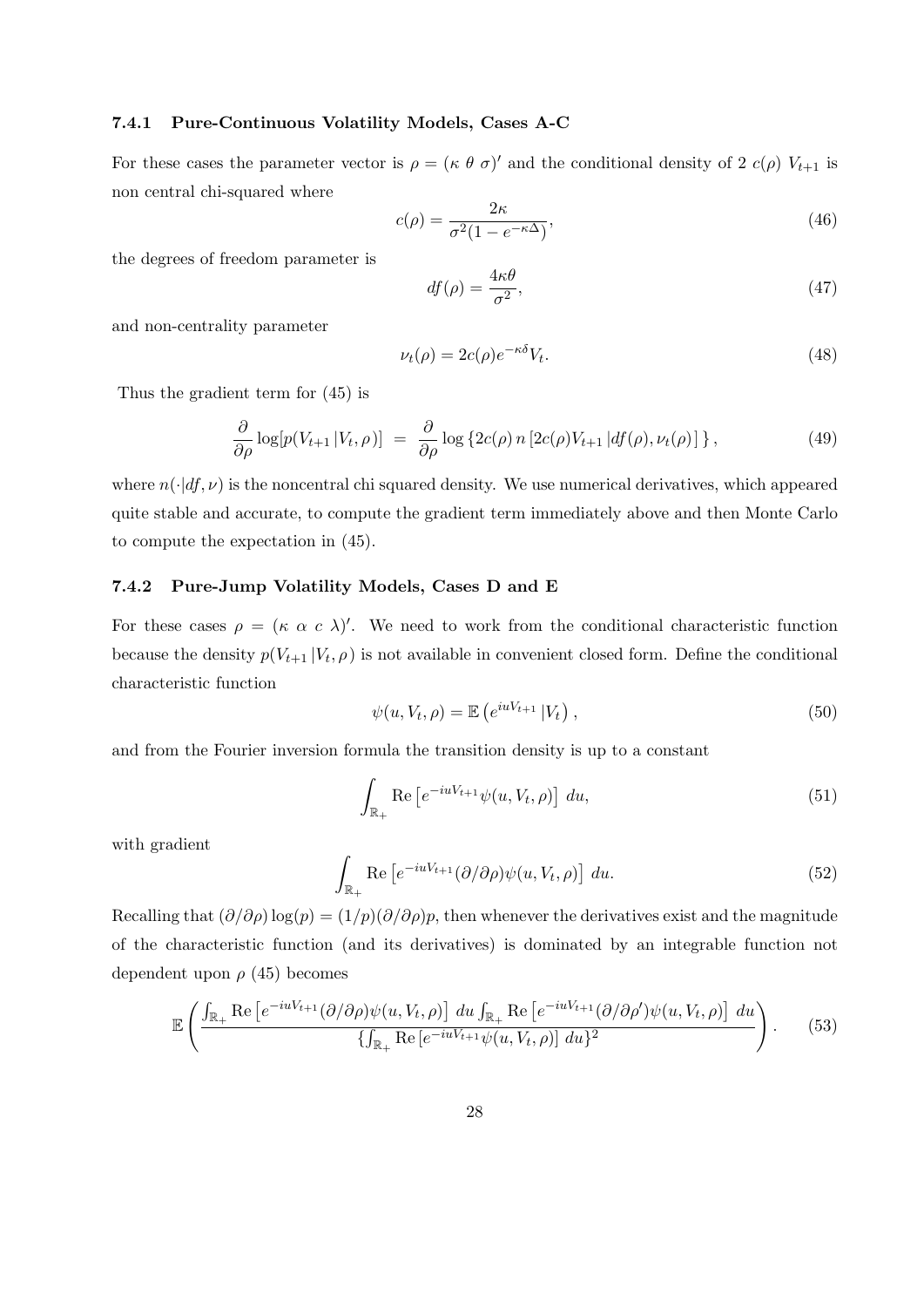#### 7.4.1 Pure-Continuous Volatility Models, Cases A-C

For these cases the parameter vector is $\rho = (\kappa \ \theta \ \sigma)'$ and the conditional density of $2 \ c(\rho) \ V_{t+1}$ is non central chi-squared where

$$c(\rho) = \frac{2\kappa}{\sigma^2(1 - e^{-\kappa\Delta})}, \tag{46}$$

the degrees of freedom parameter is

$$df(\rho) = \frac{4\kappa\theta}{\sigma^2}, \tag{47}$$

and non-centrality parameter

$$\nu_t(\rho) = 2c(\rho)e^{-\kappa\delta}V_t. \tag{48}$$

Thus the gradient term for (45) is

$$\frac{\partial}{\partial\rho}\log[p(V_{t+1}\,|V_t, \rho)] \;=\; \frac{\partial}{\partial\rho}\log\left\{2c(\rho)\, n\left[2c(\rho)V_{t+1}\,|df(\rho), \nu_t(\rho)\right]\right\}, \tag{49}$$

where $n(\cdot|df, \nu)$ is the noncentral chi squared density. We use numerical derivatives, which appeared quite stable and accurate, to compute the gradient term immediately above and then Monte Carlo to compute the expectation in (45).

#### 7.4.2 Pure-Jump Volatility Models, Cases D and E

For these cases $\rho = (\kappa \ \alpha \ c \ \lambda)'$. We need to work from the conditional characteristic function because the density $p(V_{t+1}\,|V_t, \rho)$ is not available in convenient closed form. Define the conditional characteristic function

$$\psi(u, V_t, \rho) = \mathbb{E}\left(e^{iuV_{t+1}}\,|V_t\right), \tag{50}$$

and from the Fourier inversion formula the transition density is up to a constant

$$\int_{\mathbb{R}_+} \text{Re}\left[e^{-iuV_{t+1}}\psi(u, V_t, \rho)\right]\, du, \tag{51}$$

with gradient

$$\int_{\mathbb{R}_+} \text{Re}\left[e^{-iuV_{t+1}}(\partial/\partial\rho)\psi(u, V_t, \rho)\right]\, du. \tag{52}$$

Recalling that $(\partial/\partial\rho)\log(p) = (1/p)(\partial/\partial\rho)p$, then whenever the derivatives exist and the magnitude of the characteristic function (and its derivatives) is dominated by an integrable function not dependent upon $\rho$ (45) becomes

$$\mathbb{E}\left(\frac{\int_{\mathbb{R}_+} \text{Re}\left[e^{-iuV_{t+1}}(\partial/\partial\rho)\psi(u, V_t, \rho)\right]\, du \int_{\mathbb{R}_+} \text{Re}\left[e^{-iuV_{t+1}}(\partial/\partial\rho')\psi(u, V_t, \rho)\right]\, du}{\{\int_{\mathbb{R}_+} \text{Re}\left[e^{-iuV_{t+1}}\psi(u, V_t, \rho)\right]\, du\}^2}\right). \tag{53}$$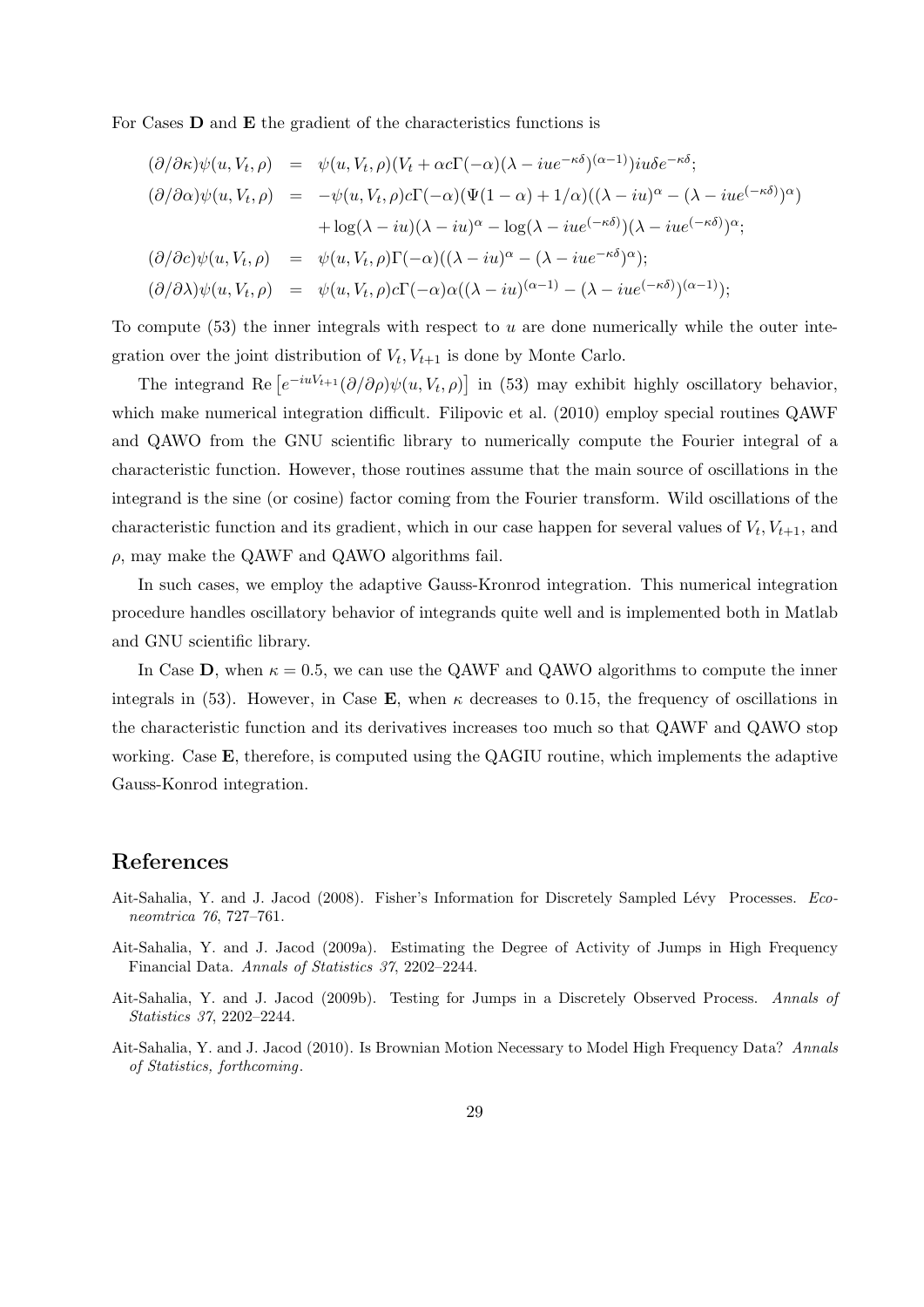For Cases **D** and **E** the gradient of the characteristics functions is

$$
\begin{aligned}
(\partial/\partial\kappa)\psi(u, V_t, \rho) &= \psi(u, V_t, \rho)(V_t + \alpha c\Gamma(-\alpha)(\lambda - iue^{-\kappa\delta})^{(\alpha-1)})iu\delta e^{-\kappa\delta}; \\
(\partial/\partial\alpha)\psi(u, V_t, \rho) &= -\psi(u, V_t, \rho)c\Gamma(-\alpha)(\Psi(1-\alpha) + 1/\alpha)((\lambda - iu)^{\alpha} - (\lambda - iue^{(-\kappa\delta)})^{\alpha}) \\
&\quad + \log(\lambda - iu)(\lambda - iu)^{\alpha} - \log(\lambda - iue^{(-\kappa\delta)})(\lambda - iue^{(-\kappa\delta)})^{\alpha}; \\
(\partial/\partial c)\psi(u, V_t, \rho) &= \psi(u, V_t, \rho)\Gamma(-\alpha)((\lambda - iu)^{\alpha} - (\lambda - iue^{-\kappa\delta})^{\alpha}); \\
(\partial/\partial\lambda)\psi(u, V_t, \rho) &= \psi(u, V_t, \rho)c\Gamma(-\alpha)\alpha((\lambda - iu)^{(\alpha-1)} - (\lambda - iue^{(-\kappa\delta)})^{(\alpha-1)});
\end{aligned}
$$

To compute (53) the inner integrals with respect to $u$ are done numerically while the outer integration over the joint distribution of $V_t, V_{t+1}$ is done by Monte Carlo.

The integrand $\operatorname{Re}\left[e^{-iuV_{t+1}}(\partial/\partial\rho)\psi(u, V_t, \rho)\right]$ in (53) may exhibit highly oscillatory behavior, which make numerical integration difficult. Filipovic et al. (2010) employ special routines QAWF and QAWO from the GNU scientific library to numerically compute the Fourier integral of a characteristic function. However, those routines assume that the main source of oscillations in the integrand is the sine (or cosine) factor coming from the Fourier transform. Wild oscillations of the characteristic function and its gradient, which in our case happen for several values of $V_t, V_{t+1}$, and $\rho$, may make the QAWF and QAWO algorithms fail.

In such cases, we employ the adaptive Gauss-Kronrod integration. This numerical integration procedure handles oscillatory behavior of integrands quite well and is implemented both in Matlab and GNU scientific library.

In Case **D**, when $\kappa = 0.5$, we can use the QAWF and QAWO algorithms to compute the inner integrals in (53). However, in Case **E**, when $\kappa$ decreases to 0.15, the frequency of oscillations in the characteristic function and its derivatives increases too much so that QAWF and QAWO stop working. Case **E**, therefore, is computed using the QAGIU routine, which implements the adaptive Gauss-Konrod integration.

## References

Ait-Sahalia, Y. and J. Jacod (2008). Fisher's Information for Discretely Sampled Lévy Processes. *Econeomtrica 76*, 727–761.

Ait-Sahalia, Y. and J. Jacod (2009a). Estimating the Degree of Activity of Jumps in High Frequency Financial Data. *Annals of Statistics 37*, 2202–2244.

Ait-Sahalia, Y. and J. Jacod (2009b). Testing for Jumps in a Discretely Observed Process. *Annals of Statistics 37*, 2202–2244.

Ait-Sahalia, Y. and J. Jacod (2010). Is Brownian Motion Necessary to Model High Frequency Data? *Annals of Statistics, forthcoming*.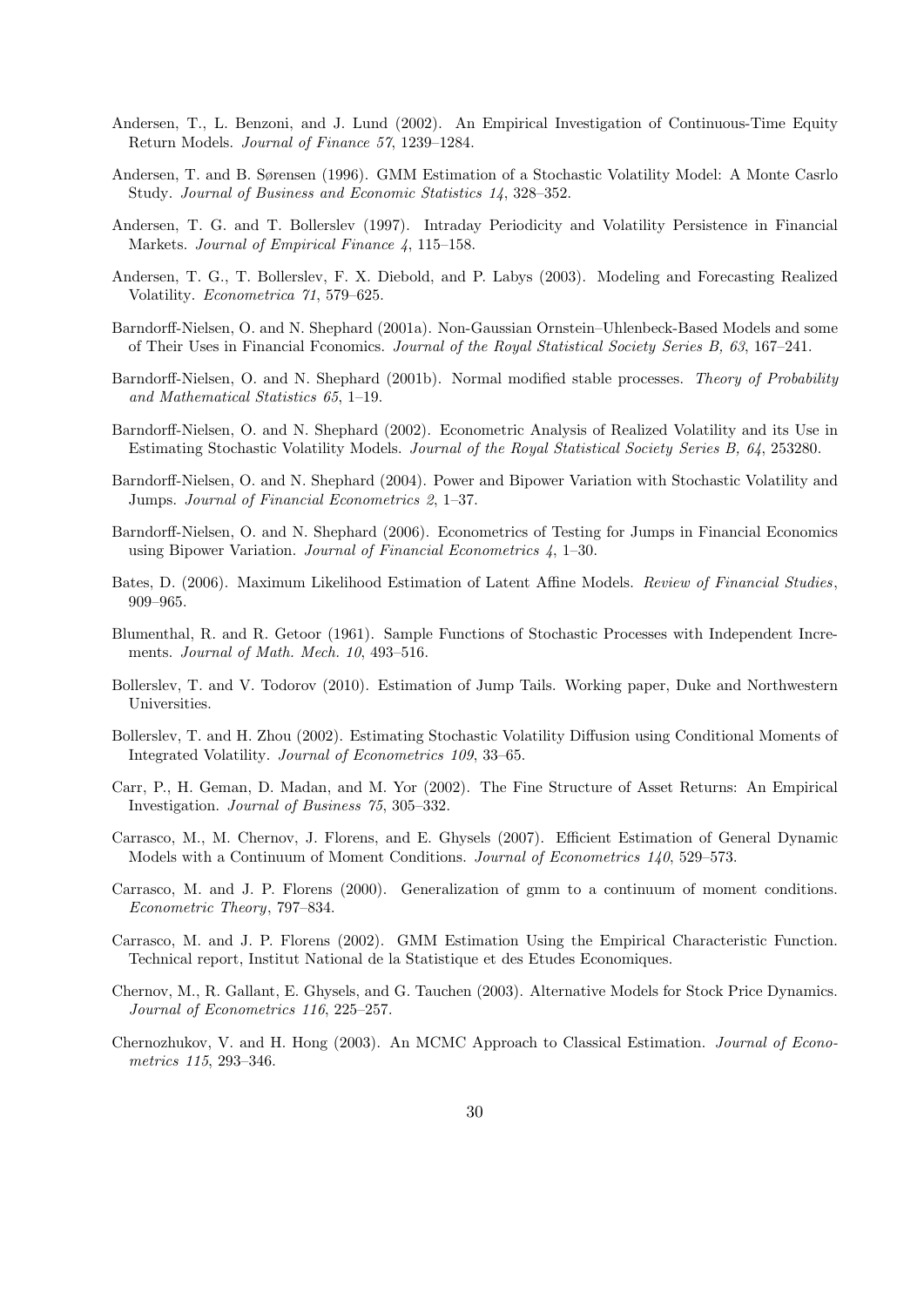Andersen, T., L. Benzoni, and J. Lund (2002). An Empirical Investigation of Continuous-Time Equity Return Models. *Journal of Finance 57*, 1239–1284.

Andersen, T. and B. Sørensen (1996). GMM Estimation of a Stochastic Volatility Model: A Monte Casrlo Study. *Journal of Business and Economic Statistics 14*, 328–352.

Andersen, T. G. and T. Bollerslev (1997). Intraday Periodicity and Volatility Persistence in Financial Markets. *Journal of Empirical Finance 4*, 115–158.

Andersen, T. G., T. Bollerslev, F. X. Diebold, and P. Labys (2003). Modeling and Forecasting Realized Volatility. *Econometrica 71*, 579–625.

Barndorff-Nielsen, O. and N. Shephard (2001a). Non-Gaussian Ornstein–Uhlenbeck-Based Models and some of Their Uses in Financial Fconomics. *Journal of the Royal Statistical Society Series B, 63*, 167–241.

Barndorff-Nielsen, O. and N. Shephard (2001b). Normal modified stable processes. *Theory of Probability and Mathematical Statistics 65*, 1–19.

Barndorff-Nielsen, O. and N. Shephard (2002). Econometric Analysis of Realized Volatility and its Use in Estimating Stochastic Volatility Models. *Journal of the Royal Statistical Society Series B, 64*, 253280.

Barndorff-Nielsen, O. and N. Shephard (2004). Power and Bipower Variation with Stochastic Volatility and Jumps. *Journal of Financial Econometrics 2*, 1–37.

Barndorff-Nielsen, O. and N. Shephard (2006). Econometrics of Testing for Jumps in Financial Economics using Bipower Variation. *Journal of Financial Econometrics 4*, 1–30.

Bates, D. (2006). Maximum Likelihood Estimation of Latent Affine Models. *Review of Financial Studies*, 909–965.

Blumenthal, R. and R. Getoor (1961). Sample Functions of Stochastic Processes with Independent Increments. *Journal of Math. Mech. 10*, 493–516.

Bollerslev, T. and V. Todorov (2010). Estimation of Jump Tails. Working paper, Duke and Northwestern Universities.

Bollerslev, T. and H. Zhou (2002). Estimating Stochastic Volatility Diffusion using Conditional Moments of Integrated Volatility. *Journal of Econometrics 109*, 33–65.

Carr, P., H. Geman, D. Madan, and M. Yor (2002). The Fine Structure of Asset Returns: An Empirical Investigation. *Journal of Business 75*, 305–332.

Carrasco, M., M. Chernov, J. Florens, and E. Ghysels (2007). Efficient Estimation of General Dynamic Models with a Continuum of Moment Conditions. *Journal of Econometrics 140*, 529–573.

Carrasco, M. and J. P. Florens (2000). Generalization of gmm to a continuum of moment conditions. *Econometric Theory*, 797–834.

Carrasco, M. and J. P. Florens (2002). GMM Estimation Using the Empirical Characteristic Function. Technical report, Institut National de la Statistique et des Etudes Economiques.

Chernov, M., R. Gallant, E. Ghysels, and G. Tauchen (2003). Alternative Models for Stock Price Dynamics. *Journal of Econometrics 116*, 225–257.

Chernozhukov, V. and H. Hong (2003). An MCMC Approach to Classical Estimation. *Journal of Econometrics 115*, 293–346.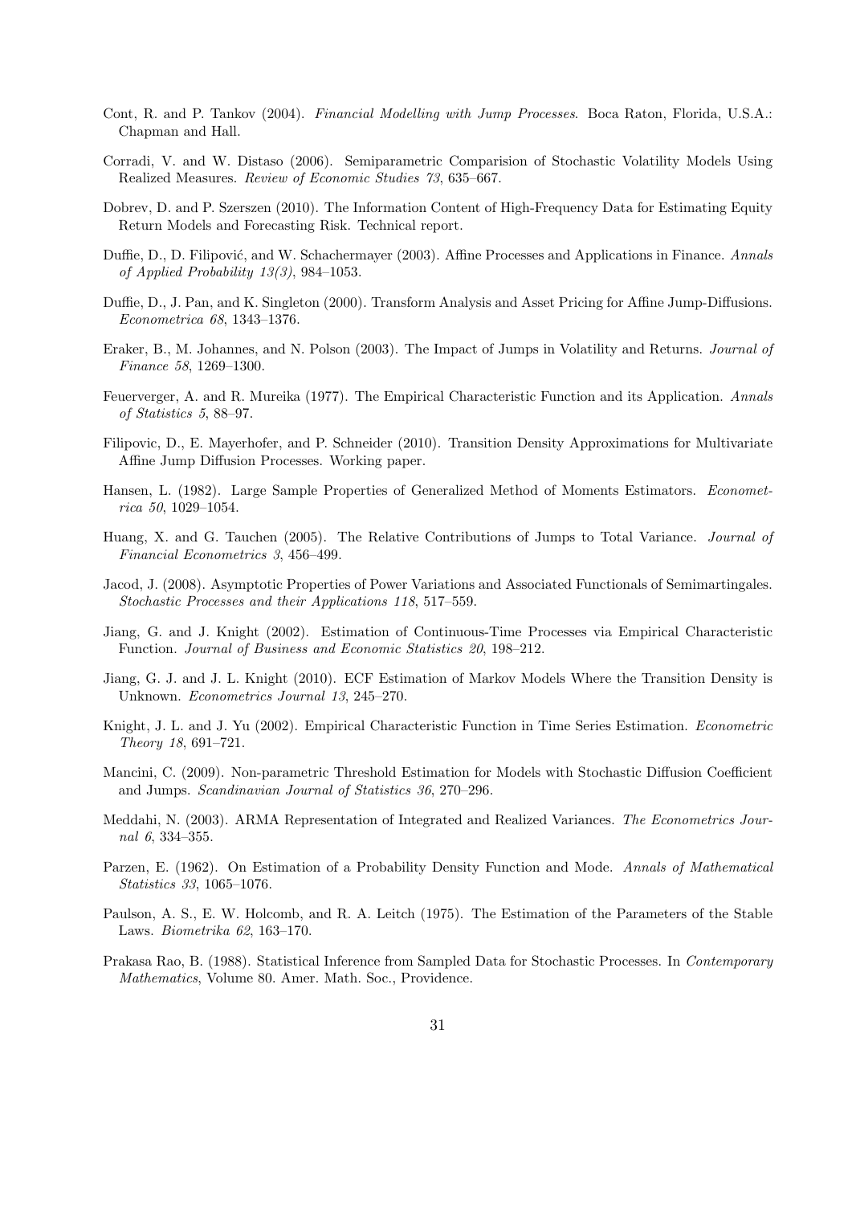Cont, R. and P. Tankov (2004). *Financial Modelling with Jump Processes*. Boca Raton, Florida, U.S.A.: Chapman and Hall.

Corradi, V. and W. Distaso (2006). Semiparametric Comparision of Stochastic Volatility Models Using Realized Measures. *Review of Economic Studies 73*, 635–667.

Dobrev, D. and P. Szerszen (2010). The Information Content of High-Frequency Data for Estimating Equity Return Models and Forecasting Risk. Technical report.

Duffie, D., D. Filipović, and W. Schachermayer (2003). Affine Processes and Applications in Finance. *Annals of Applied Probability 13(3)*, 984–1053.

Duffie, D., J. Pan, and K. Singleton (2000). Transform Analysis and Asset Pricing for Affine Jump-Diffusions. *Econometrica 68*, 1343–1376.

Eraker, B., M. Johannes, and N. Polson (2003). The Impact of Jumps in Volatility and Returns. *Journal of Finance 58*, 1269–1300.

Feuerverger, A. and R. Mureika (1977). The Empirical Characteristic Function and its Application. *Annals of Statistics 5*, 88–97.

Filipovic, D., E. Mayerhofer, and P. Schneider (2010). Transition Density Approximations for Multivariate Affine Jump Diffusion Processes. Working paper.

Hansen, L. (1982). Large Sample Properties of Generalized Method of Moments Estimators. *Econometrica 50*, 1029–1054.

Huang, X. and G. Tauchen (2005). The Relative Contributions of Jumps to Total Variance. *Journal of Financial Econometrics 3*, 456–499.

Jacod, J. (2008). Asymptotic Properties of Power Variations and Associated Functionals of Semimartingales. *Stochastic Processes and their Applications 118*, 517–559.

Jiang, G. and J. Knight (2002). Estimation of Continuous-Time Processes via Empirical Characteristic Function. *Journal of Business and Economic Statistics 20*, 198–212.

Jiang, G. J. and J. L. Knight (2010). ECF Estimation of Markov Models Where the Transition Density is Unknown. *Econometrics Journal 13*, 245–270.

Knight, J. L. and J. Yu (2002). Empirical Characteristic Function in Time Series Estimation. *Econometric Theory 18*, 691–721.

Mancini, C. (2009). Non-parametric Threshold Estimation for Models with Stochastic Diffusion Coefficient and Jumps. *Scandinavian Journal of Statistics 36*, 270–296.

Meddahi, N. (2003). ARMA Representation of Integrated and Realized Variances. *The Econometrics Journal 6*, 334–355.

Parzen, E. (1962). On Estimation of a Probability Density Function and Mode. *Annals of Mathematical Statistics 33*, 1065–1076.

Paulson, A. S., E. W. Holcomb, and R. A. Leitch (1975). The Estimation of the Parameters of the Stable Laws. *Biometrika 62*, 163–170.

Prakasa Rao, B. (1988). Statistical Inference from Sampled Data for Stochastic Processes. In *Contemporary Mathematics*, Volume 80. Amer. Math. Soc., Providence.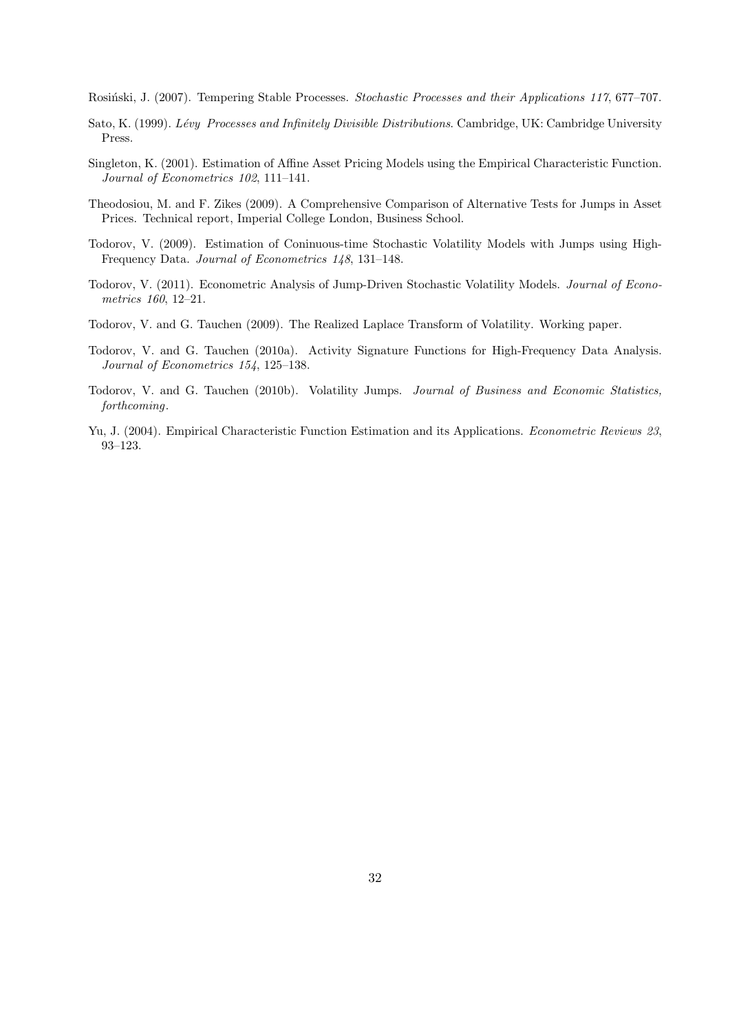Rosiński, J. (2007). Tempering Stable Processes. *Stochastic Processes and their Applications 117*, 677–707.

Sato, K. (1999). *Lévy Processes and Infinitely Divisible Distributions*. Cambridge, UK: Cambridge University Press.

Singleton, K. (2001). Estimation of Affine Asset Pricing Models using the Empirical Characteristic Function. *Journal of Econometrics 102*, 111–141.

Theodosiou, M. and F. Zikes (2009). A Comprehensive Comparison of Alternative Tests for Jumps in Asset Prices. Technical report, Imperial College London, Business School.

Todorov, V. (2009). Estimation of Coninuous-time Stochastic Volatility Models with Jumps using High-Frequency Data. *Journal of Econometrics 148*, 131–148.

Todorov, V. (2011). Econometric Analysis of Jump-Driven Stochastic Volatility Models. *Journal of Econometrics 160*, 12–21.

Todorov, V. and G. Tauchen (2009). The Realized Laplace Transform of Volatility. Working paper.

Todorov, V. and G. Tauchen (2010a). Activity Signature Functions for High-Frequency Data Analysis. *Journal of Econometrics 154*, 125–138.

Todorov, V. and G. Tauchen (2010b). Volatility Jumps. *Journal of Business and Economic Statistics, forthcoming*.

Yu, J. (2004). Empirical Characteristic Function Estimation and its Applications. *Econometric Reviews 23*, 93–123.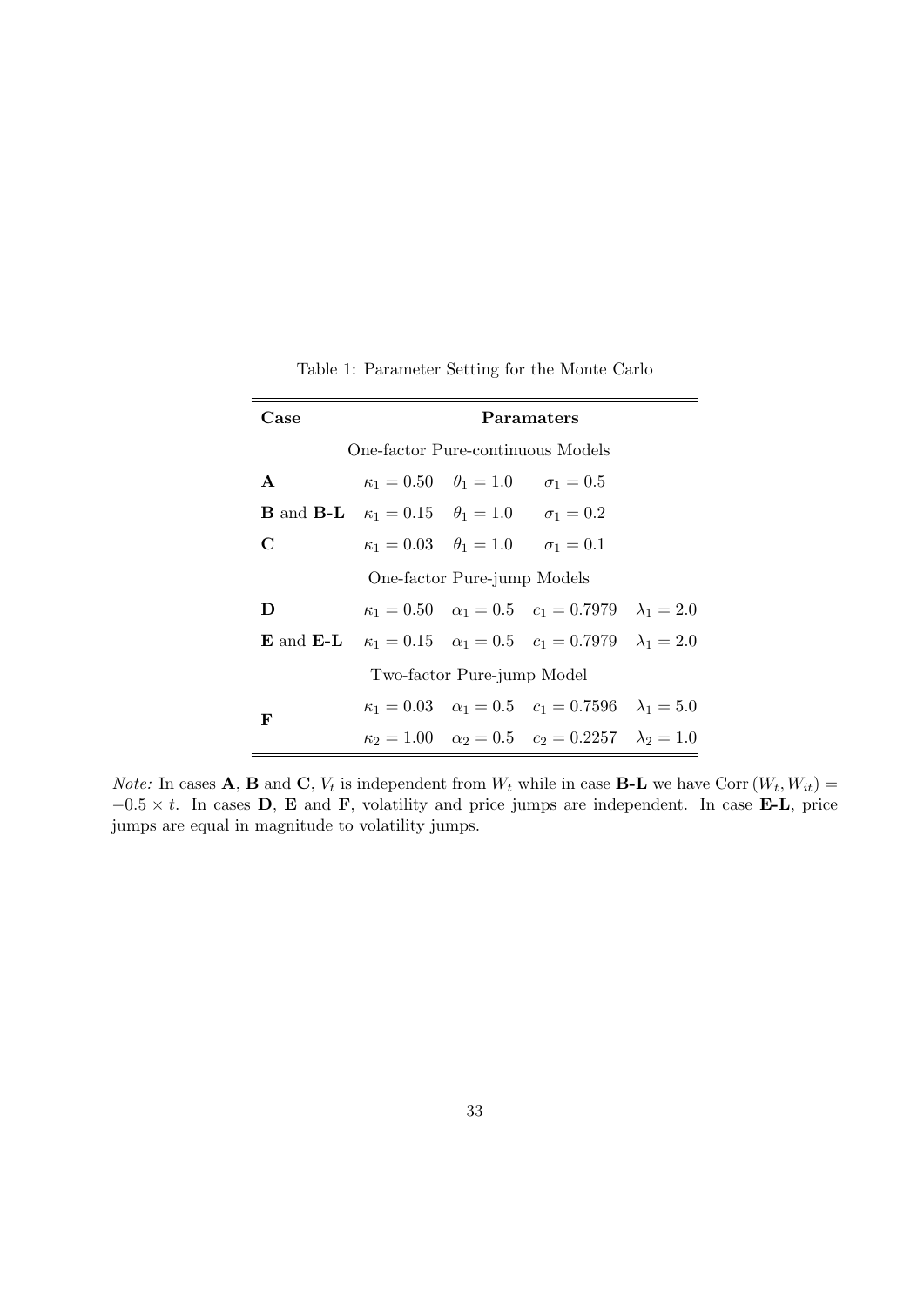Table 1: Parameter Setting for the Monte Carlo

| Case | Paramaters | | | |
|---|---|---|---|---|
| | One-factor Pure-continuous Models | | | |
| **A** | $\kappa_1 = 0.50$ | $\theta_1 = 1.0$ | $\sigma_1 = 0.5$ | |
| **B** and **B-L** | $\kappa_1 = 0.15$ | $\theta_1 = 1.0$ | $\sigma_1 = 0.2$ | |
| **C** | $\kappa_1 = 0.03$ | $\theta_1 = 1.0$ | $\sigma_1 = 0.1$ | |
| | One-factor Pure-jump Models | | | |
| **D** | $\kappa_1 = 0.50$ | $\alpha_1 = 0.5$ | $c_1 = 0.7979$ | $\lambda_1 = 2.0$ |
| **E** and **E-L** | $\kappa_1 = 0.15$ | $\alpha_1 = 0.5$ | $c_1 = 0.7979$ | $\lambda_1 = 2.0$ |
| | Two-factor Pure-jump Model | | | |
| **F** | $\kappa_1 = 0.03$ | $\alpha_1 = 0.5$ | $c_1 = 0.7596$ | $\lambda_1 = 5.0$ |
| | $\kappa_2 = 1.00$ | $\alpha_2 = 0.5$ | $c_2 = 0.2257$ | $\lambda_2 = 1.0$ |

*Note:* In cases **A**, **B** and **C**, $V_t$ is independent from $W_t$ while in case **B-L** we have $\text{Corr}\,(W_t, W_{it}) = -0.5 \times t$. In cases **D**, **E** and **F**, volatility and price jumps are independent. In case **E-L**, price jumps are equal in magnitude to volatility jumps.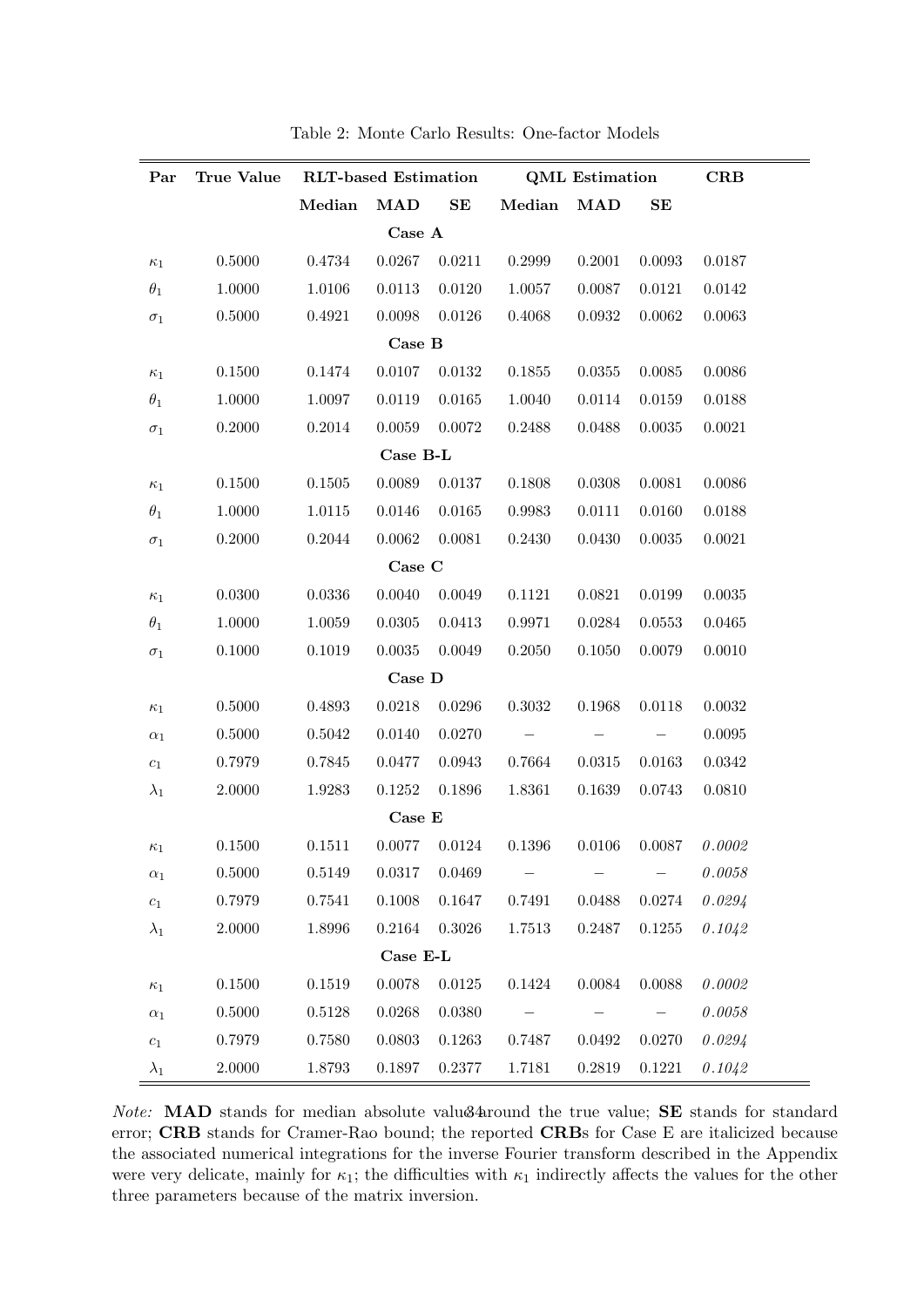Table 2: Monte Carlo Results: One-factor Models

| Par | True Value | RLT-based Estimation | | | QML Estimation | | | CRB |
|---|---|---|---|---|---|---|---|---|
| | | Median | MAD | SE | Median | MAD | SE | |
| | | | **Case A** | | | | | |
| $\kappa_1$ | 0.5000 | 0.4734 | 0.0267 | 0.0211 | 0.2999 | 0.2001 | 0.0093 | 0.0187 |
| $\theta_1$ | 1.0000 | 1.0106 | 0.0113 | 0.0120 | 1.0057 | 0.0087 | 0.0121 | 0.0142 |
| $\sigma_1$ | 0.5000 | 0.4921 | 0.0098 | 0.0126 | 0.4068 | 0.0932 | 0.0062 | 0.0063 |
| | | | **Case B** | | | | | |
| $\kappa_1$ | 0.1500 | 0.1474 | 0.0107 | 0.0132 | 0.1855 | 0.0355 | 0.0085 | 0.0086 |
| $\theta_1$ | 1.0000 | 1.0097 | 0.0119 | 0.0165 | 1.0040 | 0.0114 | 0.0159 | 0.0188 |
| $\sigma_1$ | 0.2000 | 0.2014 | 0.0059 | 0.0072 | 0.2488 | 0.0488 | 0.0035 | 0.0021 |
| | | | **Case B-L** | | | | | |
| $\kappa_1$ | 0.1500 | 0.1505 | 0.0089 | 0.0137 | 0.1808 | 0.0308 | 0.0081 | 0.0086 |
| $\theta_1$ | 1.0000 | 1.0115 | 0.0146 | 0.0165 | 0.9983 | 0.0111 | 0.0160 | 0.0188 |
| $\sigma_1$ | 0.2000 | 0.2044 | 0.0062 | 0.0081 | 0.2430 | 0.0430 | 0.0035 | 0.0021 |
| | | | **Case C** | | | | | |
| $\kappa_1$ | 0.0300 | 0.0336 | 0.0040 | 0.0049 | 0.1121 | 0.0821 | 0.0199 | 0.0035 |
| $\theta_1$ | 1.0000 | 1.0059 | 0.0305 | 0.0413 | 0.9971 | 0.0284 | 0.0553 | 0.0465 |
| $\sigma_1$ | 0.1000 | 0.1019 | 0.0035 | 0.0049 | 0.2050 | 0.1050 | 0.0079 | 0.0010 |
| | | | **Case D** | | | | | |
| $\kappa_1$ | 0.5000 | 0.4893 | 0.0218 | 0.0296 | 0.3032 | 0.1968 | 0.0118 | 0.0032 |
| $\alpha_1$ | 0.5000 | 0.5042 | 0.0140 | 0.0270 | – | – | – | 0.0095 |
| $c_1$ | 0.7979 | 0.7845 | 0.0477 | 0.0943 | 0.7664 | 0.0315 | 0.0163 | 0.0342 |
| $\lambda_1$ | 2.0000 | 1.9283 | 0.1252 | 0.1896 | 1.8361 | 0.1639 | 0.0743 | 0.0810 |
| | | | **Case E** | | | | | |
| $\kappa_1$ | 0.1500 | 0.1511 | 0.0077 | 0.0124 | 0.1396 | 0.0106 | 0.0087 | *0.0002* |
| $\alpha_1$ | 0.5000 | 0.5149 | 0.0317 | 0.0469 | – | – | – | *0.0058* |
| $c_1$ | 0.7979 | 0.7541 | 0.1008 | 0.1647 | 0.7491 | 0.0488 | 0.0274 | *0.0294* |
| $\lambda_1$ | 2.0000 | 1.8996 | 0.2164 | 0.3026 | 1.7513 | 0.2487 | 0.1255 | *0.1042* |
| | | | **Case E-L** | | | | | |
| $\kappa_1$ | 0.1500 | 0.1519 | 0.0078 | 0.0125 | 0.1424 | 0.0084 | 0.0088 | *0.0002* |
| $\alpha_1$ | 0.5000 | 0.5128 | 0.0268 | 0.0380 | – | – | – | *0.0058* |
| $c_1$ | 0.7979 | 0.7580 | 0.0803 | 0.1263 | 0.7487 | 0.0492 | 0.0270 | *0.0294* |
| $\lambda_1$ | 2.0000 | 1.8793 | 0.1897 | 0.2377 | 1.7181 | 0.2819 | 0.1221 | *0.1042* |

*Note:* **MAD** stands for median absolute value around the true value; **SE** stands for standard error; **CRB** stands for Cramer-Rao bound; the reported **CRB**s for Case E are italicized because the associated numerical integrations for the inverse Fourier transform described in the Appendix were very delicate, mainly for $\kappa_1$; the difficulties with $\kappa_1$ indirectly affects the values for the other three parameters because of the matrix inversion.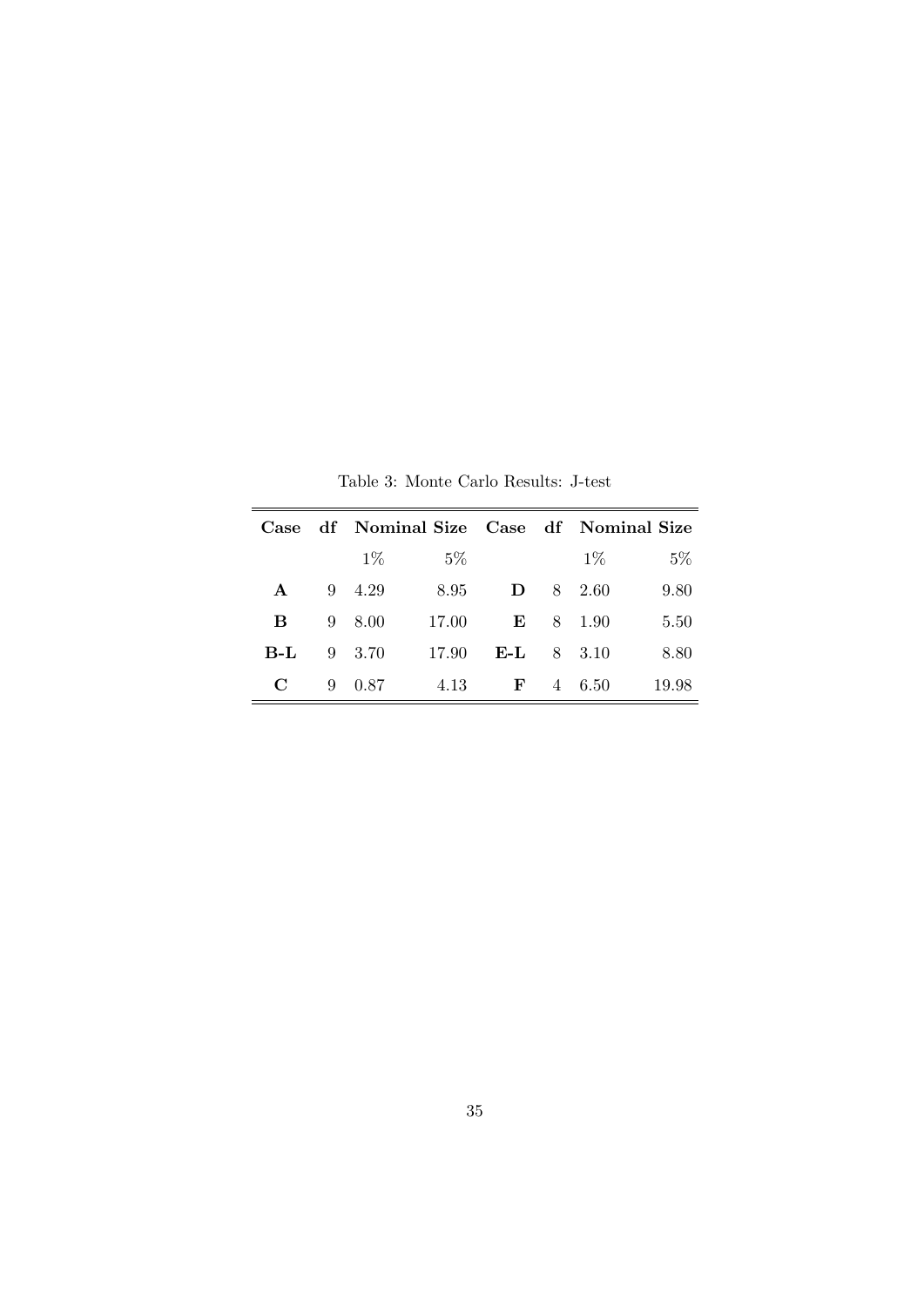Table 3: Monte Carlo Results: J-test

| **Case** | **df** | **Nominal Size** | | **Case** | **df** | **Nominal Size** | |
|---|---|---|---|---|---|---|---|
| | | 1% | 5% | | | 1% | 5% |
| **A** | 9 | 4.29 | 8.95 | **D** | 8 | 2.60 | 9.80 |
| **B** | 9 | 8.00 | 17.00 | **E** | 8 | 1.90 | 5.50 |
| **B-L** | 9 | 3.70 | 17.90 | **E-L** | 8 | 3.10 | 8.80 |
| **C** | 9 | 0.87 | 4.13 | **F** | 4 | 6.50 | 19.98 |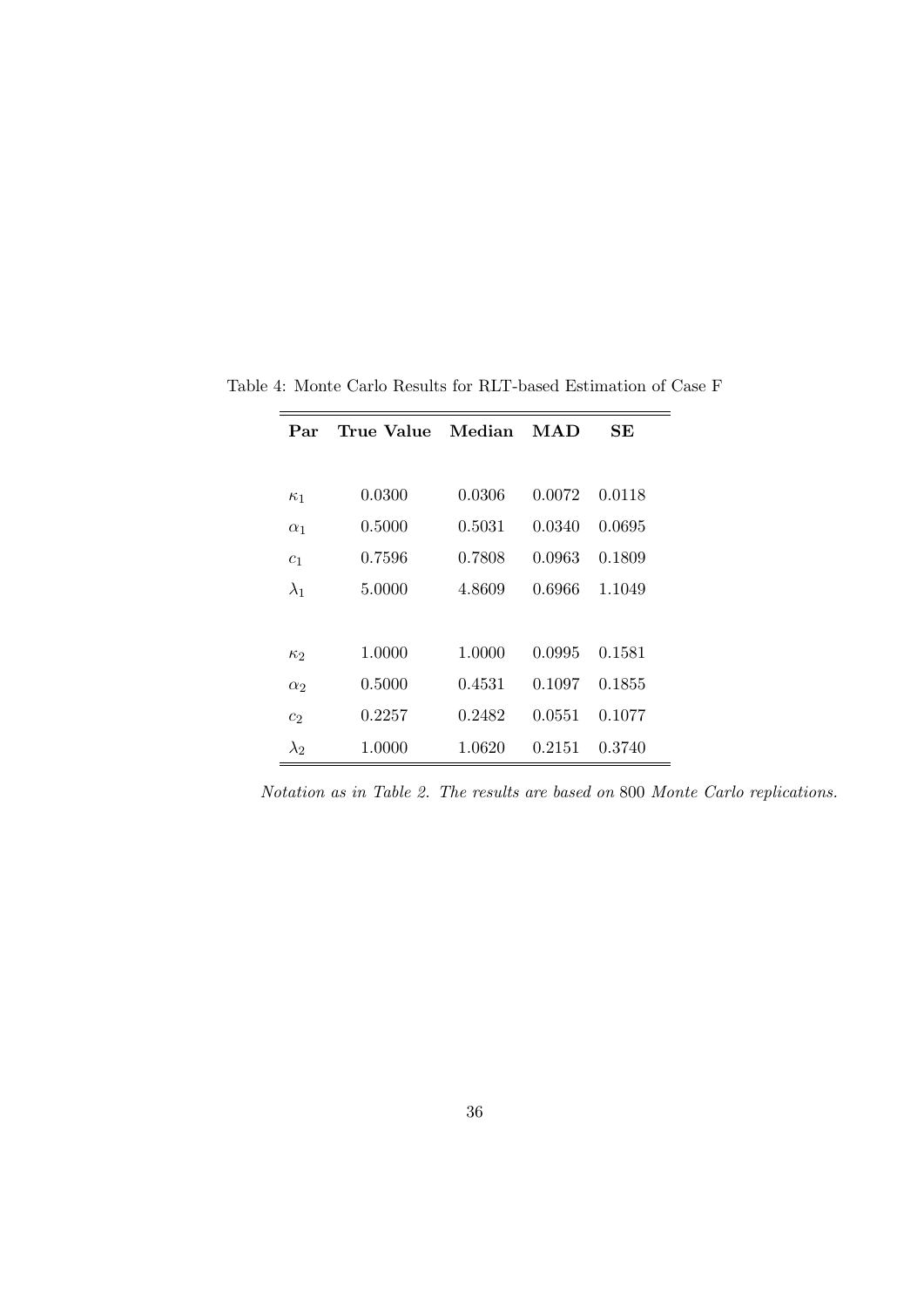Table 4: Monte Carlo Results for RLT-based Estimation of Case F

| **Par** | **True Value** | **Median** | **MAD** | **SE** |
|---|---|---|---|---|
| $\kappa_1$ | 0.0300 | 0.0306 | 0.0072 | 0.0118 |
| $\alpha_1$ | 0.5000 | 0.5031 | 0.0340 | 0.0695 |
| $c_1$ | 0.7596 | 0.7808 | 0.0963 | 0.1809 |
| $\lambda_1$ | 5.0000 | 4.8609 | 0.6966 | 1.1049 |
| $\kappa_2$ | 1.0000 | 1.0000 | 0.0995 | 0.1581 |
| $\alpha_2$ | 0.5000 | 0.4531 | 0.1097 | 0.1855 |
| $c_2$ | 0.2257 | 0.2482 | 0.0551 | 0.1077 |
| $\lambda_2$ | 1.0000 | 1.0620 | 0.2151 | 0.3740 |

*Notation as in Table 2. The results are based on* 800 *Monte Carlo replications.*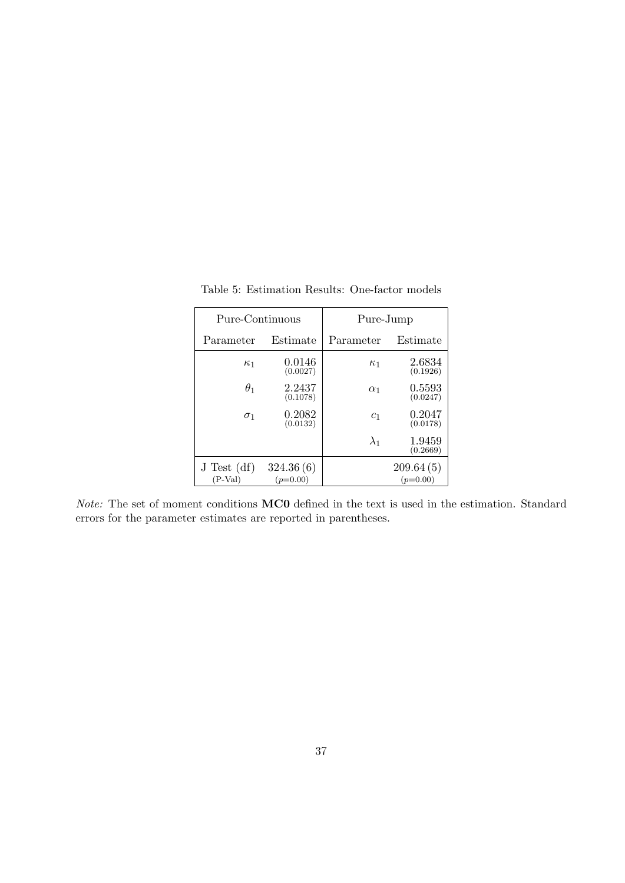Table 5: Estimation Results: One-factor models

| Pure-Continuous | | Pure-Jump | |
|---|---|---|---|
| Parameter | Estimate | Parameter | Estimate |
| $\kappa_1$ | 0.0146 (0.0027) | $\kappa_1$ | 2.6834 (0.1926) |
| $\theta_1$ | 2.2437 (0.1078) | $\alpha_1$ | 0.5593 (0.0247) |
| $\sigma_1$ | 0.2082 (0.0132) | $c_1$ | 0.2047 (0.0178) |
| | | $\lambda_1$ | 1.9459 (0.2669) |
| J Test (df) (P-Val) | 324.36 (6) ($p$=0.00) | | 209.64 (5) ($p$=0.00) |

*Note:* The set of moment conditions **MC0** defined in the text is used in the estimation. Standard errors for the parameter estimates are reported in parentheses.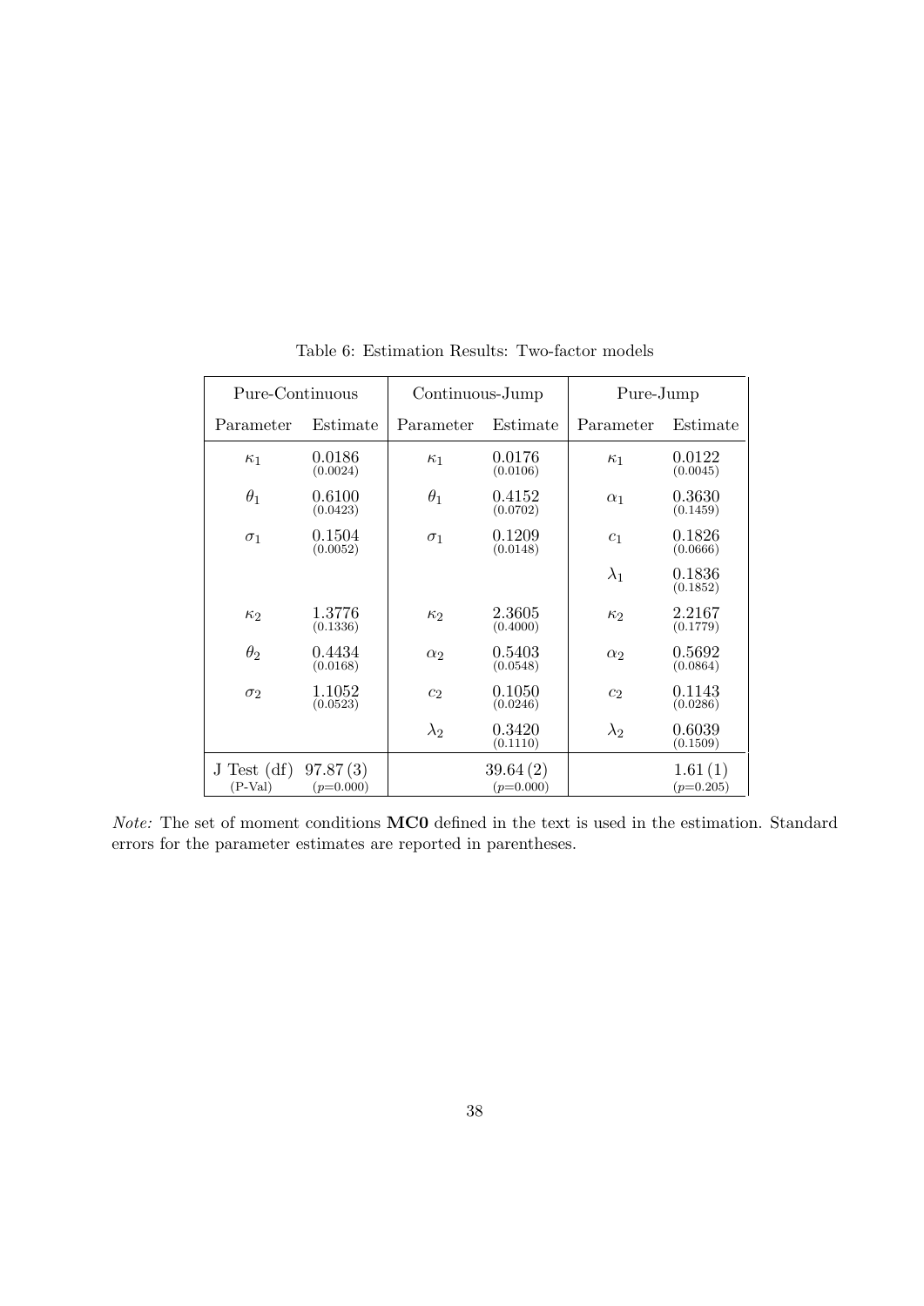Table 6: Estimation Results: Two-factor models

| Pure-Continuous | | Continuous-Jump | | Pure-Jump | |
|---|---|---|---|---|---|
| Parameter | Estimate | Parameter | Estimate | Parameter | Estimate |
| $\kappa_1$ | 0.0186 (0.0024) | $\kappa_1$ | 0.0176 (0.0106) | $\kappa_1$ | 0.0122 (0.0045) |
| $\theta_1$ | 0.6100 (0.0423) | $\theta_1$ | 0.4152 (0.0702) | $\alpha_1$ | 0.3630 (0.1459) |
| $\sigma_1$ | 0.1504 (0.0052) | $\sigma_1$ | 0.1209 (0.0148) | $c_1$ | 0.1826 (0.0666) |
| | | | | $\lambda_1$ | 0.1836 (0.1852) |
| $\kappa_2$ | 1.3776 (0.1336) | $\kappa_2$ | 2.3605 (0.4000) | $\kappa_2$ | 2.2167 (0.1779) |
| $\theta_2$ | 0.4434 (0.0168) | $\alpha_2$ | 0.5403 (0.0548) | $\alpha_2$ | 0.5692 (0.0864) |
| $\sigma_2$ | 1.1052 (0.0523) | $c_2$ | 0.1050 (0.0246) | $c_2$ | 0.1143 (0.0286) |
| | | $\lambda_2$ | 0.3420 (0.1110) | $\lambda_2$ | 0.6039 (0.1509) |
| J Test (df) (P-Val) | 97.87 (3) ($p$=0.000) | | 39.64 (2) ($p$=0.000) | | 1.61 (1) ($p$=0.205) |

*Note:* The set of moment conditions **MC0** defined in the text is used in the estimation. Standard errors for the parameter estimates are reported in parentheses.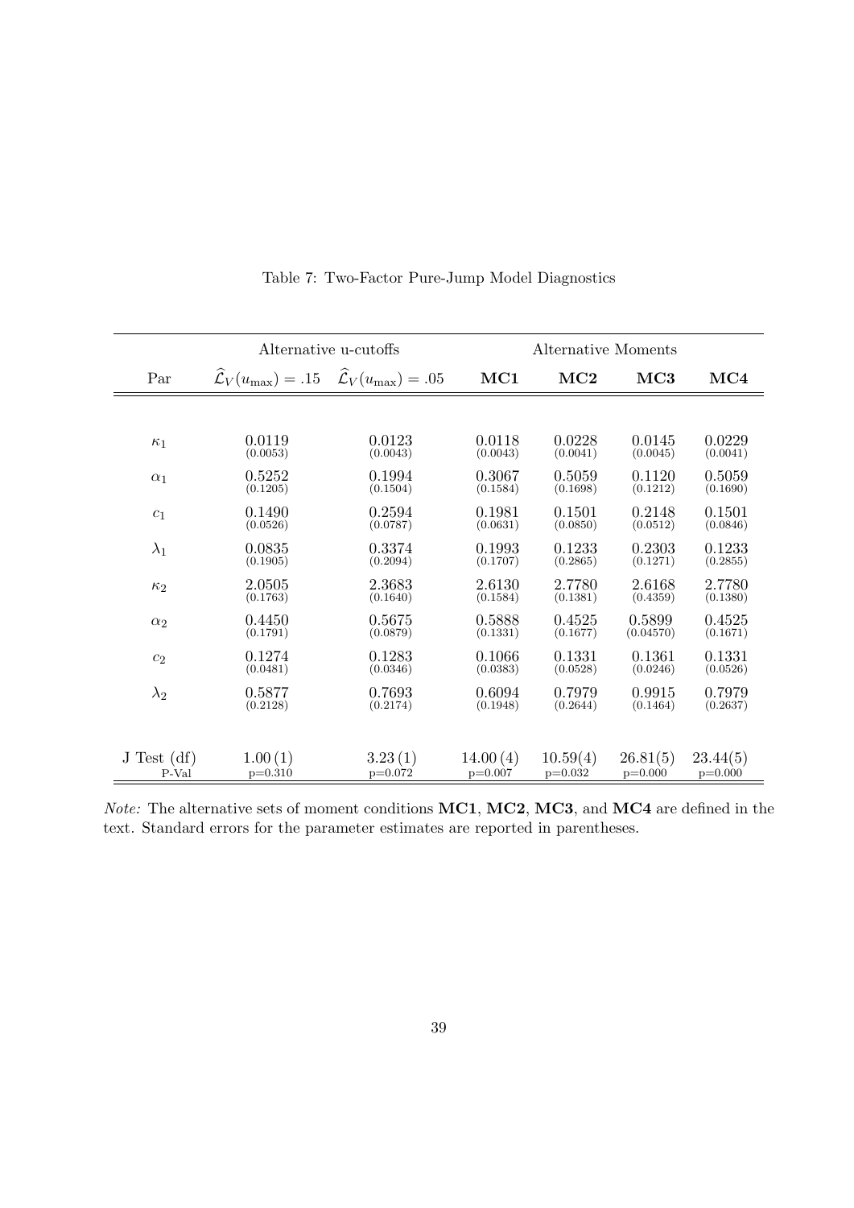Table 7: Two-Factor Pure-Jump Model Diagnostics

| | Alternative u-cutoffs | | Alternative Moments | | | |
|---|---|---|---|---|---|---|
| Par | $\widehat{\mathcal{L}}_V(u_{\max}) = .15$ | $\widehat{\mathcal{L}}_V(u_{\max}) = .05$ | **MC1** | **MC2** | **MC3** | **MC4** |
| $\kappa_1$ | 0.0119 (0.0053) | 0.0123 (0.0043) | 0.0118 (0.0043) | 0.0228 (0.0041) | 0.0145 (0.0045) | 0.0229 (0.0041) |
| $\alpha_1$ | 0.5252 (0.1205) | 0.1994 (0.1504) | 0.3067 (0.1584) | 0.5059 (0.1698) | 0.1120 (0.1212) | 0.5059 (0.1690) |
| $c_1$ | 0.1490 (0.0526) | 0.2594 (0.0787) | 0.1981 (0.0631) | 0.1501 (0.0850) | 0.2148 (0.0512) | 0.1501 (0.0846) |
| $\lambda_1$ | 0.0835 (0.1905) | 0.3374 (0.2094) | 0.1993 (0.1707) | 0.1233 (0.2865) | 0.2303 (0.1271) | 0.1233 (0.2855) |
| $\kappa_2$ | 2.0505 (0.1763) | 2.3683 (0.1640) | 2.6130 (0.1584) | 2.7780 (0.1381) | 2.6168 (0.4359) | 2.7780 (0.1380) |
| $\alpha_2$ | 0.4450 (0.1791) | 0.5675 (0.0879) | 0.5888 (0.1331) | 0.4525 (0.1677) | 0.5899 (0.04570) | 0.4525 (0.1671) |
| $c_2$ | 0.1274 (0.0481) | 0.1283 (0.0346) | 0.1066 (0.0383) | 0.1331 (0.0528) | 0.1361 (0.0246) | 0.1331 (0.0526) |
| $\lambda_2$ | 0.5877 (0.2128) | 0.7693 (0.2174) | 0.6094 (0.1948) | 0.7979 (0.2644) | 0.9915 (0.1464) | 0.7979 (0.2637) |
| J Test (df) | 1.00 (1) | 3.23 (1) | 14.00 (4) | 10.59(4) | 26.81(5) | 23.44(5) |
| P-Val | p=0.310 | p=0.072 | p=0.007 | p=0.032 | p=0.000 | p=0.000 |

*Note:* The alternative sets of moment conditions **MC1**, **MC2**, **MC3**, and **MC4** are defined in the text. Standard errors for the parameter estimates are reported in parentheses.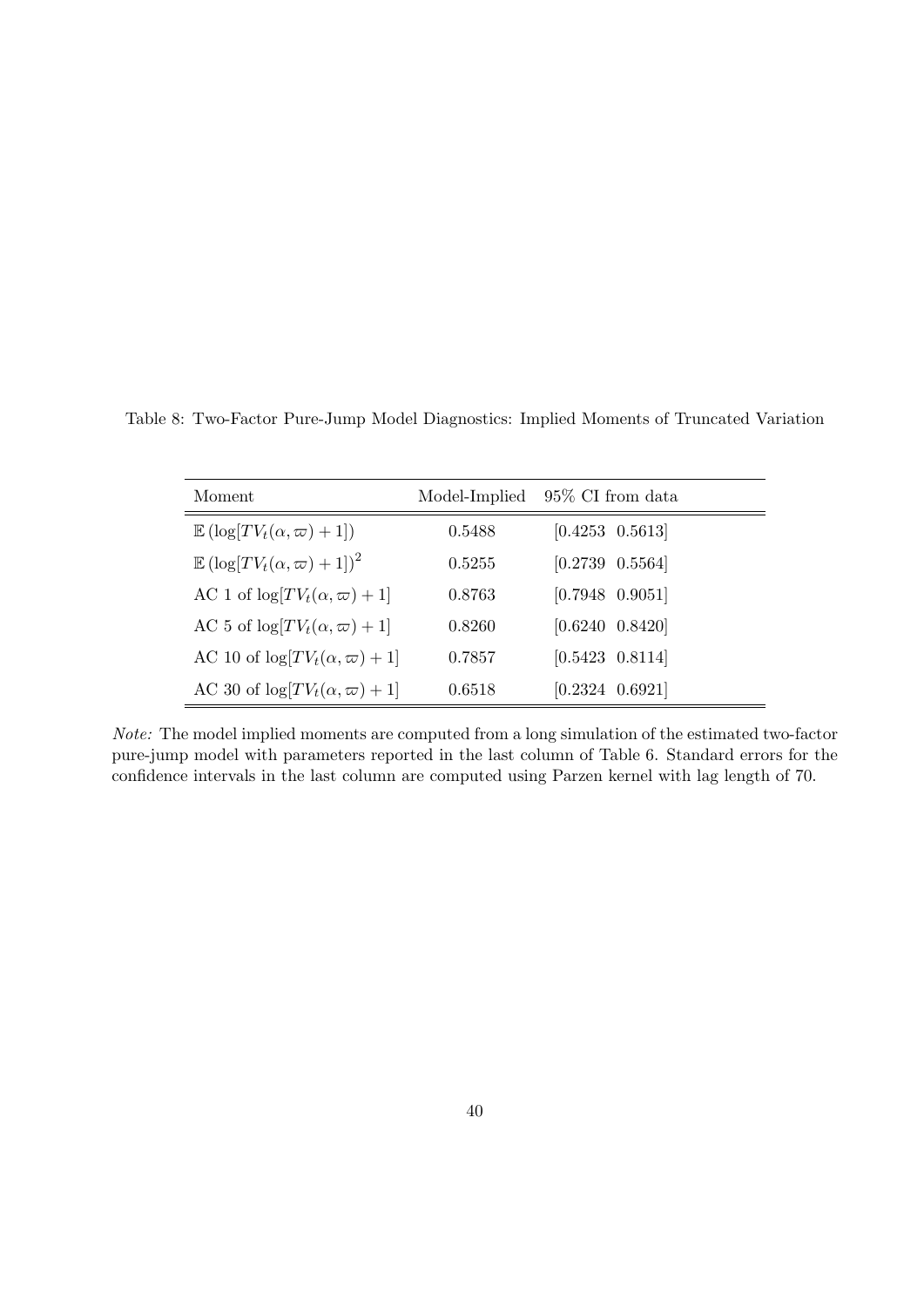Table 8: Two-Factor Pure-Jump Model Diagnostics: Implied Moments of Truncated Variation

| Moment | Model-Implied | 95% CI from data |
|---|---|---|
| $\mathbb{E}\left(\log[TV_t(\alpha,\varpi)+1]\right)$ | 0.5488 | [0.4253  0.5613] |
| $\mathbb{E}\left(\log[TV_t(\alpha,\varpi)+1]\right)^2$ | 0.5255 | [0.2739  0.5564] |
| AC 1 of $\log[TV_t(\alpha,\varpi)+1]$ | 0.8763 | [0.7948  0.9051] |
| AC 5 of $\log[TV_t(\alpha,\varpi)+1]$ | 0.8260 | [0.6240  0.8420] |
| AC 10 of $\log[TV_t(\alpha,\varpi)+1]$ | 0.7857 | [0.5423  0.8114] |
| AC 30 of $\log[TV_t(\alpha,\varpi)+1]$ | 0.6518 | [0.2324  0.6921] |

*Note:* The model implied moments are computed from a long simulation of the estimated two-factor pure-jump model with parameters reported in the last column of Table 6. Standard errors for the confidence intervals in the last column are computed using Parzen kernel with lag length of 70.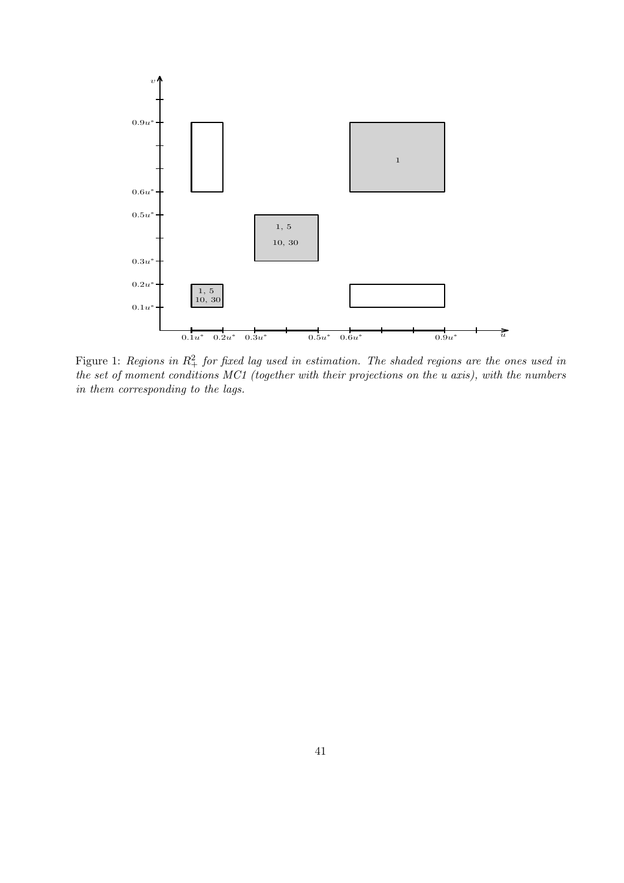Figure 1: *Regions in $R_+^2$ for fixed lag used in estimation. The shaded regions are the ones used in the set of moment conditions MC1 (together with their projections on the u axis), with the numbers in them corresponding to the lags.*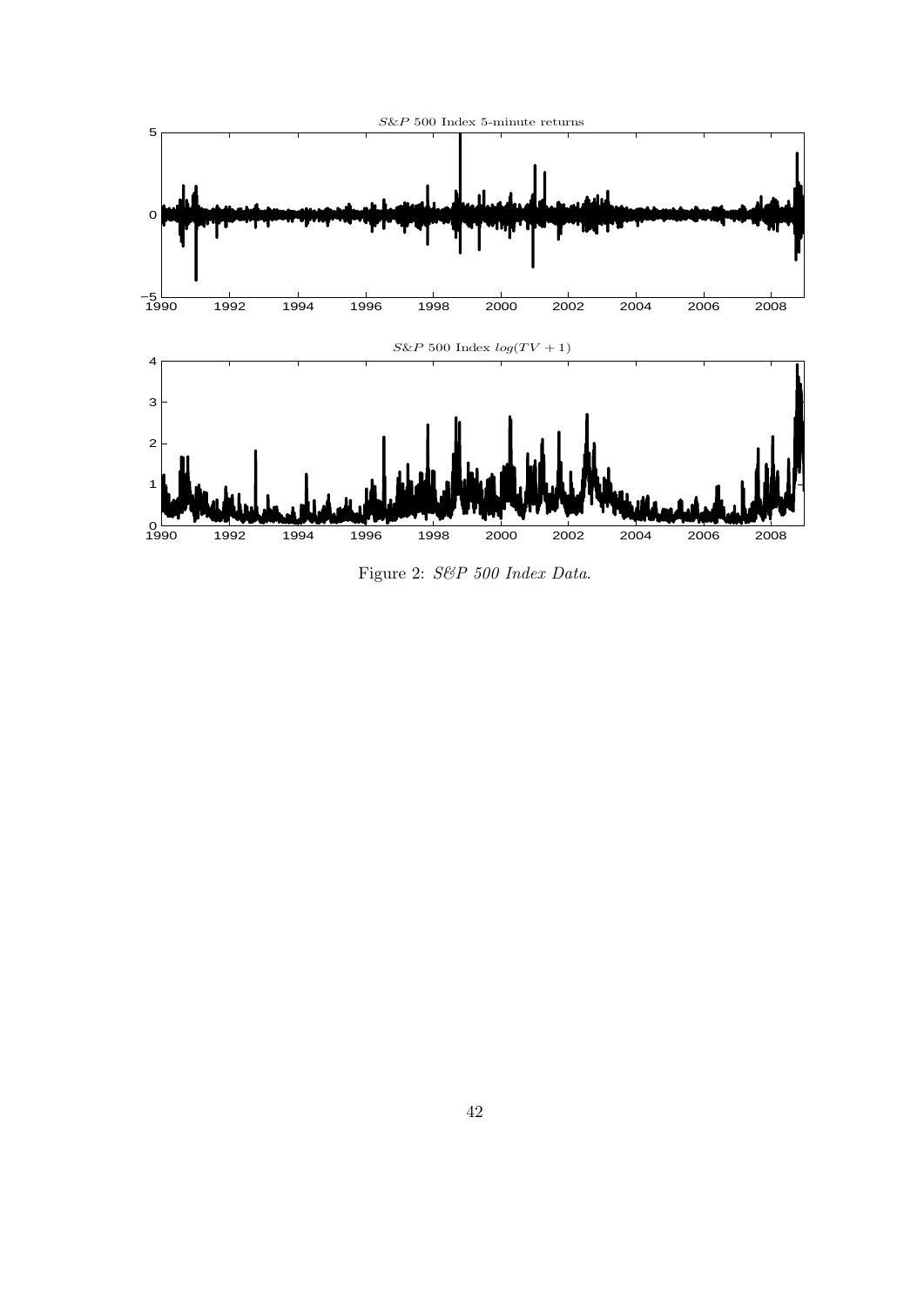Figure 2: *S&P 500 Index Data.*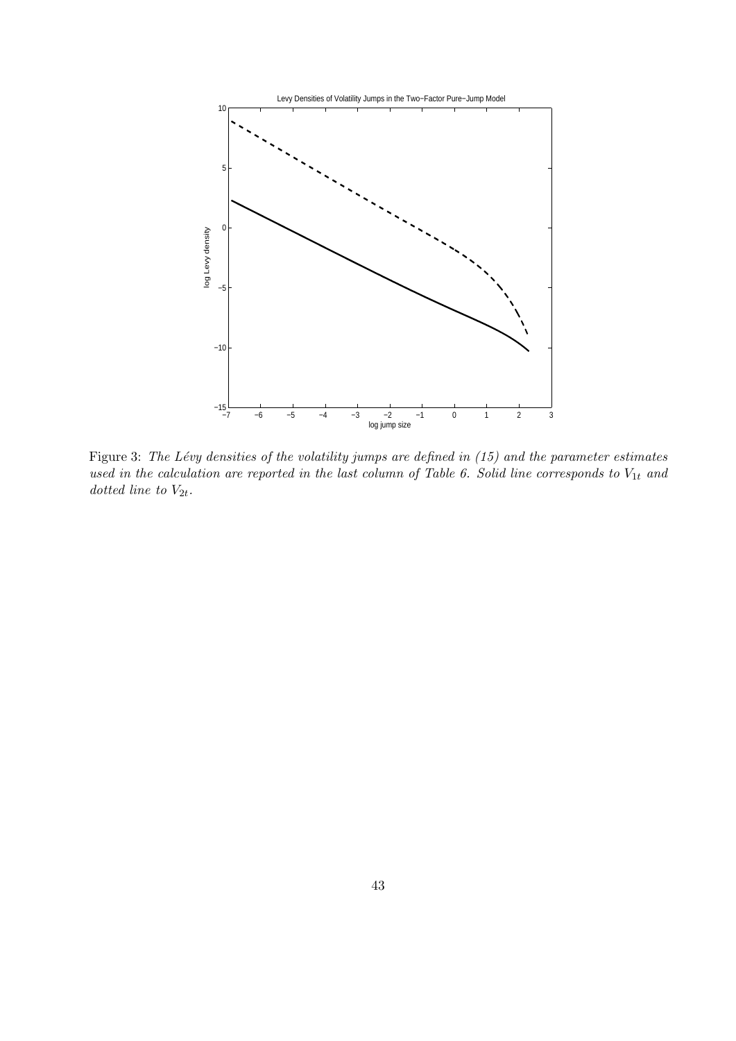Figure 3: *The Lévy densities of the volatility jumps are defined in (15) and the parameter estimates used in the calculation are reported in the last column of Table 6. Solid line corresponds to* $V_{1t}$ *and dotted line to* $V_{2t}$*.*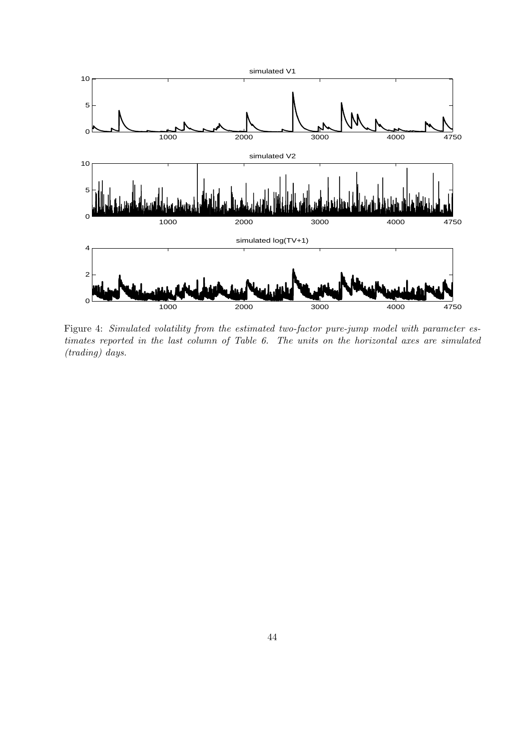simulated V1

10
5
0
1000
2000
3000
4000
4750

simulated V2

10
5
0
1000
2000
3000
4000
4750

simulated log(TV+1)

4
2
0
1000
2000
3000
4000
4750

Figure 4: *Simulated volatility from the estimated two-factor pure-jump model with parameter estimates reported in the last column of Table 6. The units on the horizontal axes are simulated (trading) days.*